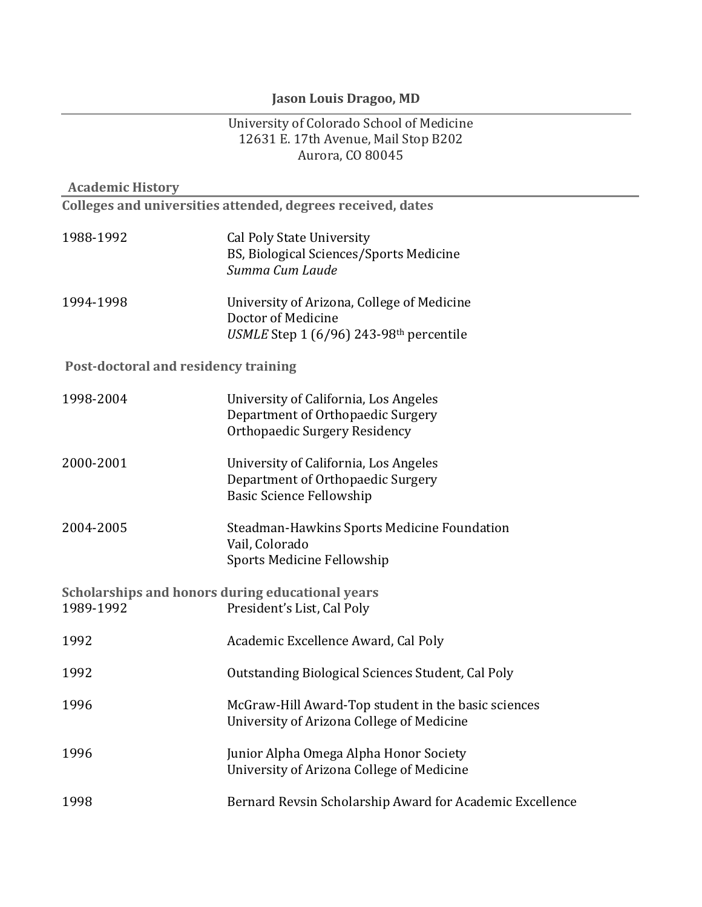# Jason Louis Dragoo, MD

University of Colorado School of Medicine
12631 E. 17th Avenue, Mail Stop B202
Aurora, CO 80045

## Academic History

### Colleges and universities attended, degrees received, dates

1988-1992 — Cal Poly State University
BS, Biological Sciences/Sports Medicine
*Summa Cum Laude*

1994-1998 — University of Arizona, College of Medicine
Doctor of Medicine
*USMLE* Step 1 (6/96) 243-98th percentile

### Post-doctoral and residency training

1998-2004 — University of California, Los Angeles
Department of Orthopaedic Surgery
Orthopaedic Surgery Residency

2000-2001 — University of California, Los Angeles
Department of Orthopaedic Surgery
Basic Science Fellowship

2004-2005 — Steadman-Hawkins Sports Medicine Foundation
Vail, Colorado
Sports Medicine Fellowship

### Scholarships and honors during educational years

1989-1992 — President's List, Cal Poly

1992 — Academic Excellence Award, Cal Poly

1992 — Outstanding Biological Sciences Student, Cal Poly

1996 — McGraw-Hill Award-Top student in the basic sciences
University of Arizona College of Medicine

1996 — Junior Alpha Omega Alpha Honor Society
University of Arizona College of Medicine

1998 — Bernard Revsin Scholarship Award for Academic Excellence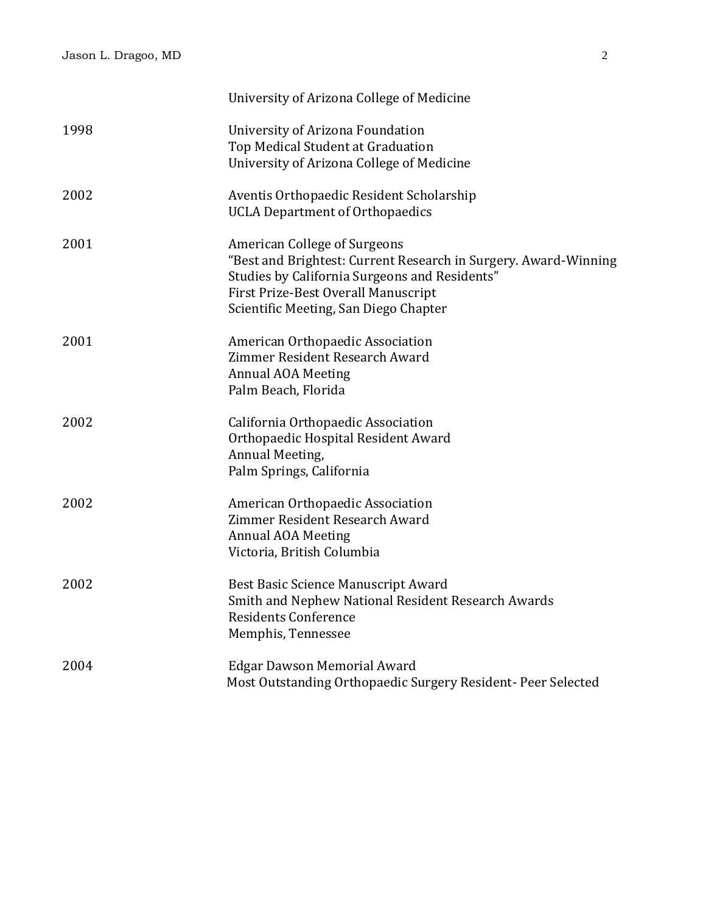| | |
|---|---|
| | University of Arizona College of Medicine |
| 1998 | University of Arizona Foundation<br>Top Medical Student at Graduation<br>University of Arizona College of Medicine |
| 2002 | Aventis Orthopaedic Resident Scholarship<br>UCLA Department of Orthopaedics |
| 2001 | American College of Surgeons<br>"Best and Brightest: Current Research in Surgery. Award-Winning Studies by California Surgeons and Residents"<br>First Prize-Best Overall Manuscript<br>Scientific Meeting, San Diego Chapter |
| 2001 | American Orthopaedic Association<br>Zimmer Resident Research Award<br>Annual AOA Meeting<br>Palm Beach, Florida |
| 2002 | California Orthopaedic Association<br>Orthopaedic Hospital Resident Award<br>Annual Meeting,<br>Palm Springs, California |
| 2002 | American Orthopaedic Association<br>Zimmer Resident Research Award<br>Annual AOA Meeting<br>Victoria, British Columbia |
| 2002 | Best Basic Science Manuscript Award<br>Smith and Nephew National Resident Research Awards<br>Residents Conference<br>Memphis, Tennessee |
| 2004 | Edgar Dawson Memorial Award<br>Most Outstanding Orthopaedic Surgery Resident- Peer Selected |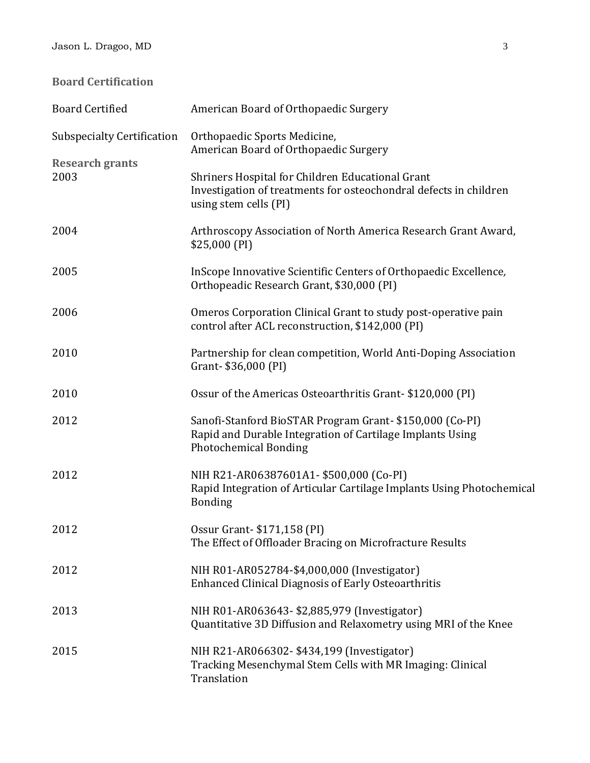## Board Certification

| | |
|---|---|
| Board Certified | American Board of Orthopaedic Surgery |
| Subspecialty Certification | Orthopaedic Sports Medicine, American Board of Orthopaedic Surgery |

## Research grants

| | |
|---|---|
| 2003 | Shriners Hospital for Children Educational Grant<br>Investigation of treatments for osteochondral defects in children using stem cells (PI) |
| 2004 | Arthroscopy Association of North America Research Grant Award, $25,000 (PI) |
| 2005 | InScope Innovative Scientific Centers of Orthopaedic Excellence, Orthopeadic Research Grant, $30,000 (PI) |
| 2006 | Omeros Corporation Clinical Grant to study post-operative pain control after ACL reconstruction, $142,000 (PI) |
| 2010 | Partnership for clean competition, World Anti-Doping Association Grant- $36,000 (PI) |
| 2010 | Ossur of the Americas Osteoarthritis Grant- $120,000 (PI) |
| 2012 | Sanofi-Stanford BioSTAR Program Grant- $150,000 (Co-PI)<br>Rapid and Durable Integration of Cartilage Implants Using Photochemical Bonding |
| 2012 | NIH R21-AR06387601A1- $500,000 (Co-PI)<br>Rapid Integration of Articular Cartilage Implants Using Photochemical Bonding |
| 2012 | Ossur Grant- $171,158 (PI)<br>The Effect of Offloader Bracing on Microfracture Results |
| 2012 | NIH R01-AR052784-$4,000,000 (Investigator)<br>Enhanced Clinical Diagnosis of Early Osteoarthritis |
| 2013 | NIH R01-AR063643- $2,885,979 (Investigator)<br>Quantitative 3D Diffusion and Relaxometry using MRI of the Knee |
| 2015 | NIH R21-AR066302- $434,199 (Investigator)<br>Tracking Mesenchymal Stem Cells with MR Imaging: Clinical Translation |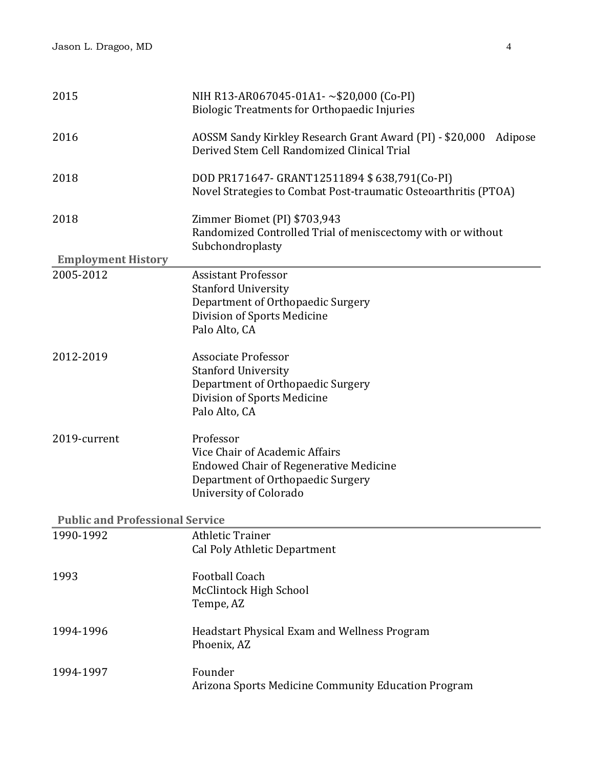| | |
|---|---|
| 2015 | NIH R13-AR067045-01A1- ~$20,000 (Co-PI)<br>Biologic Treatments for Orthopaedic Injuries |
| 2016 | AOSSM Sandy Kirkley Research Grant Award (PI) - $20,000 Adipose Derived Stem Cell Randomized Clinical Trial |
| 2018 | DOD PR171647- GRANT12511894 $ 638,791(Co-PI)<br>Novel Strategies to Combat Post-traumatic Osteoarthritis (PTOA) |
| 2018 | Zimmer Biomet (PI) $703,943<br>Randomized Controlled Trial of meniscectomy with or without Subchondroplasty |

## Employment History

| | |
|---|---|
| 2005-2012 | Assistant Professor<br>Stanford University<br>Department of Orthopaedic Surgery<br>Division of Sports Medicine<br>Palo Alto, CA |
| 2012-2019 | Associate Professor<br>Stanford University<br>Department of Orthopaedic Surgery<br>Division of Sports Medicine<br>Palo Alto, CA |
| 2019-current | Professor<br>Vice Chair of Academic Affairs<br>Endowed Chair of Regenerative Medicine<br>Department of Orthopaedic Surgery<br>University of Colorado |

## Public and Professional Service

| | |
|---|---|
| 1990-1992 | Athletic Trainer<br>Cal Poly Athletic Department |
| 1993 | Football Coach<br>McClintock High School<br>Tempe, AZ |
| 1994-1996 | Headstart Physical Exam and Wellness Program<br>Phoenix, AZ |
| 1994-1997 | Founder<br>Arizona Sports Medicine Community Education Program |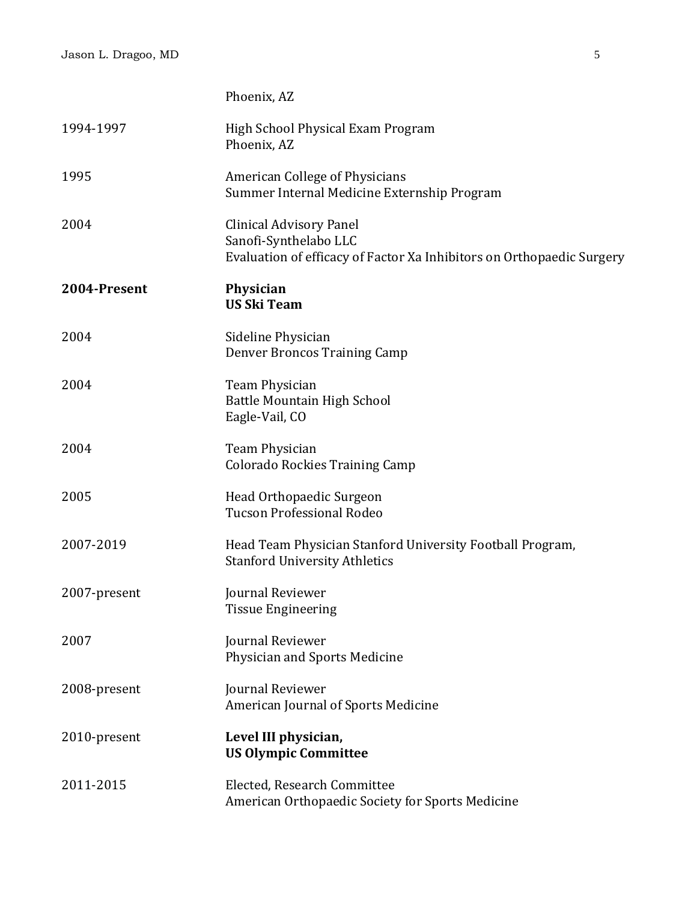| | |
|---|---|
| | Phoenix, AZ |
| 1994-1997 | High School Physical Exam Program<br>Phoenix, AZ |
| 1995 | American College of Physicians<br>Summer Internal Medicine Externship Program |
| 2004 | Clinical Advisory Panel<br>Sanofi-Synthelabo LLC<br>Evaluation of efficacy of Factor Xa Inhibitors on Orthopaedic Surgery |
| **2004-Present** | **Physician**<br>**US Ski Team** |
| 2004 | Sideline Physician<br>Denver Broncos Training Camp |
| 2004 | Team Physician<br>Battle Mountain High School<br>Eagle-Vail, CO |
| 2004 | Team Physician<br>Colorado Rockies Training Camp |
| 2005 | Head Orthopaedic Surgeon<br>Tucson Professional Rodeo |
| 2007-2019 | Head Team Physician Stanford University Football Program,<br>Stanford University Athletics |
| 2007-present | Journal Reviewer<br>Tissue Engineering |
| 2007 | Journal Reviewer<br>Physician and Sports Medicine |
| 2008-present | Journal Reviewer<br>American Journal of Sports Medicine |
| 2010-present | **Level III physician,**<br>**US Olympic Committee** |
| 2011-2015 | Elected, Research Committee<br>American Orthopaedic Society for Sports Medicine |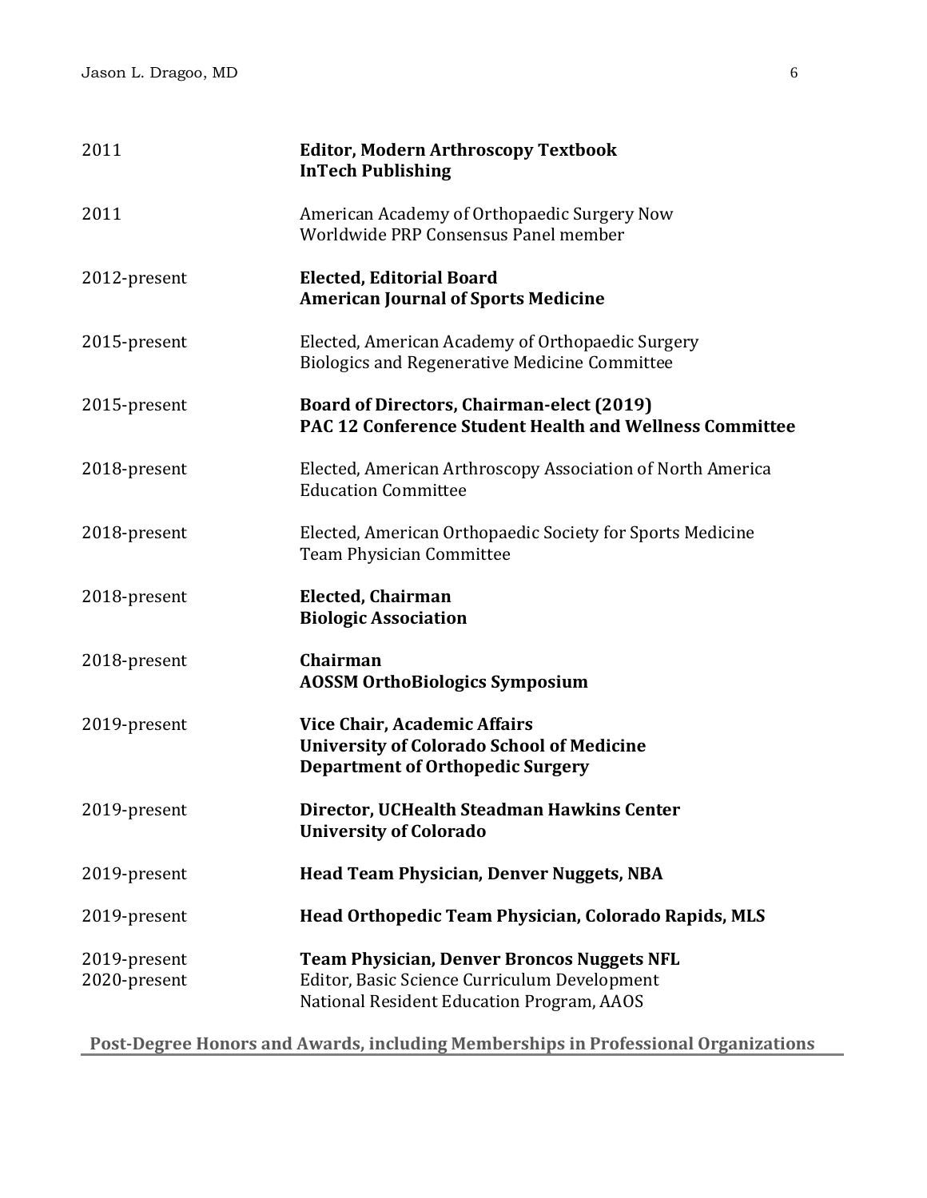2011 — **Editor, Modern Arthroscopy Textbook**
**InTech Publishing**

2011 — American Academy of Orthopaedic Surgery Now
Worldwide PRP Consensus Panel member

2012-present — **Elected, Editorial Board**
**American Journal of Sports Medicine**

2015-present — Elected, American Academy of Orthopaedic Surgery
Biologics and Regenerative Medicine Committee

2015-present — **Board of Directors, Chairman-elect (2019)**
**PAC 12 Conference Student Health and Wellness Committee**

2018-present — Elected, American Arthroscopy Association of North America
Education Committee

2018-present — Elected, American Orthopaedic Society for Sports Medicine
Team Physician Committee

2018-present — **Elected, Chairman**
**Biologic Association**

2018-present — **Chairman**
**AOSSM OrthoBiologics Symposium**

2019-present — **Vice Chair, Academic Affairs**
**University of Colorado School of Medicine**
**Department of Orthopedic Surgery**

2019-present — **Director, UCHealth Steadman Hawkins Center**
**University of Colorado**

2019-present — **Head Team Physician, Denver Nuggets, NBA**

2019-present — **Head Orthopedic Team Physician, Colorado Rapids, MLS**

2019-present — **Team Physician, Denver Broncos Nuggets NFL**

2020-present — Editor, Basic Science Curriculum Development
National Resident Education Program, AAOS

## Post-Degree Honors and Awards, including Memberships in Professional Organizations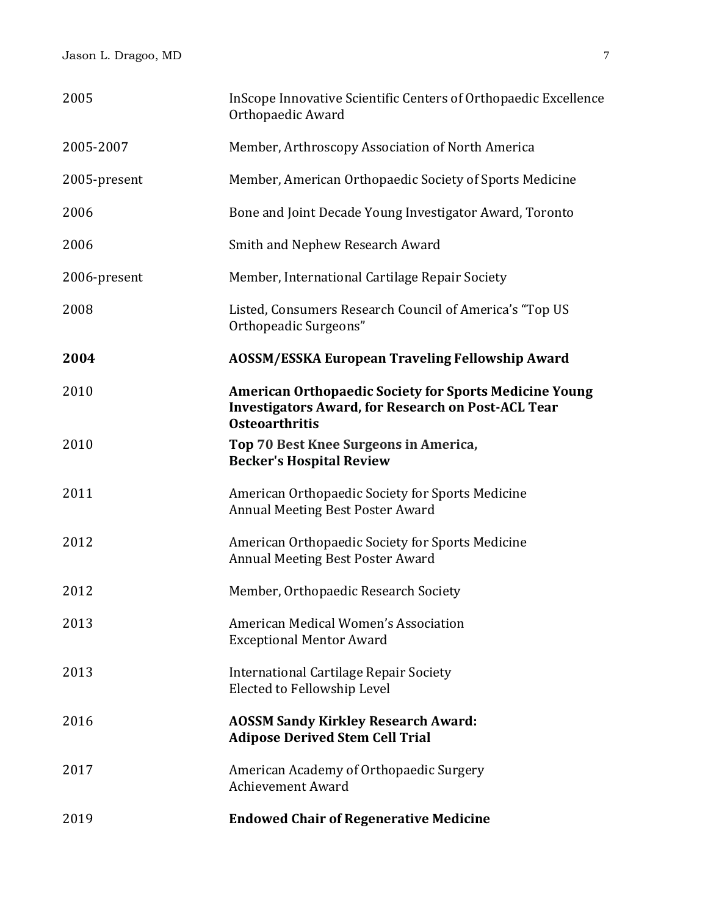| | |
|---|---|
| 2005 | InScope Innovative Scientific Centers of Orthopaedic Excellence Orthopaedic Award |
| 2005-2007 | Member, Arthroscopy Association of North America |
| 2005-present | Member, American Orthopaedic Society of Sports Medicine |
| 2006 | Bone and Joint Decade Young Investigator Award, Toronto |
| 2006 | Smith and Nephew Research Award |
| 2006-present | Member, International Cartilage Repair Society |
| 2008 | Listed, Consumers Research Council of America's "Top US Orthopeadic Surgeons" |
| **2004** | **AOSSM/ESSKA European Traveling Fellowship Award** |
| 2010 | **American Orthopaedic Society for Sports Medicine Young Investigators Award, for Research on Post-ACL Tear Osteoarthritis** |
| 2010 | **Top 70 Best Knee Surgeons in America, Becker's Hospital Review** |
| 2011 | American Orthopaedic Society for Sports Medicine Annual Meeting Best Poster Award |
| 2012 | American Orthopaedic Society for Sports Medicine Annual Meeting Best Poster Award |
| 2012 | Member, Orthopaedic Research Society |
| 2013 | American Medical Women's Association Exceptional Mentor Award |
| 2013 | International Cartilage Repair Society Elected to Fellowship Level |
| 2016 | **AOSSM Sandy Kirkley Research Award: Adipose Derived Stem Cell Trial** |
| 2017 | American Academy of Orthopaedic Surgery Achievement Award |
| 2019 | **Endowed Chair of Regenerative Medicine** |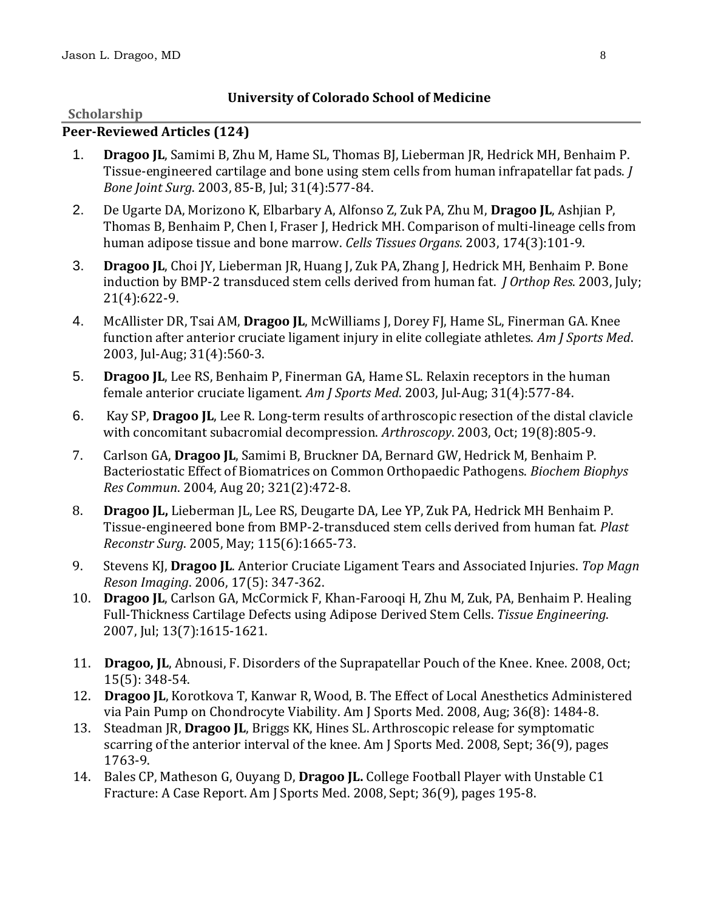### University of Colorado School of Medicine

## Scholarship

### Peer-Reviewed Articles (124)

1. **Dragoo JL**, Samimi B, Zhu M, Hame SL, Thomas BJ, Lieberman JR, Hedrick MH, Benhaim P. Tissue-engineered cartilage and bone using stem cells from human infrapatellar fat pads. *J Bone Joint Surg*. 2003, 85-B, Jul; 31(4):577-84.
2. De Ugarte DA, Morizono K, Elbarbary A, Alfonso Z, Zuk PA, Zhu M, **Dragoo JL**, Ashjian P, Thomas B, Benhaim P, Chen I, Fraser J, Hedrick MH. Comparison of multi-lineage cells from human adipose tissue and bone marrow. *Cells Tissues Organs*. 2003, 174(3):101-9.
3. **Dragoo JL**, Choi JY, Lieberman JR, Huang J, Zuk PA, Zhang J, Hedrick MH, Benhaim P. Bone induction by BMP-2 transduced stem cells derived from human fat. *J Orthop Res*. 2003, July; 21(4):622-9.
4. McAllister DR, Tsai AM, **Dragoo JL**, McWilliams J, Dorey FJ, Hame SL, Finerman GA. Knee function after anterior cruciate ligament injury in elite collegiate athletes. *Am J Sports Med*. 2003, Jul-Aug; 31(4):560-3.
5. **Dragoo JL**, Lee RS, Benhaim P, Finerman GA, Hame SL. Relaxin receptors in the human female anterior cruciate ligament. *Am J Sports Med*. 2003, Jul-Aug; 31(4):577-84.
6. Kay SP, **Dragoo JL**, Lee R. Long-term results of arthroscopic resection of the distal clavicle with concomitant subacromial decompression. *Arthroscopy*. 2003, Oct; 19(8):805-9.
7. Carlson GA, **Dragoo JL**, Samimi B, Bruckner DA, Bernard GW, Hedrick M, Benhaim P. Bacteriostatic Effect of Biomatrices on Common Orthopaedic Pathogens. *Biochem Biophys Res Commun*. 2004, Aug 20; 321(2):472-8.
8. **Dragoo JL,** Lieberman JL, Lee RS, Deugarte DA, Lee YP, Zuk PA, Hedrick MH Benhaim P. Tissue-engineered bone from BMP-2-transduced stem cells derived from human fat. *Plast Reconstr Surg*. 2005, May; 115(6):1665-73.
9. Stevens KJ, **Dragoo JL**. Anterior Cruciate Ligament Tears and Associated Injuries. *Top Magn Reson Imaging*. 2006, 17(5): 347-362.
10. **Dragoo JL**, Carlson GA, McCormick F, Khan-Farooqi H, Zhu M, Zuk, PA, Benhaim P. Healing Full-Thickness Cartilage Defects using Adipose Derived Stem Cells. *Tissue Engineering*. 2007, Jul; 13(7):1615-1621.
11. **Dragoo, JL**, Abnousi, F. Disorders of the Suprapatellar Pouch of the Knee. Knee. 2008, Oct; 15(5): 348-54.
12. **Dragoo JL**, Korotkova T, Kanwar R, Wood, B. The Effect of Local Anesthetics Administered via Pain Pump on Chondrocyte Viability. Am J Sports Med. 2008, Aug; 36(8): 1484-8.
13. Steadman JR, **Dragoo JL**, Briggs KK, Hines SL. Arthroscopic release for symptomatic scarring of the anterior interval of the knee. Am J Sports Med. 2008, Sept; 36(9), pages 1763-9.
14. Bales CP, Matheson G, Ouyang D, **Dragoo JL.** College Football Player with Unstable C1 Fracture: A Case Report. Am J Sports Med. 2008, Sept; 36(9), pages 195-8.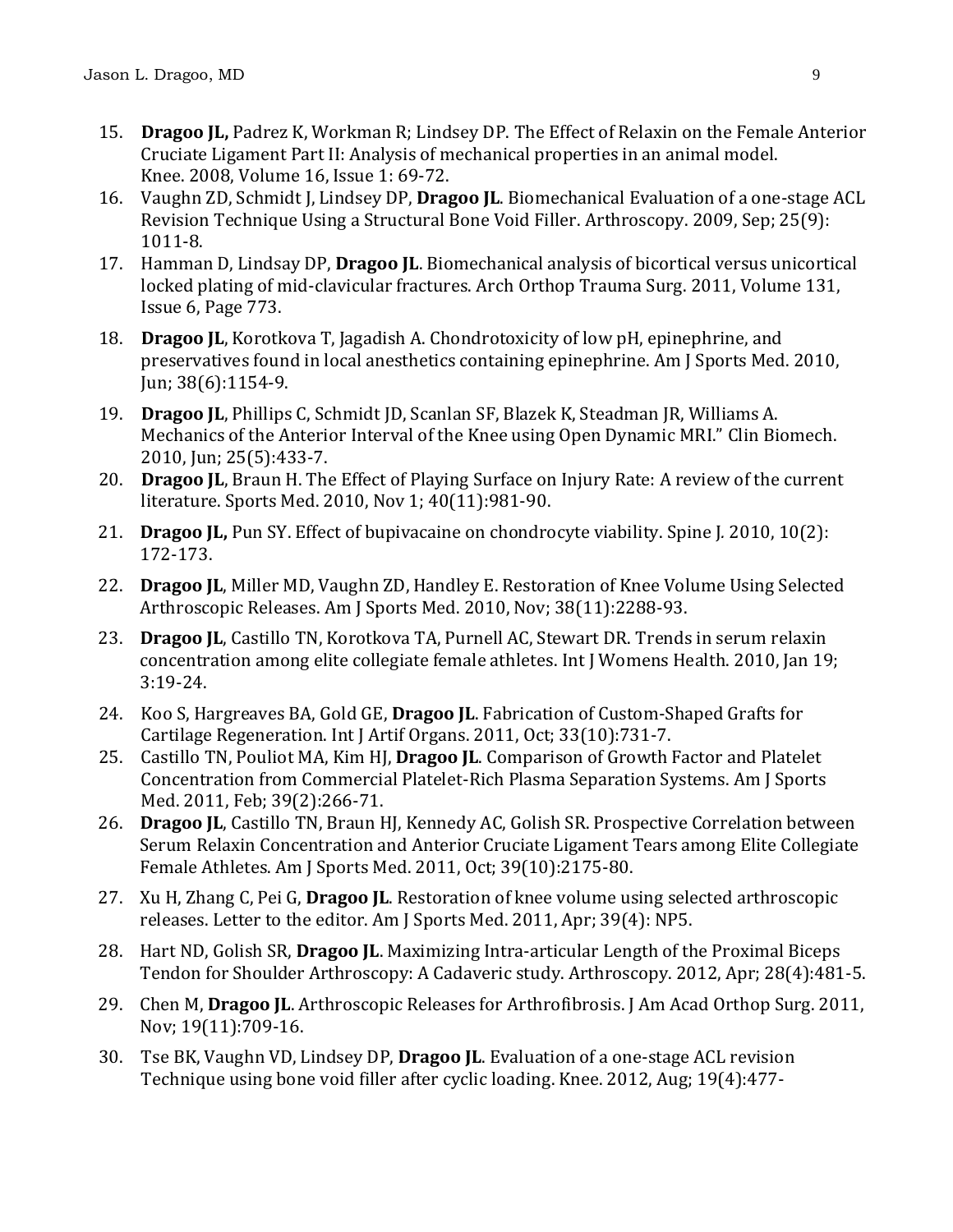15. **Dragoo JL,** Padrez K, Workman R; Lindsey DP. The Effect of Relaxin on the Female Anterior Cruciate Ligament Part II: Analysis of mechanical properties in an animal model. Knee. 2008, Volume 16, Issue 1: 69-72.
16. Vaughn ZD, Schmidt J, Lindsey DP, **Dragoo JL**. Biomechanical Evaluation of a one-stage ACL Revision Technique Using a Structural Bone Void Filler. Arthroscopy. 2009, Sep; 25(9): 1011-8.
17. Hamman D, Lindsay DP, **Dragoo JL**. Biomechanical analysis of bicortical versus unicortical locked plating of mid-clavicular fractures. Arch Orthop Trauma Surg. 2011, Volume 131, Issue 6, Page 773.
18. **Dragoo JL**, Korotkova T, Jagadish A. Chondrotoxicity of low pH, epinephrine, and preservatives found in local anesthetics containing epinephrine. Am J Sports Med. 2010, Jun; 38(6):1154-9.
19. **Dragoo JL**, Phillips C, Schmidt JD, Scanlan SF, Blazek K, Steadman JR, Williams A. Mechanics of the Anterior Interval of the Knee using Open Dynamic MRI." Clin Biomech. 2010, Jun; 25(5):433-7.
20. **Dragoo JL**, Braun H. The Effect of Playing Surface on Injury Rate: A review of the current literature. Sports Med. 2010, Nov 1; 40(11):981-90.
21. **Dragoo JL,** Pun SY. Effect of bupivacaine on chondrocyte viability. Spine J. 2010, 10(2): 172-173.
22. **Dragoo JL**, Miller MD, Vaughn ZD, Handley E. Restoration of Knee Volume Using Selected Arthroscopic Releases. Am J Sports Med. 2010, Nov; 38(11):2288-93.
23. **Dragoo JL**, Castillo TN, Korotkova TA, Purnell AC, Stewart DR. Trends in serum relaxin concentration among elite collegiate female athletes. Int J Womens Health. 2010, Jan 19; 3:19-24.
24. Koo S, Hargreaves BA, Gold GE, **Dragoo JL**. Fabrication of Custom-Shaped Grafts for Cartilage Regeneration. Int J Artif Organs. 2011, Oct; 33(10):731-7.
25. Castillo TN, Pouliot MA, Kim HJ, **Dragoo JL**. Comparison of Growth Factor and Platelet Concentration from Commercial Platelet-Rich Plasma Separation Systems. Am J Sports Med. 2011, Feb; 39(2):266-71.
26. **Dragoo JL**, Castillo TN, Braun HJ, Kennedy AC, Golish SR. Prospective Correlation between Serum Relaxin Concentration and Anterior Cruciate Ligament Tears among Elite Collegiate Female Athletes. Am J Sports Med. 2011, Oct; 39(10):2175-80.
27. Xu H, Zhang C, Pei G, **Dragoo JL**. Restoration of knee volume using selected arthroscopic releases. Letter to the editor. Am J Sports Med. 2011, Apr; 39(4): NP5.
28. Hart ND, Golish SR, **Dragoo JL**. Maximizing Intra-articular Length of the Proximal Biceps Tendon for Shoulder Arthroscopy: A Cadaveric study. Arthroscopy. 2012, Apr; 28(4):481-5.
29. Chen M, **Dragoo JL**. Arthroscopic Releases for Arthrofibrosis. J Am Acad Orthop Surg. 2011, Nov; 19(11):709-16.
30. Tse BK, Vaughn VD, Lindsey DP, **Dragoo JL**. Evaluation of a one-stage ACL revision Technique using bone void filler after cyclic loading. Knee. 2012, Aug; 19(4):477-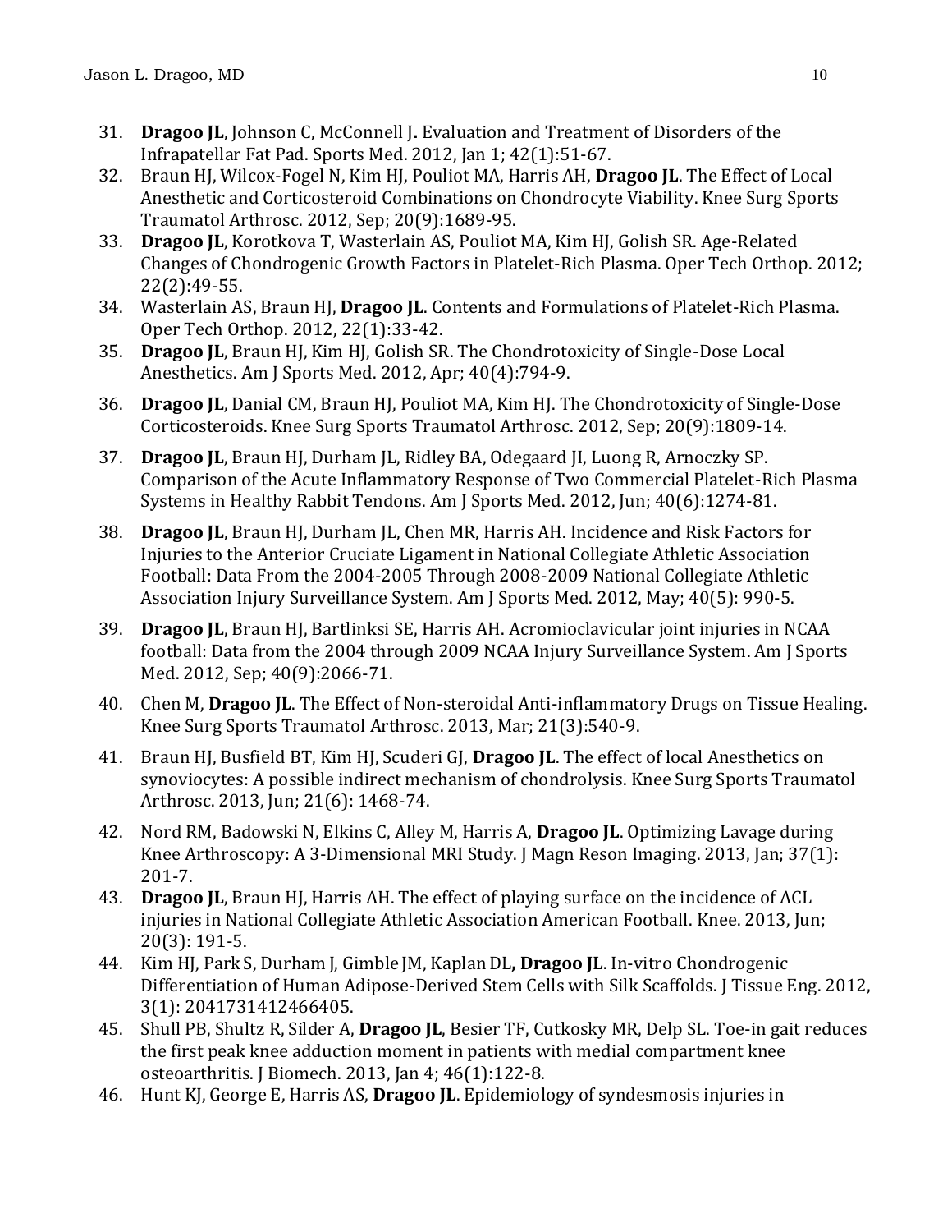31. **Dragoo JL**, Johnson C, McConnell J**.** Evaluation and Treatment of Disorders of the Infrapatellar Fat Pad. Sports Med. 2012, Jan 1; 42(1):51-67.
32. Braun HJ, Wilcox-Fogel N, Kim HJ, Pouliot MA, Harris AH, **Dragoo JL**. The Effect of Local Anesthetic and Corticosteroid Combinations on Chondrocyte Viability. Knee Surg Sports Traumatol Arthrosc. 2012, Sep; 20(9):1689-95.
33. **Dragoo JL**, Korotkova T, Wasterlain AS, Pouliot MA, Kim HJ, Golish SR. Age-Related Changes of Chondrogenic Growth Factors in Platelet-Rich Plasma. Oper Tech Orthop. 2012; 22(2):49-55.
34. Wasterlain AS, Braun HJ, **Dragoo JL**. Contents and Formulations of Platelet-Rich Plasma. Oper Tech Orthop. 2012, 22(1):33-42.
35. **Dragoo JL**, Braun HJ, Kim HJ, Golish SR. The Chondrotoxicity of Single-Dose Local Anesthetics. Am J Sports Med. 2012, Apr; 40(4):794-9.
36. **Dragoo JL**, Danial CM, Braun HJ, Pouliot MA, Kim HJ. The Chondrotoxicity of Single-Dose Corticosteroids. Knee Surg Sports Traumatol Arthrosc. 2012, Sep; 20(9):1809-14.
37. **Dragoo JL**, Braun HJ, Durham JL, Ridley BA, Odegaard JI, Luong R, Arnoczky SP. Comparison of the Acute Inflammatory Response of Two Commercial Platelet-Rich Plasma Systems in Healthy Rabbit Tendons. Am J Sports Med. 2012, Jun; 40(6):1274-81.
38. **Dragoo JL**, Braun HJ, Durham JL, Chen MR, Harris AH. Incidence and Risk Factors for Injuries to the Anterior Cruciate Ligament in National Collegiate Athletic Association Football: Data From the 2004-2005 Through 2008-2009 National Collegiate Athletic Association Injury Surveillance System. Am J Sports Med. 2012, May; 40(5): 990-5.
39. **Dragoo JL**, Braun HJ, Bartlinksi SE, Harris AH. Acromioclavicular joint injuries in NCAA football: Data from the 2004 through 2009 NCAA Injury Surveillance System. Am J Sports Med. 2012, Sep; 40(9):2066-71.
40. Chen M, **Dragoo JL**. The Effect of Non-steroidal Anti-inflammatory Drugs on Tissue Healing. Knee Surg Sports Traumatol Arthrosc. 2013, Mar; 21(3):540-9.
41. Braun HJ, Busfield BT, Kim HJ, Scuderi GJ, **Dragoo JL**. The effect of local Anesthetics on synoviocytes: A possible indirect mechanism of chondrolysis. Knee Surg Sports Traumatol Arthrosc. 2013, Jun; 21(6): 1468-74.
42. Nord RM, Badowski N, Elkins C, Alley M, Harris A, **Dragoo JL**. Optimizing Lavage during Knee Arthroscopy: A 3-Dimensional MRI Study. J Magn Reson Imaging. 2013, Jan; 37(1): 201-7.
43. **Dragoo JL**, Braun HJ, Harris AH. The effect of playing surface on the incidence of ACL injuries in National Collegiate Athletic Association American Football. Knee. 2013, Jun; 20(3): 191-5.
44. Kim HJ, Park S, Durham J, Gimble JM, Kaplan DL**, Dragoo JL**. In-vitro Chondrogenic Differentiation of Human Adipose-Derived Stem Cells with Silk Scaffolds. J Tissue Eng. 2012, 3(1): 2041731412466405.
45. Shull PB, Shultz R, Silder A, **Dragoo JL**, Besier TF, Cutkosky MR, Delp SL. Toe-in gait reduces the first peak knee adduction moment in patients with medial compartment knee osteoarthritis. J Biomech. 2013, Jan 4; 46(1):122-8.
46. Hunt KJ, George E, Harris AS, **Dragoo JL**. Epidemiology of syndesmosis injuries in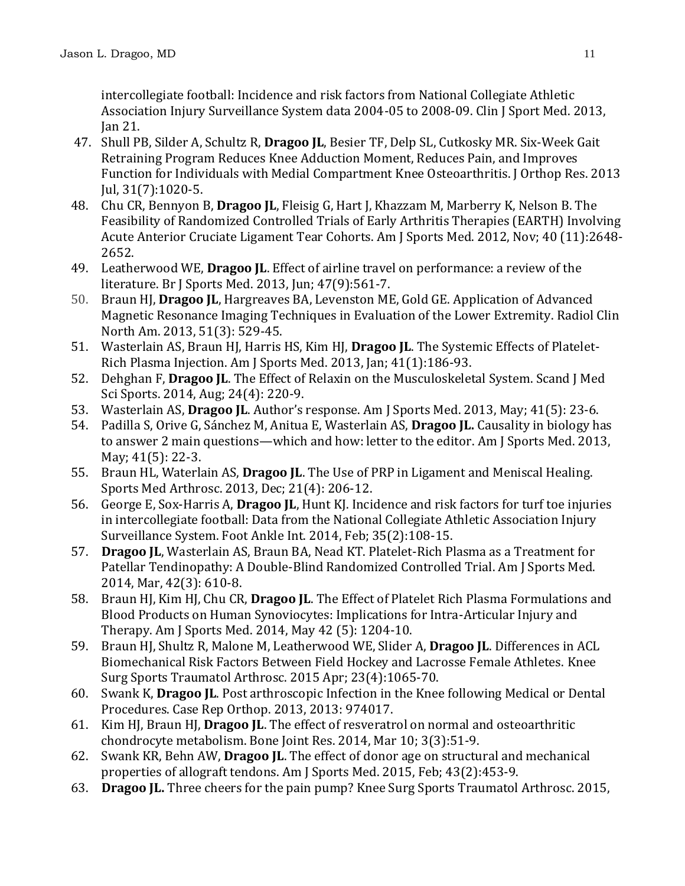intercollegiate football: Incidence and risk factors from National Collegiate Athletic Association Injury Surveillance System data 2004-05 to 2008-09. Clin J Sport Med. 2013, Jan 21.

47. Shull PB, Silder A, Schultz R, **Dragoo JL**, Besier TF, Delp SL, Cutkosky MR. Six-Week Gait Retraining Program Reduces Knee Adduction Moment, Reduces Pain, and Improves Function for Individuals with Medial Compartment Knee Osteoarthritis. J Orthop Res. 2013 Jul, 31(7):1020-5.
48. Chu CR, Bennyon B, **Dragoo JL**, Fleisig G, Hart J, Khazzam M, Marberry K, Nelson B. The Feasibility of Randomized Controlled Trials of Early Arthritis Therapies (EARTH) Involving Acute Anterior Cruciate Ligament Tear Cohorts. Am J Sports Med. 2012, Nov; 40 (11):2648-2652.
49. Leatherwood WE, **Dragoo JL**. Effect of airline travel on performance: a review of the literature. Br J Sports Med. 2013, Jun; 47(9):561-7.
50. Braun HJ, **Dragoo JL**, Hargreaves BA, Levenston ME, Gold GE. Application of Advanced Magnetic Resonance Imaging Techniques in Evaluation of the Lower Extremity. Radiol Clin North Am. 2013, 51(3): 529-45.
51. Wasterlain AS, Braun HJ, Harris HS, Kim HJ, **Dragoo JL**. The Systemic Effects of Platelet-Rich Plasma Injection. Am J Sports Med. 2013, Jan; 41(1):186-93.
52. Dehghan F, **Dragoo JL**. The Effect of Relaxin on the Musculoskeletal System. Scand J Med Sci Sports. 2014, Aug; 24(4): 220-9.
53. Wasterlain AS, **Dragoo JL**. Author's response. Am J Sports Med. 2013, May; 41(5): 23-6.
54. Padilla S, Orive G, Sánchez M, Anitua E, Wasterlain AS, **Dragoo JL.** Causality in biology has to answer 2 main questions—which and how: letter to the editor. Am J Sports Med. 2013, May; 41(5): 22-3.
55. Braun HL, Waterlain AS, **Dragoo JL**. The Use of PRP in Ligament and Meniscal Healing. Sports Med Arthrosc. 2013, Dec; 21(4): 206-12.
56. George E, Sox-Harris A, **Dragoo JL**, Hunt KJ. Incidence and risk factors for turf toe injuries in intercollegiate football: Data from the National Collegiate Athletic Association Injury Surveillance System. Foot Ankle Int. 2014, Feb; 35(2):108-15.
57. **Dragoo JL**, Wasterlain AS, Braun BA, Nead KT. Platelet-Rich Plasma as a Treatment for Patellar Tendinopathy: A Double-Blind Randomized Controlled Trial. Am J Sports Med. 2014, Mar, 42(3): 610-8.
58. Braun HJ, Kim HJ, Chu CR, **Dragoo JL**. The Effect of Platelet Rich Plasma Formulations and Blood Products on Human Synoviocytes: Implications for Intra-Articular Injury and Therapy. Am J Sports Med. 2014, May 42 (5): 1204-10.
59. Braun HJ, Shultz R, Malone M, Leatherwood WE, Slider A, **Dragoo JL**. Differences in ACL Biomechanical Risk Factors Between Field Hockey and Lacrosse Female Athletes. Knee Surg Sports Traumatol Arthrosc. 2015 Apr; 23(4):1065-70.
60. Swank K, **Dragoo JL**. Post arthroscopic Infection in the Knee following Medical or Dental Procedures. Case Rep Orthop. 2013, 2013: 974017.
61. Kim HJ, Braun HJ, **Dragoo JL**. The effect of resveratrol on normal and osteoarthritic chondrocyte metabolism. Bone Joint Res. 2014, Mar 10; 3(3):51-9.
62. Swank KR, Behn AW, **Dragoo JL**. The effect of donor age on structural and mechanical properties of allograft tendons. Am J Sports Med. 2015, Feb; 43(2):453-9.
63. **Dragoo JL.** Three cheers for the pain pump? Knee Surg Sports Traumatol Arthrosc. 2015,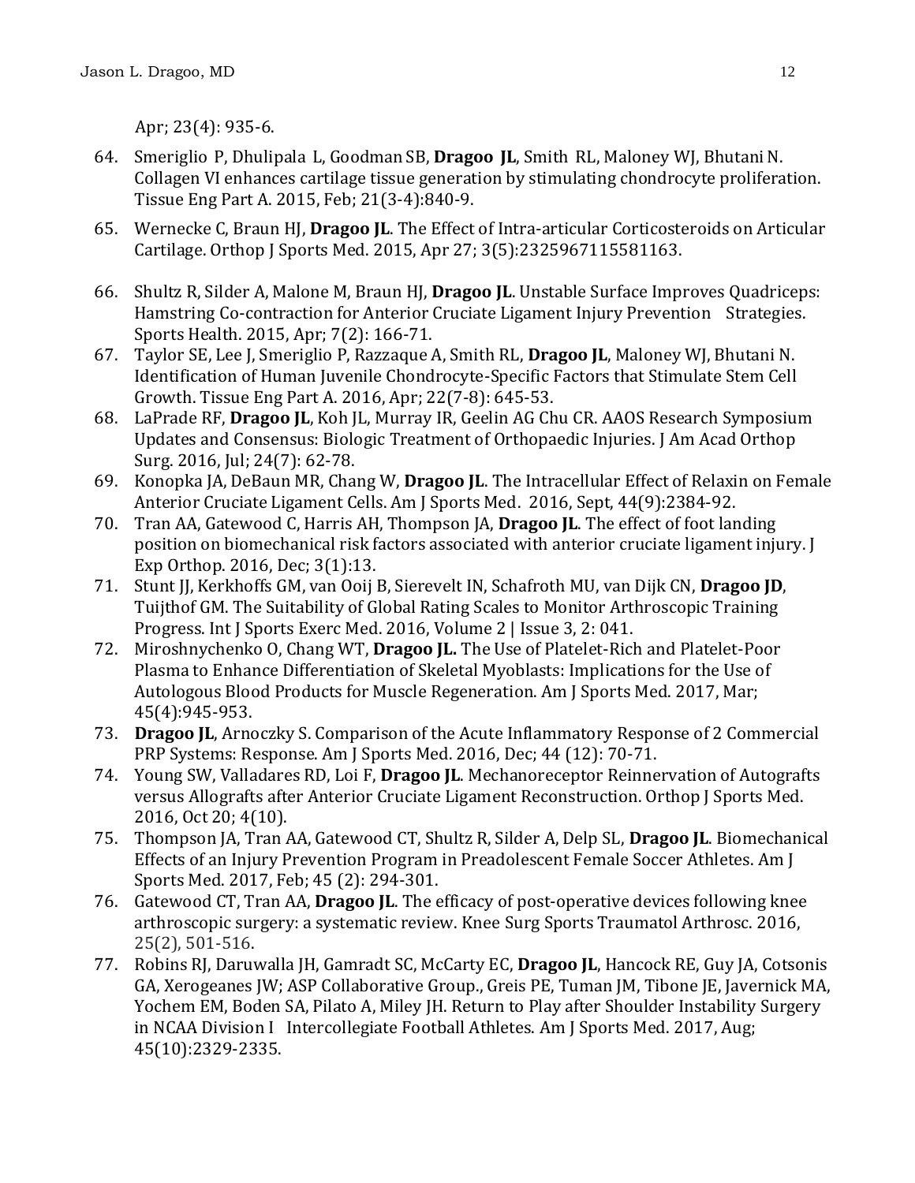Apr; 23(4): 935-6.

64. Smeriglio P, Dhulipala L, Goodman SB, **Dragoo JL**, Smith RL, Maloney WJ, Bhutani N. Collagen VI enhances cartilage tissue generation by stimulating chondrocyte proliferation. Tissue Eng Part A. 2015, Feb; 21(3-4):840-9.
65. Wernecke C, Braun HJ, **Dragoo JL**. The Effect of Intra-articular Corticosteroids on Articular Cartilage. Orthop J Sports Med. 2015, Apr 27; 3(5):2325967115581163.
66. Shultz R, Silder A, Malone M, Braun HJ, **Dragoo JL**. Unstable Surface Improves Quadriceps: Hamstring Co-contraction for Anterior Cruciate Ligament Injury Prevention Strategies. Sports Health. 2015, Apr; 7(2): 166-71.
67. Taylor SE, Lee J, Smeriglio P, Razzaque A, Smith RL, **Dragoo JL**, Maloney WJ, Bhutani N. Identification of Human Juvenile Chondrocyte-Specific Factors that Stimulate Stem Cell Growth. Tissue Eng Part A. 2016, Apr; 22(7-8): 645-53.
68. LaPrade RF, **Dragoo JL**, Koh JL, Murray IR, Geelin AG Chu CR. AAOS Research Symposium Updates and Consensus: Biologic Treatment of Orthopaedic Injuries. J Am Acad Orthop Surg. 2016, Jul; 24(7): 62-78.
69. Konopka JA, DeBaun MR, Chang W, **Dragoo JL**. The Intracellular Effect of Relaxin on Female Anterior Cruciate Ligament Cells. Am J Sports Med. 2016, Sept, 44(9):2384-92.
70. Tran AA, Gatewood C, Harris AH, Thompson JA, **Dragoo JL**. The effect of foot landing position on biomechanical risk factors associated with anterior cruciate ligament injury. J Exp Orthop. 2016, Dec; 3(1):13.
71. Stunt JJ, Kerkhoffs GM, van Ooij B, Sierevelt IN, Schafroth MU, van Dijk CN, **Dragoo JD**, Tuijthof GM. The Suitability of Global Rating Scales to Monitor Arthroscopic Training Progress. Int J Sports Exerc Med. 2016, Volume 2 | Issue 3, 2: 041.
72. Miroshnychenko O, Chang WT, **Dragoo JL.** The Use of Platelet-Rich and Platelet-Poor Plasma to Enhance Differentiation of Skeletal Myoblasts: Implications for the Use of Autologous Blood Products for Muscle Regeneration. Am J Sports Med. 2017, Mar; 45(4):945-953.
73. **Dragoo JL**, Arnoczky S. Comparison of the Acute Inflammatory Response of 2 Commercial PRP Systems: Response. Am J Sports Med. 2016, Dec; 44 (12): 70-71.
74. Young SW, Valladares RD, Loi F, **Dragoo JL**. Mechanoreceptor Reinnervation of Autografts versus Allografts after Anterior Cruciate Ligament Reconstruction. Orthop J Sports Med. 2016, Oct 20; 4(10).
75. Thompson JA, Tran AA, Gatewood CT, Shultz R, Silder A, Delp SL, **Dragoo JL**. Biomechanical Effects of an Injury Prevention Program in Preadolescent Female Soccer Athletes. Am J Sports Med. 2017, Feb; 45 (2): 294-301.
76. Gatewood CT, Tran AA, **Dragoo JL**. The efficacy of post-operative devices following knee arthroscopic surgery: a systematic review. Knee Surg Sports Traumatol Arthrosc. 2016, 25(2), 501-516.
77. Robins RJ, Daruwalla JH, Gamradt SC, McCarty EC, **Dragoo JL**, Hancock RE, Guy JA, Cotsonis GA, Xerogeanes JW; ASP Collaborative Group., Greis PE, Tuman JM, Tibone JE, Javernick MA, Yochem EM, Boden SA, Pilato A, Miley JH. Return to Play after Shoulder Instability Surgery in NCAA Division I Intercollegiate Football Athletes. Am J Sports Med. 2017, Aug; 45(10):2329-2335.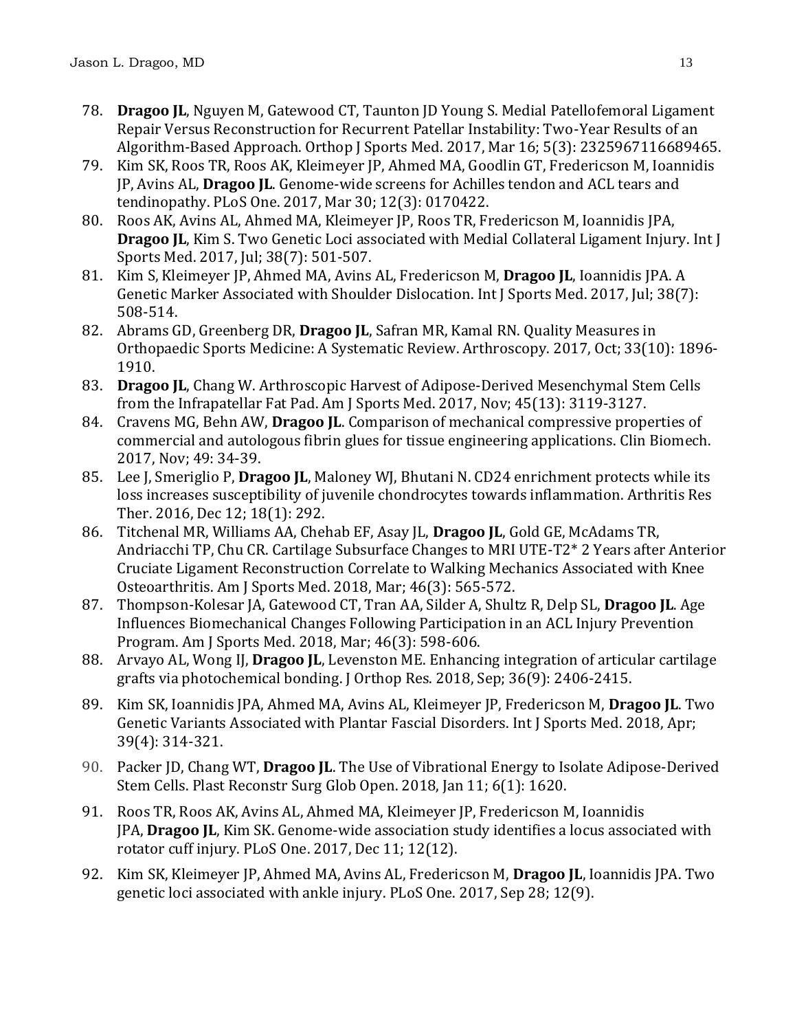78. **Dragoo JL**, Nguyen M, Gatewood CT, Taunton JD Young S. Medial Patellofemoral Ligament Repair Versus Reconstruction for Recurrent Patellar Instability: Two-Year Results of an Algorithm-Based Approach. Orthop J Sports Med. 2017, Mar 16; 5(3): 2325967116689465.
79. Kim SK, Roos TR, Roos AK, Kleimeyer JP, Ahmed MA, Goodlin GT, Fredericson M, Ioannidis JP, Avins AL, **Dragoo JL**. Genome-wide screens for Achilles tendon and ACL tears and tendinopathy. PLoS One. 2017, Mar 30; 12(3): 0170422.
80. Roos AK, Avins AL, Ahmed MA, Kleimeyer JP, Roos TR, Fredericson M, Ioannidis JPA, **Dragoo JL**, Kim S. Two Genetic Loci associated with Medial Collateral Ligament Injury. Int J Sports Med. 2017, Jul; 38(7): 501-507.
81. Kim S, Kleimeyer JP, Ahmed MA, Avins AL, Fredericson M, **Dragoo JL**, Ioannidis JPA. A Genetic Marker Associated with Shoulder Dislocation. Int J Sports Med. 2017, Jul; 38(7): 508-514.
82. Abrams GD, Greenberg DR, **Dragoo JL**, Safran MR, Kamal RN. Quality Measures in Orthopaedic Sports Medicine: A Systematic Review. Arthroscopy. 2017, Oct; 33(10): 1896-1910.
83. **Dragoo JL**, Chang W. Arthroscopic Harvest of Adipose-Derived Mesenchymal Stem Cells from the Infrapatellar Fat Pad. Am J Sports Med. 2017, Nov; 45(13): 3119-3127.
84. Cravens MG, Behn AW, **Dragoo JL**. Comparison of mechanical compressive properties of commercial and autologous fibrin glues for tissue engineering applications. Clin Biomech. 2017, Nov; 49: 34-39.
85. Lee J, Smeriglio P, **Dragoo JL**, Maloney WJ, Bhutani N. CD24 enrichment protects while its loss increases susceptibility of juvenile chondrocytes towards inflammation. Arthritis Res Ther. 2016, Dec 12; 18(1): 292.
86. Titchenal MR, Williams AA, Chehab EF, Asay JL, **Dragoo JL**, Gold GE, McAdams TR, Andriacchi TP, Chu CR. Cartilage Subsurface Changes to MRI UTE-T2* 2 Years after Anterior Cruciate Ligament Reconstruction Correlate to Walking Mechanics Associated with Knee Osteoarthritis. Am J Sports Med. 2018, Mar; 46(3): 565-572.
87. Thompson-Kolesar JA, Gatewood CT, Tran AA, Silder A, Shultz R, Delp SL, **Dragoo JL**. Age Influences Biomechanical Changes Following Participation in an ACL Injury Prevention Program. Am J Sports Med. 2018, Mar; 46(3): 598-606.
88. Arvayo AL, Wong IJ, **Dragoo JL**, Levenston ME. Enhancing integration of articular cartilage grafts via photochemical bonding. J Orthop Res. 2018, Sep; 36(9): 2406-2415.
89. Kim SK, Ioannidis JPA, Ahmed MA, Avins AL, Kleimeyer JP, Fredericson M, **Dragoo JL**. Two Genetic Variants Associated with Plantar Fascial Disorders. Int J Sports Med. 2018, Apr; 39(4): 314-321.
90. Packer JD, Chang WT, **Dragoo JL**. The Use of Vibrational Energy to Isolate Adipose-Derived Stem Cells. Plast Reconstr Surg Glob Open. 2018, Jan 11; 6(1): 1620.
91. Roos TR, Roos AK, Avins AL, Ahmed MA, Kleimeyer JP, Fredericson M, Ioannidis JPA, **Dragoo JL**, Kim SK. Genome-wide association study identifies a locus associated with rotator cuff injury. PLoS One. 2017, Dec 11; 12(12).
92. Kim SK, Kleimeyer JP, Ahmed MA, Avins AL, Fredericson M, **Dragoo JL**, Ioannidis JPA. Two genetic loci associated with ankle injury. PLoS One. 2017, Sep 28; 12(9).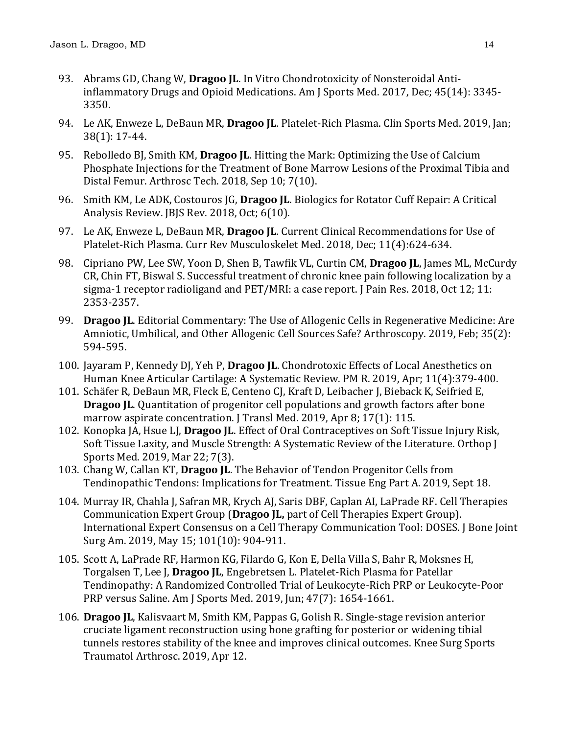93. Abrams GD, Chang W, **Dragoo JL**. In Vitro Chondrotoxicity of Nonsteroidal Anti-inflammatory Drugs and Opioid Medications. Am J Sports Med. 2017, Dec; 45(14): 3345-3350.

94. Le AK, Enweze L, DeBaun MR, **Dragoo JL**. Platelet-Rich Plasma. Clin Sports Med. 2019, Jan; 38(1): 17-44.

95. Rebolledo BJ, Smith KM, **Dragoo JL**. Hitting the Mark: Optimizing the Use of Calcium Phosphate Injections for the Treatment of Bone Marrow Lesions of the Proximal Tibia and Distal Femur. Arthrosc Tech. 2018, Sep 10; 7(10).

96. Smith KM, Le ADK, Costouros JG, **Dragoo JL**. Biologics for Rotator Cuff Repair: A Critical Analysis Review. JBJS Rev. 2018, Oct; 6(10).

97. Le AK, Enweze L, DeBaun MR, **Dragoo JL**. Current Clinical Recommendations for Use of Platelet-Rich Plasma. Curr Rev Musculoskelet Med. 2018, Dec; 11(4):624-634.

98. Cipriano PW, Lee SW, Yoon D, Shen B, Tawfik VL, Curtin CM, **Dragoo JL**, James ML, McCurdy CR, Chin FT, Biswal S. Successful treatment of chronic knee pain following localization by a sigma-1 receptor radioligand and PET/MRI: a case report. J Pain Res. 2018, Oct 12; 11: 2353-2357.

99. **Dragoo JL**. Editorial Commentary: The Use of Allogenic Cells in Regenerative Medicine: Are Amniotic, Umbilical, and Other Allogenic Cell Sources Safe? Arthroscopy. 2019, Feb; 35(2): 594-595.

100. Jayaram P, Kennedy DJ, Yeh P, **Dragoo JL**. Chondrotoxic Effects of Local Anesthetics on Human Knee Articular Cartilage: A Systematic Review. PM R. 2019, Apr; 11(4):379-400.

101. Schäfer R, DeBaun MR, Fleck E, Centeno CJ, Kraft D, Leibacher J, Bieback K, Seifried E, **Dragoo JL**. Quantitation of progenitor cell populations and growth factors after bone marrow aspirate concentration. J Transl Med. 2019, Apr 8; 17(1): 115.

102. Konopka JA, Hsue LJ, **Dragoo JL**. Effect of Oral Contraceptives on Soft Tissue Injury Risk, Soft Tissue Laxity, and Muscle Strength: A Systematic Review of the Literature. Orthop J Sports Med. 2019, Mar 22; 7(3).

103. Chang W, Callan KT, **Dragoo JL**. The Behavior of Tendon Progenitor Cells from Tendinopathic Tendons: Implications for Treatment. Tissue Eng Part A. 2019, Sept 18.

104. Murray IR, Chahla J, Safran MR, Krych AJ, Saris DBF, Caplan AI, LaPrade RF. Cell Therapies Communication Expert Group (**Dragoo JL,** part of Cell Therapies Expert Group). International Expert Consensus on a Cell Therapy Communication Tool: DOSES. J Bone Joint Surg Am. 2019, May 15; 101(10): 904-911.

105. Scott A, LaPrade RF, Harmon KG, Filardo G, Kon E, Della Villa S, Bahr R, Moksnes H, Torgalsen T, Lee J, **Dragoo JL**, Engebretsen L. Platelet-Rich Plasma for Patellar Tendinopathy: A Randomized Controlled Trial of Leukocyte-Rich PRP or Leukocyte-Poor PRP versus Saline. Am J Sports Med. 2019, Jun; 47(7): 1654-1661.

106. **Dragoo JL**, Kalisvaart M, Smith KM, Pappas G, Golish R. Single-stage revision anterior cruciate ligament reconstruction using bone grafting for posterior or widening tibial tunnels restores stability of the knee and improves clinical outcomes. Knee Surg Sports Traumatol Arthrosc. 2019, Apr 12.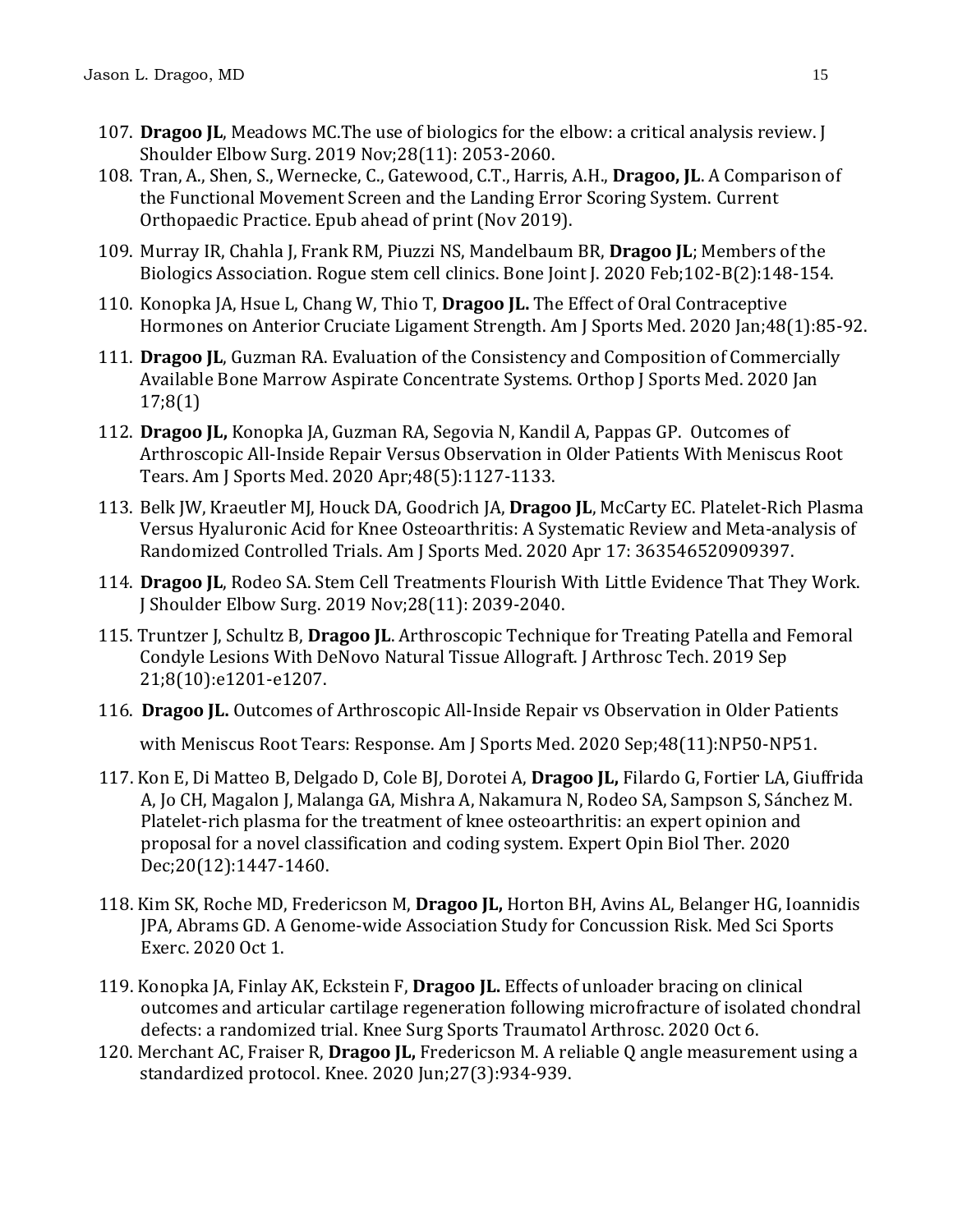107. **Dragoo JL**, Meadows MC.The use of biologics for the elbow: a critical analysis review. J Shoulder Elbow Surg. 2019 Nov;28(11): 2053-2060.
108. Tran, A., Shen, S., Wernecke, C., Gatewood, C.T., Harris, A.H., **Dragoo, JL**. A Comparison of the Functional Movement Screen and the Landing Error Scoring System. Current Orthopaedic Practice. Epub ahead of print (Nov 2019).
109. Murray IR, Chahla J, Frank RM, Piuzzi NS, Mandelbaum BR, **Dragoo JL**; Members of the Biologics Association. Rogue stem cell clinics. Bone Joint J. 2020 Feb;102-B(2):148-154.
110. Konopka JA, Hsue L, Chang W, Thio T, **Dragoo JL.** The Effect of Oral Contraceptive Hormones on Anterior Cruciate Ligament Strength. Am J Sports Med. 2020 Jan;48(1):85-92.
111. **Dragoo JL**, Guzman RA. Evaluation of the Consistency and Composition of Commercially Available Bone Marrow Aspirate Concentrate Systems. Orthop J Sports Med. 2020 Jan 17;8(1)
112. **Dragoo JL,** Konopka JA, Guzman RA, Segovia N, Kandil A, Pappas GP. Outcomes of Arthroscopic All-Inside Repair Versus Observation in Older Patients With Meniscus Root Tears. Am J Sports Med. 2020 Apr;48(5):1127-1133.
113. Belk JW, Kraeutler MJ, Houck DA, Goodrich JA, **Dragoo JL**, McCarty EC. Platelet-Rich Plasma Versus Hyaluronic Acid for Knee Osteoarthritis: A Systematic Review and Meta-analysis of Randomized Controlled Trials. Am J Sports Med. 2020 Apr 17: 363546520909397.
114. **Dragoo JL**, Rodeo SA. Stem Cell Treatments Flourish With Little Evidence That They Work. J Shoulder Elbow Surg. 2019 Nov;28(11): 2039-2040.
115. Truntzer J, Schultz B, **Dragoo JL**. Arthroscopic Technique for Treating Patella and Femoral Condyle Lesions With DeNovo Natural Tissue Allograft. J Arthrosc Tech. 2019 Sep 21;8(10):e1201-e1207.
116. **Dragoo JL.** Outcomes of Arthroscopic All-Inside Repair vs Observation in Older Patients with Meniscus Root Tears: Response. Am J Sports Med. 2020 Sep;48(11):NP50-NP51.
117. Kon E, Di Matteo B, Delgado D, Cole BJ, Dorotei A, **Dragoo JL,** Filardo G, Fortier LA, Giuffrida A, Jo CH, Magalon J, Malanga GA, Mishra A, Nakamura N, Rodeo SA, Sampson S, Sánchez M. Platelet-rich plasma for the treatment of knee osteoarthritis: an expert opinion and proposal for a novel classification and coding system. Expert Opin Biol Ther. 2020 Dec;20(12):1447-1460.
118. Kim SK, Roche MD, Fredericson M, **Dragoo JL,** Horton BH, Avins AL, Belanger HG, Ioannidis JPA, Abrams GD. A Genome-wide Association Study for Concussion Risk. Med Sci Sports Exerc. 2020 Oct 1.
119. Konopka JA, Finlay AK, Eckstein F, **Dragoo JL.** Effects of unloader bracing on clinical outcomes and articular cartilage regeneration following microfracture of isolated chondral defects: a randomized trial. Knee Surg Sports Traumatol Arthrosc. 2020 Oct 6.
120. Merchant AC, Fraiser R, **Dragoo JL,** Fredericson M. A reliable Q angle measurement using a standardized protocol. Knee. 2020 Jun;27(3):934-939.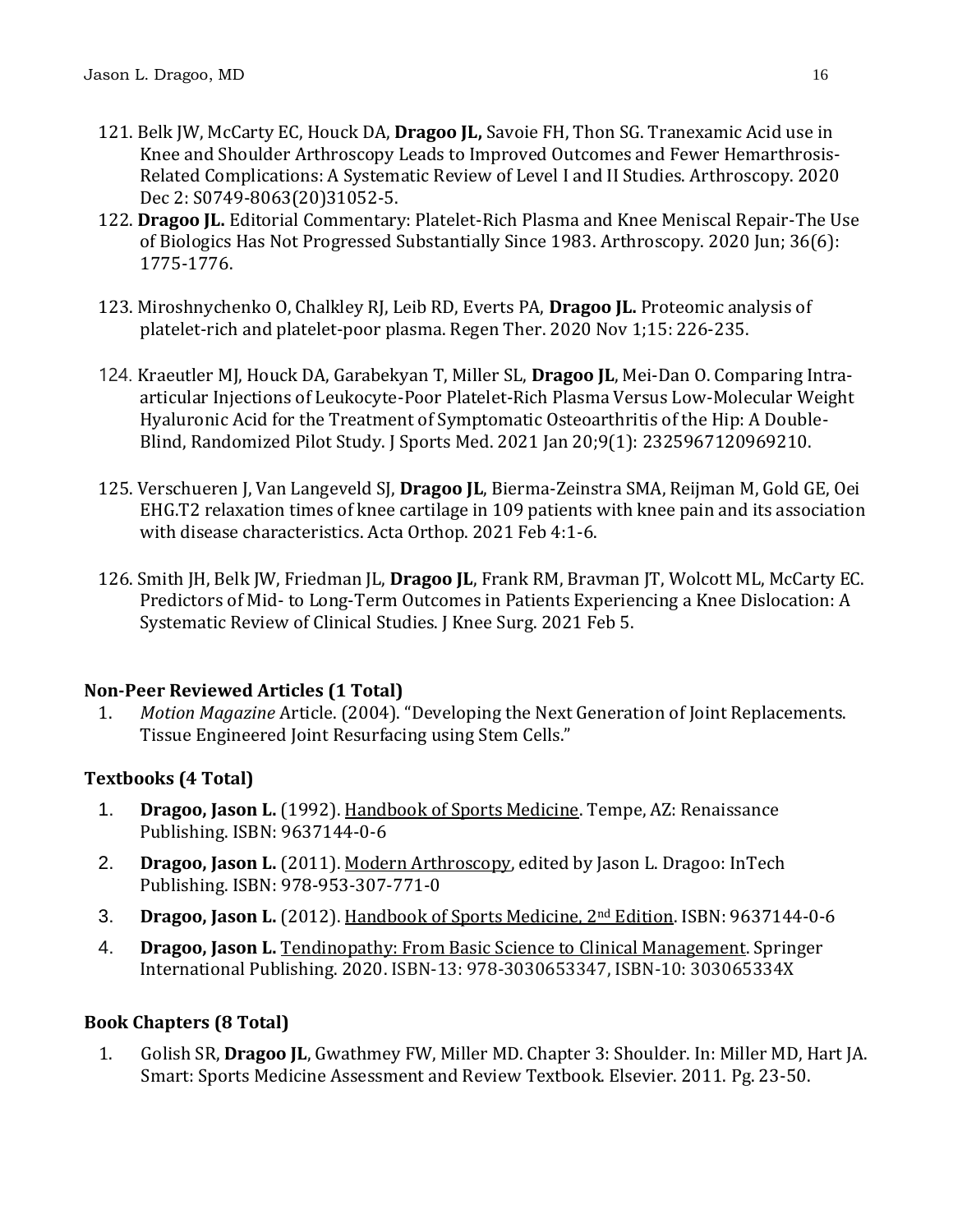121. Belk JW, McCarty EC, Houck DA, **Dragoo JL,** Savoie FH, Thon SG. Tranexamic Acid use in Knee and Shoulder Arthroscopy Leads to Improved Outcomes and Fewer Hemarthrosis-Related Complications: A Systematic Review of Level I and II Studies. Arthroscopy. 2020 Dec 2: S0749-8063(20)31052-5.

122. **Dragoo JL.** Editorial Commentary: Platelet-Rich Plasma and Knee Meniscal Repair-The Use of Biologics Has Not Progressed Substantially Since 1983. Arthroscopy. 2020 Jun; 36(6): 1775-1776.

123. Miroshnychenko O, Chalkley RJ, Leib RD, Everts PA, **Dragoo JL.** Proteomic analysis of platelet-rich and platelet-poor plasma. Regen Ther. 2020 Nov 1;15: 226-235.

124. Kraeutler MJ, Houck DA, Garabekyan T, Miller SL, **Dragoo JL**, Mei-Dan O. Comparing Intra-articular Injections of Leukocyte-Poor Platelet-Rich Plasma Versus Low-Molecular Weight Hyaluronic Acid for the Treatment of Symptomatic Osteoarthritis of the Hip: A Double-Blind, Randomized Pilot Study. J Sports Med. 2021 Jan 20;9(1): 2325967120969210.

125. Verschueren J, Van Langeveld SJ, **Dragoo JL**, Bierma-Zeinstra SMA, Reijman M, Gold GE, Oei EHG.T2 relaxation times of knee cartilage in 109 patients with knee pain and its association with disease characteristics. Acta Orthop. 2021 Feb 4:1-6.

126. Smith JH, Belk JW, Friedman JL, **Dragoo JL**, Frank RM, Bravman JT, Wolcott ML, McCarty EC. Predictors of Mid- to Long-Term Outcomes in Patients Experiencing a Knee Dislocation: A Systematic Review of Clinical Studies. J Knee Surg. 2021 Feb 5.

**Non-Peer Reviewed Articles (1 Total)**

1. *Motion Magazine* Article. (2004). "Developing the Next Generation of Joint Replacements. Tissue Engineered Joint Resurfacing using Stem Cells."

**Textbooks (4 Total)**

1. **Dragoo, Jason L.** (1992). Handbook of Sports Medicine. Tempe, AZ: Renaissance Publishing. ISBN: 9637144-0-6
2. **Dragoo, Jason L.** (2011). Modern Arthroscopy, edited by Jason L. Dragoo: InTech Publishing. ISBN: 978-953-307-771-0
3. **Dragoo, Jason L.** (2012). Handbook of Sports Medicine, 2nd Edition. ISBN: 9637144-0-6
4. **Dragoo, Jason L.** Tendinopathy: From Basic Science to Clinical Management. Springer International Publishing. 2020. ISBN-13: 978-3030653347, ISBN-10: 303065334X

**Book Chapters (8 Total)**

1. Golish SR, **Dragoo JL**, Gwathmey FW, Miller MD. Chapter 3: Shoulder. In: Miller MD, Hart JA. Smart: Sports Medicine Assessment and Review Textbook. Elsevier. 2011. Pg. 23-50.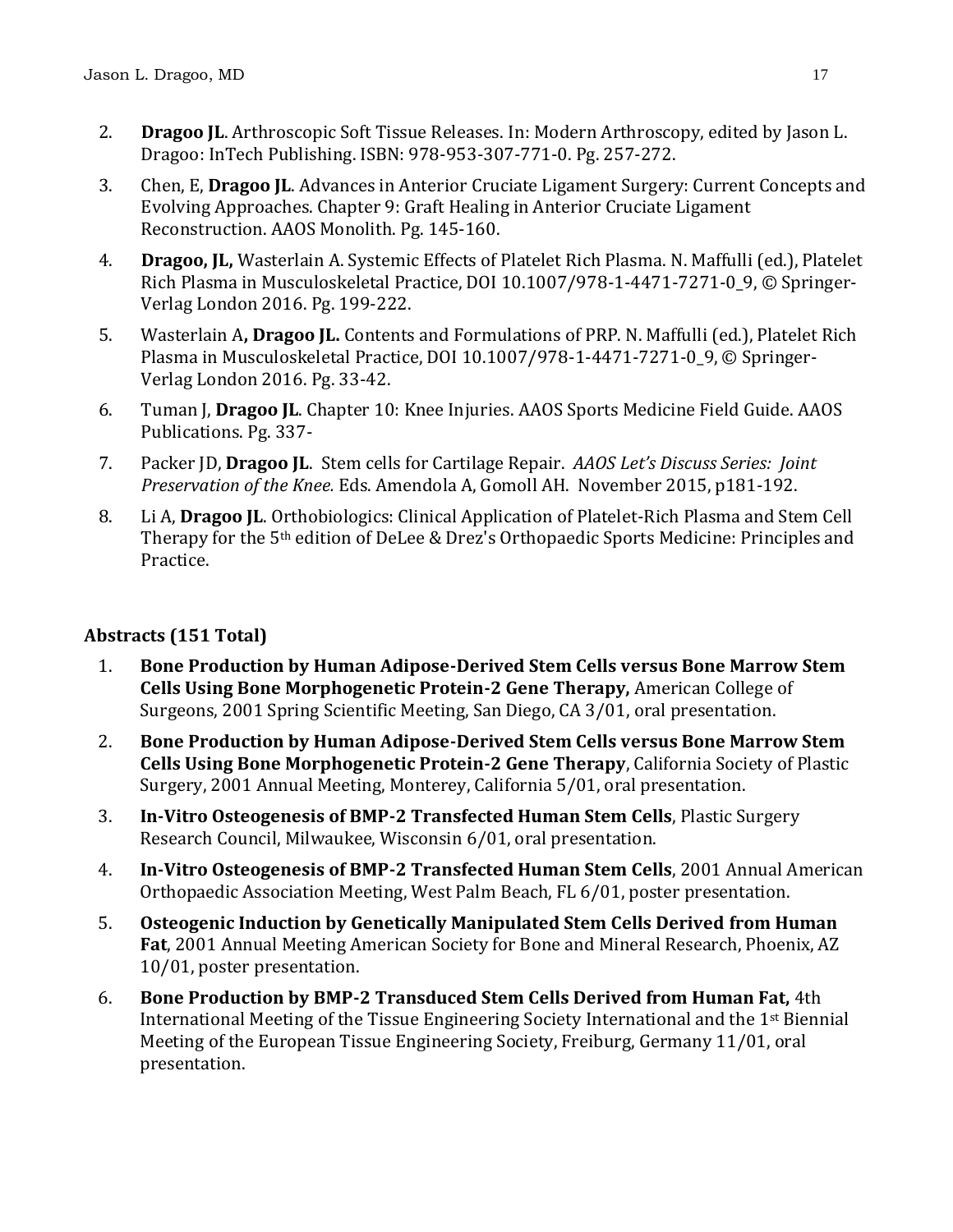2. **Dragoo JL**. Arthroscopic Soft Tissue Releases. In: Modern Arthroscopy, edited by Jason L. Dragoo: InTech Publishing. ISBN: 978-953-307-771-0. Pg. 257-272.
3. Chen, E, **Dragoo JL**. Advances in Anterior Cruciate Ligament Surgery: Current Concepts and Evolving Approaches. Chapter 9: Graft Healing in Anterior Cruciate Ligament Reconstruction. AAOS Monolith. Pg. 145-160.
4. **Dragoo, JL,** Wasterlain A. Systemic Effects of Platelet Rich Plasma. N. Maffulli (ed.), Platelet Rich Plasma in Musculoskeletal Practice, DOI 10.1007/978-1-4471-7271-0_9, © Springer-Verlag London 2016. Pg. 199-222.
5. Wasterlain A**, Dragoo JL.** Contents and Formulations of PRP. N. Maffulli (ed.), Platelet Rich Plasma in Musculoskeletal Practice, DOI 10.1007/978-1-4471-7271-0_9, © Springer-Verlag London 2016. Pg. 33-42.
6. Tuman J, **Dragoo JL**. Chapter 10: Knee Injuries. AAOS Sports Medicine Field Guide. AAOS Publications. Pg. 337-
7. Packer JD, **Dragoo JL**. Stem cells for Cartilage Repair. *AAOS Let's Discuss Series: Joint Preservation of the Knee.* Eds. Amendola A, Gomoll AH. November 2015, p181-192.
8. Li A, **Dragoo JL**. Orthobiologics: Clinical Application of Platelet-Rich Plasma and Stem Cell Therapy for the 5th edition of DeLee & Drez's Orthopaedic Sports Medicine: Principles and Practice.

### Abstracts (151 Total)

1. **Bone Production by Human Adipose-Derived Stem Cells versus Bone Marrow Stem Cells Using Bone Morphogenetic Protein-2 Gene Therapy,** American College of Surgeons, 2001 Spring Scientific Meeting, San Diego, CA 3/01, oral presentation.
2. **Bone Production by Human Adipose-Derived Stem Cells versus Bone Marrow Stem Cells Using Bone Morphogenetic Protein-2 Gene Therapy**, California Society of Plastic Surgery, 2001 Annual Meeting, Monterey, California 5/01, oral presentation.
3. **In-Vitro Osteogenesis of BMP-2 Transfected Human Stem Cells**, Plastic Surgery Research Council, Milwaukee, Wisconsin 6/01, oral presentation.
4. **In-Vitro Osteogenesis of BMP-2 Transfected Human Stem Cells**, 2001 Annual American Orthopaedic Association Meeting, West Palm Beach, FL 6/01, poster presentation.
5. **Osteogenic Induction by Genetically Manipulated Stem Cells Derived from Human Fat**, 2001 Annual Meeting American Society for Bone and Mineral Research, Phoenix, AZ 10/01, poster presentation.
6. **Bone Production by BMP-2 Transduced Stem Cells Derived from Human Fat,** 4th International Meeting of the Tissue Engineering Society International and the 1st Biennial Meeting of the European Tissue Engineering Society, Freiburg, Germany 11/01, oral presentation.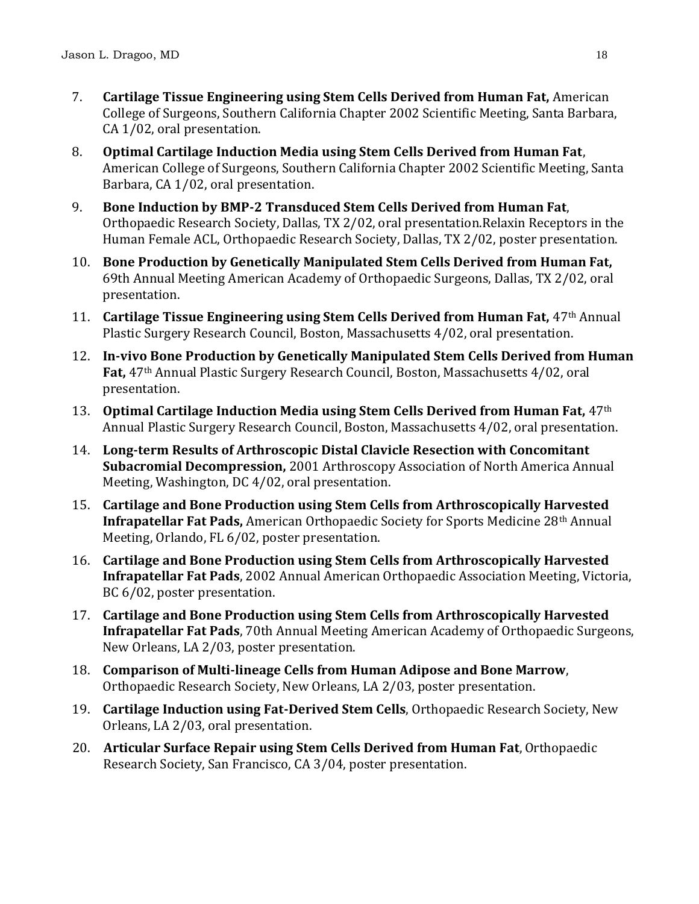7. **Cartilage Tissue Engineering using Stem Cells Derived from Human Fat,** American College of Surgeons, Southern California Chapter 2002 Scientific Meeting, Santa Barbara, CA 1/02, oral presentation.
8. **Optimal Cartilage Induction Media using Stem Cells Derived from Human Fat**, American College of Surgeons, Southern California Chapter 2002 Scientific Meeting, Santa Barbara, CA 1/02, oral presentation.
9. **Bone Induction by BMP-2 Transduced Stem Cells Derived from Human Fat**, Orthopaedic Research Society, Dallas, TX 2/02, oral presentation.Relaxin Receptors in the Human Female ACL, Orthopaedic Research Society, Dallas, TX 2/02, poster presentation.
10. **Bone Production by Genetically Manipulated Stem Cells Derived from Human Fat,** 69th Annual Meeting American Academy of Orthopaedic Surgeons, Dallas, TX 2/02, oral presentation.
11. **Cartilage Tissue Engineering using Stem Cells Derived from Human Fat,** 47th Annual Plastic Surgery Research Council, Boston, Massachusetts 4/02, oral presentation.
12. **In-vivo Bone Production by Genetically Manipulated Stem Cells Derived from Human Fat,** 47th Annual Plastic Surgery Research Council, Boston, Massachusetts 4/02, oral presentation.
13. **Optimal Cartilage Induction Media using Stem Cells Derived from Human Fat,** 47th Annual Plastic Surgery Research Council, Boston, Massachusetts 4/02, oral presentation.
14. **Long-term Results of Arthroscopic Distal Clavicle Resection with Concomitant Subacromial Decompression,** 2001 Arthroscopy Association of North America Annual Meeting, Washington, DC 4/02, oral presentation.
15. **Cartilage and Bone Production using Stem Cells from Arthroscopically Harvested Infrapatellar Fat Pads,** American Orthopaedic Society for Sports Medicine 28th Annual Meeting, Orlando, FL 6/02, poster presentation.
16. **Cartilage and Bone Production using Stem Cells from Arthroscopically Harvested Infrapatellar Fat Pads**, 2002 Annual American Orthopaedic Association Meeting, Victoria, BC 6/02, poster presentation.
17. **Cartilage and Bone Production using Stem Cells from Arthroscopically Harvested Infrapatellar Fat Pads**, 70th Annual Meeting American Academy of Orthopaedic Surgeons, New Orleans, LA 2/03, poster presentation.
18. **Comparison of Multi-lineage Cells from Human Adipose and Bone Marrow**, Orthopaedic Research Society, New Orleans, LA 2/03, poster presentation.
19. **Cartilage Induction using Fat-Derived Stem Cells**, Orthopaedic Research Society, New Orleans, LA 2/03, oral presentation.
20. **Articular Surface Repair using Stem Cells Derived from Human Fat**, Orthopaedic Research Society, San Francisco, CA 3/04, poster presentation.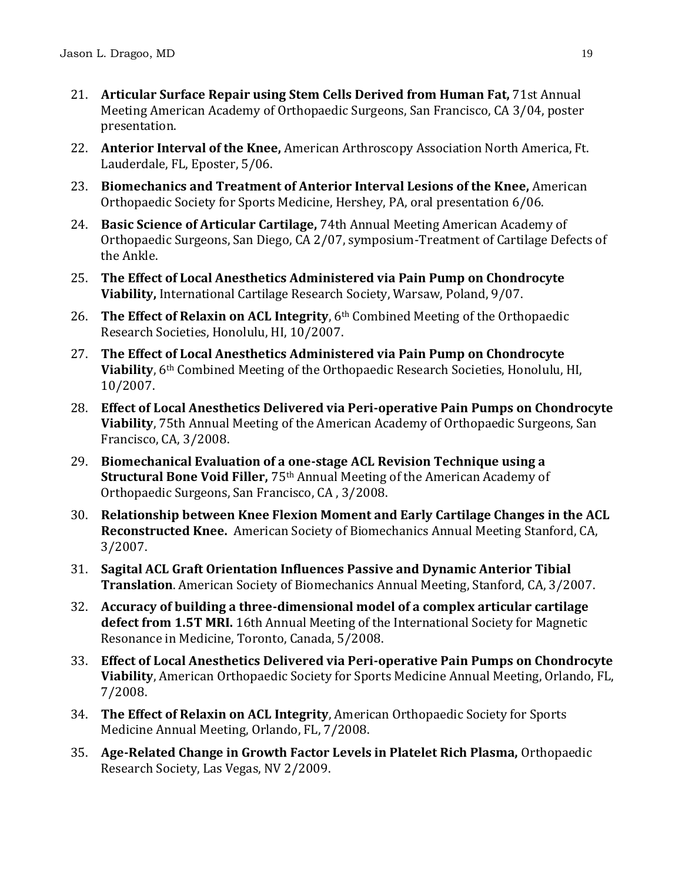21. **Articular Surface Repair using Stem Cells Derived from Human Fat,** 71st Annual Meeting American Academy of Orthopaedic Surgeons, San Francisco, CA 3/04, poster presentation.
22. **Anterior Interval of the Knee,** American Arthroscopy Association North America, Ft. Lauderdale, FL, Eposter, 5/06.
23. **Biomechanics and Treatment of Anterior Interval Lesions of the Knee,** American Orthopaedic Society for Sports Medicine, Hershey, PA, oral presentation 6/06.
24. **Basic Science of Articular Cartilage,** 74th Annual Meeting American Academy of Orthopaedic Surgeons, San Diego, CA 2/07, symposium-Treatment of Cartilage Defects of the Ankle.
25. **The Effect of Local Anesthetics Administered via Pain Pump on Chondrocyte Viability,** International Cartilage Research Society, Warsaw, Poland, 9/07.
26. **The Effect of Relaxin on ACL Integrity**, 6th Combined Meeting of the Orthopaedic Research Societies, Honolulu, HI, 10/2007.
27. **The Effect of Local Anesthetics Administered via Pain Pump on Chondrocyte Viability**, 6th Combined Meeting of the Orthopaedic Research Societies, Honolulu, HI, 10/2007.
28. **Effect of Local Anesthetics Delivered via Peri-operative Pain Pumps on Chondrocyte Viability**, 75th Annual Meeting of the American Academy of Orthopaedic Surgeons, San Francisco, CA, 3/2008.
29. **Biomechanical Evaluation of a one-stage ACL Revision Technique using a Structural Bone Void Filler,** 75th Annual Meeting of the American Academy of Orthopaedic Surgeons, San Francisco, CA , 3/2008.
30. **Relationship between Knee Flexion Moment and Early Cartilage Changes in the ACL Reconstructed Knee.** American Society of Biomechanics Annual Meeting Stanford, CA, 3/2007.
31. **Sagital ACL Graft Orientation Influences Passive and Dynamic Anterior Tibial Translation**. American Society of Biomechanics Annual Meeting, Stanford, CA, 3/2007.
32. **Accuracy of building a three-dimensional model of a complex articular cartilage defect from 1.5T MRI.** 16th Annual Meeting of the International Society for Magnetic Resonance in Medicine, Toronto, Canada, 5/2008.
33. **Effect of Local Anesthetics Delivered via Peri-operative Pain Pumps on Chondrocyte Viability**, American Orthopaedic Society for Sports Medicine Annual Meeting, Orlando, FL, 7/2008.
34. **The Effect of Relaxin on ACL Integrity**, American Orthopaedic Society for Sports Medicine Annual Meeting, Orlando, FL, 7/2008.
35. **Age-Related Change in Growth Factor Levels in Platelet Rich Plasma,** Orthopaedic Research Society, Las Vegas, NV 2/2009.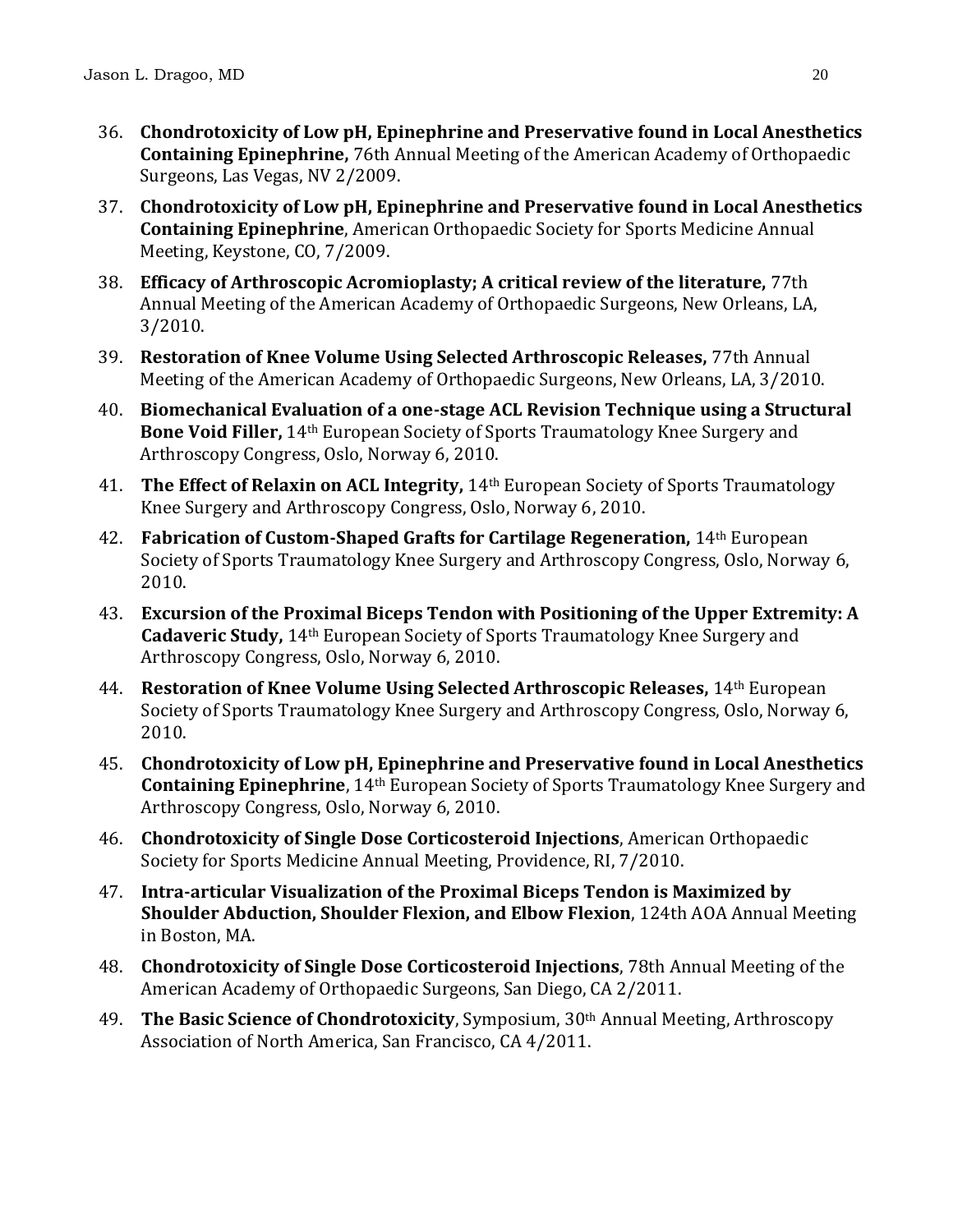36. **Chondrotoxicity of Low pH, Epinephrine and Preservative found in Local Anesthetics Containing Epinephrine,** 76th Annual Meeting of the American Academy of Orthopaedic Surgeons, Las Vegas, NV 2/2009.
37. **Chondrotoxicity of Low pH, Epinephrine and Preservative found in Local Anesthetics Containing Epinephrine**, American Orthopaedic Society for Sports Medicine Annual Meeting, Keystone, CO, 7/2009.
38. **Efficacy of Arthroscopic Acromioplasty; A critical review of the literature,** 77th Annual Meeting of the American Academy of Orthopaedic Surgeons, New Orleans, LA, 3/2010.
39. **Restoration of Knee Volume Using Selected Arthroscopic Releases,** 77th Annual Meeting of the American Academy of Orthopaedic Surgeons, New Orleans, LA, 3/2010.
40. **Biomechanical Evaluation of a one-stage ACL Revision Technique using a Structural Bone Void Filler,** 14th European Society of Sports Traumatology Knee Surgery and Arthroscopy Congress, Oslo, Norway 6, 2010.
41. **The Effect of Relaxin on ACL Integrity,** 14th European Society of Sports Traumatology Knee Surgery and Arthroscopy Congress, Oslo, Norway 6, 2010.
42. **Fabrication of Custom-Shaped Grafts for Cartilage Regeneration,** 14th European Society of Sports Traumatology Knee Surgery and Arthroscopy Congress, Oslo, Norway 6, 2010.
43. **Excursion of the Proximal Biceps Tendon with Positioning of the Upper Extremity: A Cadaveric Study,** 14th European Society of Sports Traumatology Knee Surgery and Arthroscopy Congress, Oslo, Norway 6, 2010.
44. **Restoration of Knee Volume Using Selected Arthroscopic Releases,** 14th European Society of Sports Traumatology Knee Surgery and Arthroscopy Congress, Oslo, Norway 6, 2010.
45. **Chondrotoxicity of Low pH, Epinephrine and Preservative found in Local Anesthetics Containing Epinephrine**, 14th European Society of Sports Traumatology Knee Surgery and Arthroscopy Congress, Oslo, Norway 6, 2010.
46. **Chondrotoxicity of Single Dose Corticosteroid Injections**, American Orthopaedic Society for Sports Medicine Annual Meeting, Providence, RI, 7/2010.
47. **Intra-articular Visualization of the Proximal Biceps Tendon is Maximized by Shoulder Abduction, Shoulder Flexion, and Elbow Flexion**, 124th AOA Annual Meeting in Boston, MA.
48. **Chondrotoxicity of Single Dose Corticosteroid Injections**, 78th Annual Meeting of the American Academy of Orthopaedic Surgeons, San Diego, CA 2/2011.
49. **The Basic Science of Chondrotoxicity**, Symposium, 30th Annual Meeting, Arthroscopy Association of North America, San Francisco, CA 4/2011.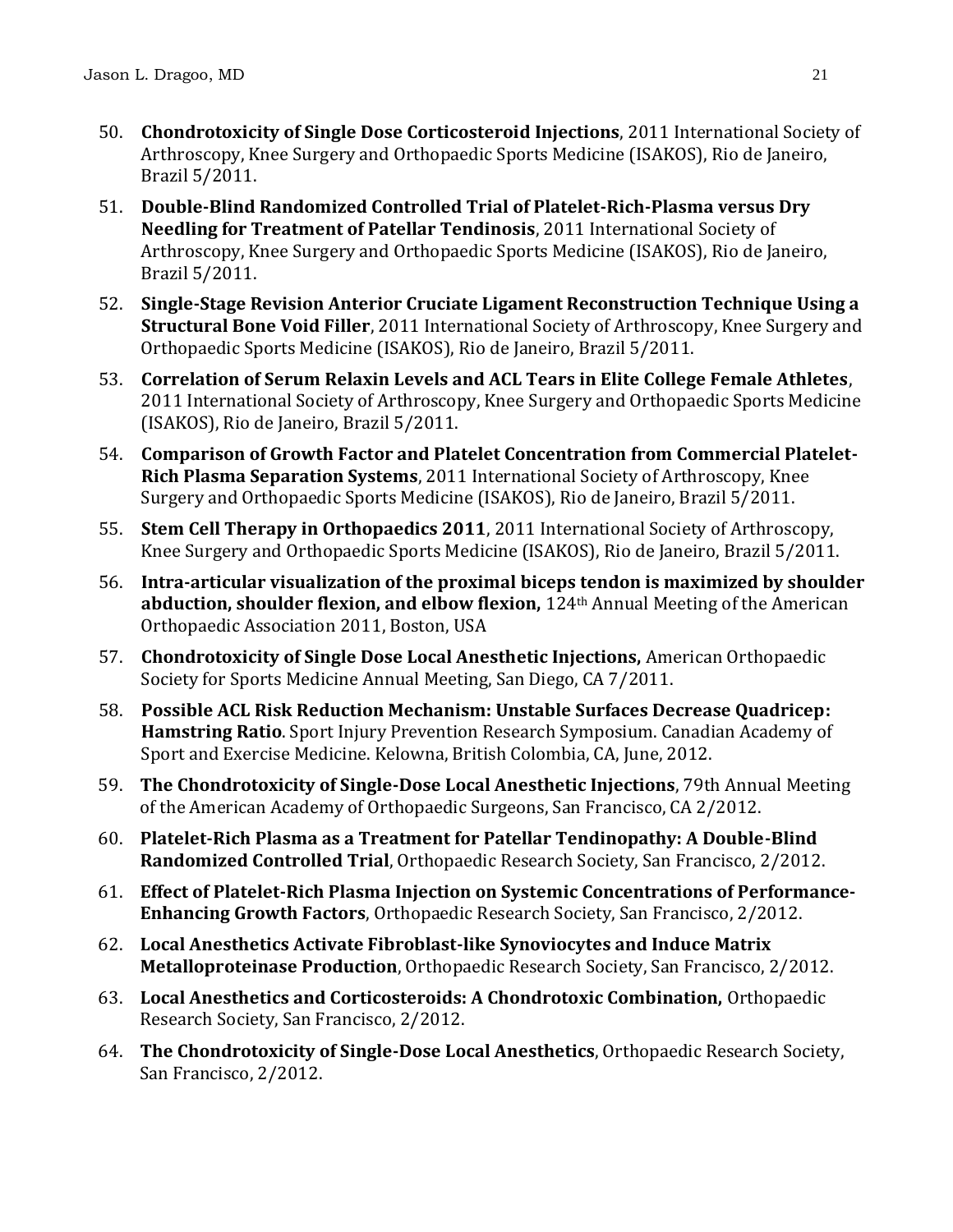50. **Chondrotoxicity of Single Dose Corticosteroid Injections**, 2011 International Society of Arthroscopy, Knee Surgery and Orthopaedic Sports Medicine (ISAKOS), Rio de Janeiro, Brazil 5/2011.
51. **Double-Blind Randomized Controlled Trial of Platelet-Rich-Plasma versus Dry Needling for Treatment of Patellar Tendinosis**, 2011 International Society of Arthroscopy, Knee Surgery and Orthopaedic Sports Medicine (ISAKOS), Rio de Janeiro, Brazil 5/2011.
52. **Single-Stage Revision Anterior Cruciate Ligament Reconstruction Technique Using a Structural Bone Void Filler**, 2011 International Society of Arthroscopy, Knee Surgery and Orthopaedic Sports Medicine (ISAKOS), Rio de Janeiro, Brazil 5/2011.
53. **Correlation of Serum Relaxin Levels and ACL Tears in Elite College Female Athletes**, 2011 International Society of Arthroscopy, Knee Surgery and Orthopaedic Sports Medicine (ISAKOS), Rio de Janeiro, Brazil 5/2011.
54. **Comparison of Growth Factor and Platelet Concentration from Commercial Platelet-Rich Plasma Separation Systems**, 2011 International Society of Arthroscopy, Knee Surgery and Orthopaedic Sports Medicine (ISAKOS), Rio de Janeiro, Brazil 5/2011.
55. **Stem Cell Therapy in Orthopaedics 2011**, 2011 International Society of Arthroscopy, Knee Surgery and Orthopaedic Sports Medicine (ISAKOS), Rio de Janeiro, Brazil 5/2011.
56. **Intra-articular visualization of the proximal biceps tendon is maximized by shoulder abduction, shoulder flexion, and elbow flexion,** 124th Annual Meeting of the American Orthopaedic Association 2011, Boston, USA
57. **Chondrotoxicity of Single Dose Local Anesthetic Injections,** American Orthopaedic Society for Sports Medicine Annual Meeting, San Diego, CA 7/2011.
58. **Possible ACL Risk Reduction Mechanism: Unstable Surfaces Decrease Quadricep: Hamstring Ratio**. Sport Injury Prevention Research Symposium. Canadian Academy of Sport and Exercise Medicine. Kelowna, British Colombia, CA, June, 2012.
59. **The Chondrotoxicity of Single-Dose Local Anesthetic Injections**, 79th Annual Meeting of the American Academy of Orthopaedic Surgeons, San Francisco, CA 2/2012.
60. **Platelet-Rich Plasma as a Treatment for Patellar Tendinopathy: A Double-Blind Randomized Controlled Trial**, Orthopaedic Research Society, San Francisco, 2/2012.
61. **Effect of Platelet-Rich Plasma Injection on Systemic Concentrations of Performance-Enhancing Growth Factors**, Orthopaedic Research Society, San Francisco, 2/2012.
62. **Local Anesthetics Activate Fibroblast-like Synoviocytes and Induce Matrix Metalloproteinase Production**, Orthopaedic Research Society, San Francisco, 2/2012.
63. **Local Anesthetics and Corticosteroids: A Chondrotoxic Combination,** Orthopaedic Research Society, San Francisco, 2/2012.
64. **The Chondrotoxicity of Single-Dose Local Anesthetics**, Orthopaedic Research Society, San Francisco, 2/2012.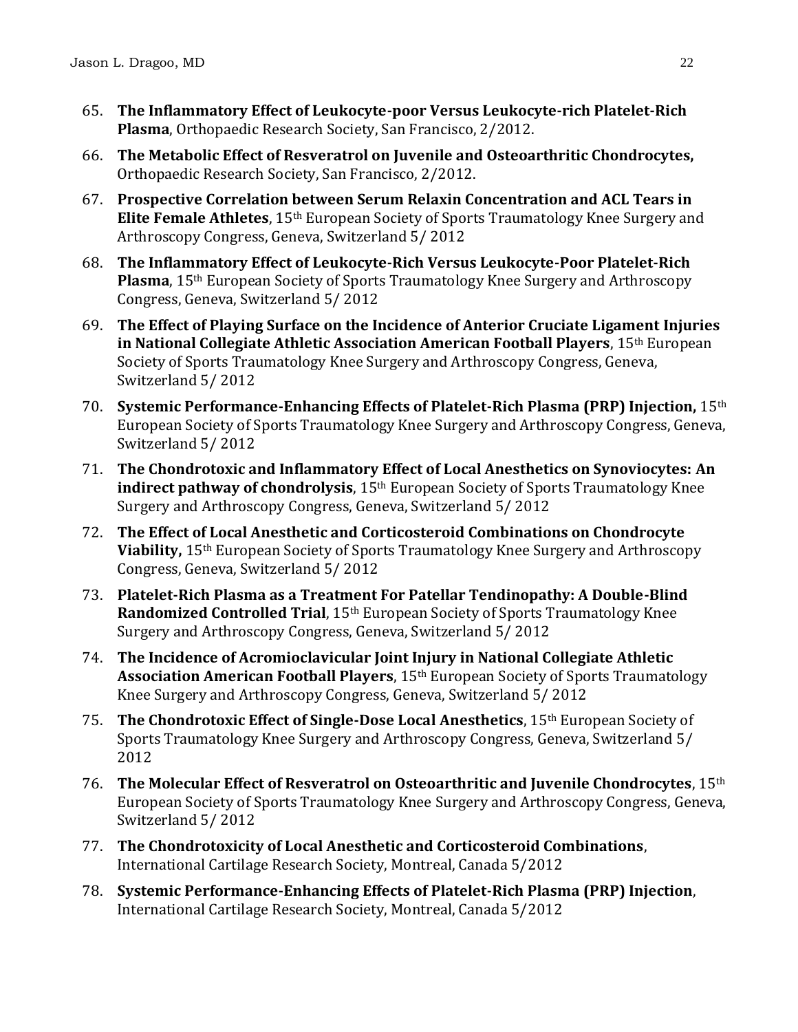65. **The Inflammatory Effect of Leukocyte-poor Versus Leukocyte-rich Platelet-Rich Plasma**, Orthopaedic Research Society, San Francisco, 2/2012.
66. **The Metabolic Effect of Resveratrol on Juvenile and Osteoarthritic Chondrocytes,** Orthopaedic Research Society, San Francisco, 2/2012.
67. **Prospective Correlation between Serum Relaxin Concentration and ACL Tears in Elite Female Athletes**, 15th European Society of Sports Traumatology Knee Surgery and Arthroscopy Congress, Geneva, Switzerland 5/ 2012
68. **The Inflammatory Effect of Leukocyte-Rich Versus Leukocyte-Poor Platelet-Rich Plasma**, 15th European Society of Sports Traumatology Knee Surgery and Arthroscopy Congress, Geneva, Switzerland 5/ 2012
69. **The Effect of Playing Surface on the Incidence of Anterior Cruciate Ligament Injuries in National Collegiate Athletic Association American Football Players**, 15th European Society of Sports Traumatology Knee Surgery and Arthroscopy Congress, Geneva, Switzerland 5/ 2012
70. **Systemic Performance-Enhancing Effects of Platelet-Rich Plasma (PRP) Injection,** 15th European Society of Sports Traumatology Knee Surgery and Arthroscopy Congress, Geneva, Switzerland 5/ 2012
71. **The Chondrotoxic and Inflammatory Effect of Local Anesthetics on Synoviocytes: An indirect pathway of chondrolysis**, 15th European Society of Sports Traumatology Knee Surgery and Arthroscopy Congress, Geneva, Switzerland 5/ 2012
72. **The Effect of Local Anesthetic and Corticosteroid Combinations on Chondrocyte Viability,** 15th European Society of Sports Traumatology Knee Surgery and Arthroscopy Congress, Geneva, Switzerland 5/ 2012
73. **Platelet-Rich Plasma as a Treatment For Patellar Tendinopathy: A Double-Blind Randomized Controlled Trial**, 15th European Society of Sports Traumatology Knee Surgery and Arthroscopy Congress, Geneva, Switzerland 5/ 2012
74. **The Incidence of Acromioclavicular Joint Injury in National Collegiate Athletic Association American Football Players**, 15th European Society of Sports Traumatology Knee Surgery and Arthroscopy Congress, Geneva, Switzerland 5/ 2012
75. **The Chondrotoxic Effect of Single-Dose Local Anesthetics**, 15th European Society of Sports Traumatology Knee Surgery and Arthroscopy Congress, Geneva, Switzerland 5/ 2012
76. **The Molecular Effect of Resveratrol on Osteoarthritic and Juvenile Chondrocytes**, 15th European Society of Sports Traumatology Knee Surgery and Arthroscopy Congress, Geneva, Switzerland 5/ 2012
77. **The Chondrotoxicity of Local Anesthetic and Corticosteroid Combinations**, International Cartilage Research Society, Montreal, Canada 5/2012
78. **Systemic Performance-Enhancing Effects of Platelet-Rich Plasma (PRP) Injection**, International Cartilage Research Society, Montreal, Canada 5/2012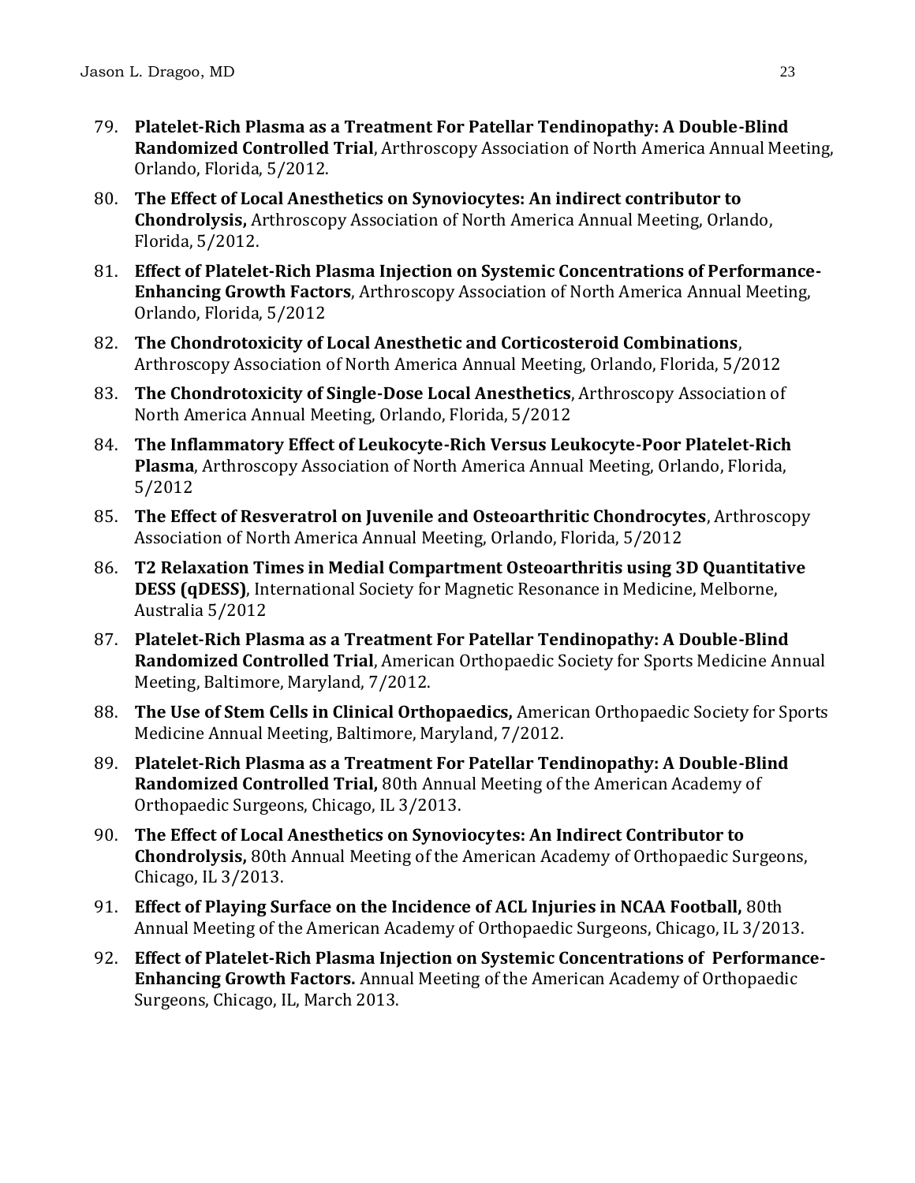79. **Platelet-Rich Plasma as a Treatment For Patellar Tendinopathy: A Double-Blind Randomized Controlled Trial**, Arthroscopy Association of North America Annual Meeting, Orlando, Florida, 5/2012.
80. **The Effect of Local Anesthetics on Synoviocytes: An indirect contributor to Chondrolysis,** Arthroscopy Association of North America Annual Meeting, Orlando, Florida, 5/2012.
81. **Effect of Platelet-Rich Plasma Injection on Systemic Concentrations of Performance-Enhancing Growth Factors**, Arthroscopy Association of North America Annual Meeting, Orlando, Florida, 5/2012
82. **The Chondrotoxicity of Local Anesthetic and Corticosteroid Combinations**, Arthroscopy Association of North America Annual Meeting, Orlando, Florida, 5/2012
83. **The Chondrotoxicity of Single-Dose Local Anesthetics**, Arthroscopy Association of North America Annual Meeting, Orlando, Florida, 5/2012
84. **The Inflammatory Effect of Leukocyte-Rich Versus Leukocyte-Poor Platelet-Rich Plasma**, Arthroscopy Association of North America Annual Meeting, Orlando, Florida, 5/2012
85. **The Effect of Resveratrol on Juvenile and Osteoarthritic Chondrocytes**, Arthroscopy Association of North America Annual Meeting, Orlando, Florida, 5/2012
86. **T2 Relaxation Times in Medial Compartment Osteoarthritis using 3D Quantitative DESS (qDESS)**, International Society for Magnetic Resonance in Medicine, Melborne, Australia 5/2012
87. **Platelet-Rich Plasma as a Treatment For Patellar Tendinopathy: A Double-Blind Randomized Controlled Trial**, American Orthopaedic Society for Sports Medicine Annual Meeting, Baltimore, Maryland, 7/2012.
88. **The Use of Stem Cells in Clinical Orthopaedics,** American Orthopaedic Society for Sports Medicine Annual Meeting, Baltimore, Maryland, 7/2012.
89. **Platelet-Rich Plasma as a Treatment For Patellar Tendinopathy: A Double-Blind Randomized Controlled Trial,** 80th Annual Meeting of the American Academy of Orthopaedic Surgeons, Chicago, IL 3/2013.
90. **The Effect of Local Anesthetics on Synoviocytes: An Indirect Contributor to Chondrolysis,** 80th Annual Meeting of the American Academy of Orthopaedic Surgeons, Chicago, IL 3/2013.
91. **Effect of Playing Surface on the Incidence of ACL Injuries in NCAA Football,** 80th Annual Meeting of the American Academy of Orthopaedic Surgeons, Chicago, IL 3/2013.
92. **Effect of Platelet-Rich Plasma Injection on Systemic Concentrations of Performance-Enhancing Growth Factors.** Annual Meeting of the American Academy of Orthopaedic Surgeons, Chicago, IL, March 2013.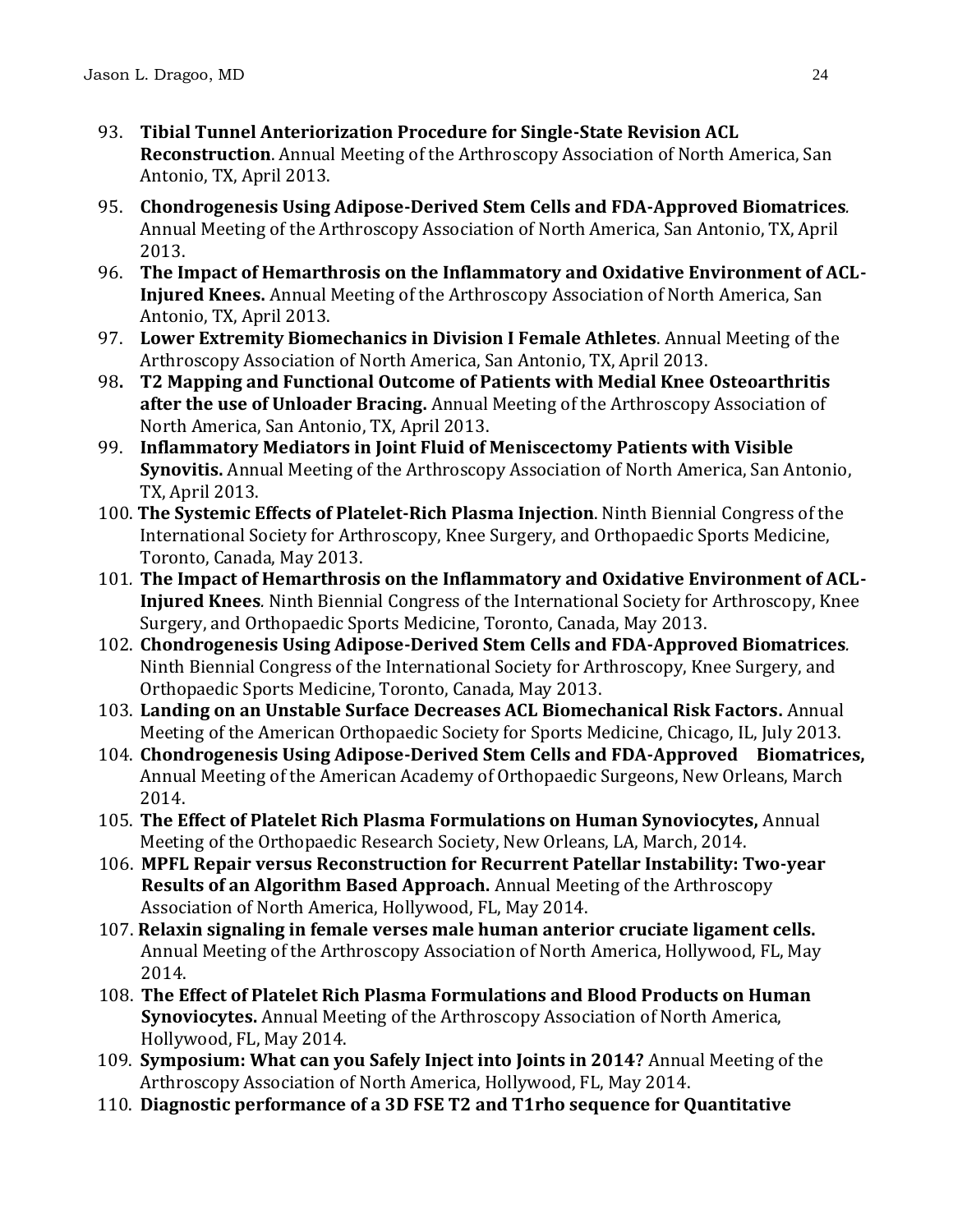93. **Tibial Tunnel Anteriorization Procedure for Single-State Revision ACL Reconstruction**. Annual Meeting of the Arthroscopy Association of North America, San Antonio, TX, April 2013.
95. **Chondrogenesis Using Adipose-Derived Stem Cells and FDA-Approved Biomatrices**. Annual Meeting of the Arthroscopy Association of North America, San Antonio, TX, April 2013.
96. **The Impact of Hemarthrosis on the Inflammatory and Oxidative Environment of ACL-Injured Knees.** Annual Meeting of the Arthroscopy Association of North America, San Antonio, TX, April 2013.
97. **Lower Extremity Biomechanics in Division I Female Athletes**. Annual Meeting of the Arthroscopy Association of North America, San Antonio, TX, April 2013.
98. **T2 Mapping and Functional Outcome of Patients with Medial Knee Osteoarthritis after the use of Unloader Bracing.** Annual Meeting of the Arthroscopy Association of North America, San Antonio, TX, April 2013.
99. **Inflammatory Mediators in Joint Fluid of Meniscectomy Patients with Visible Synovitis.** Annual Meeting of the Arthroscopy Association of North America, San Antonio, TX, April 2013.
100. **The Systemic Effects of Platelet-Rich Plasma Injection**. Ninth Biennial Congress of the International Society for Arthroscopy, Knee Surgery, and Orthopaedic Sports Medicine, Toronto, Canada, May 2013.
101. **The Impact of Hemarthrosis on the Inflammatory and Oxidative Environment of ACL-Injured Knees**. Ninth Biennial Congress of the International Society for Arthroscopy, Knee Surgery, and Orthopaedic Sports Medicine, Toronto, Canada, May 2013.
102. **Chondrogenesis Using Adipose-Derived Stem Cells and FDA-Approved Biomatrices**. Ninth Biennial Congress of the International Society for Arthroscopy, Knee Surgery, and Orthopaedic Sports Medicine, Toronto, Canada, May 2013.
103. **Landing on an Unstable Surface Decreases ACL Biomechanical Risk Factors.** Annual Meeting of the American Orthopaedic Society for Sports Medicine, Chicago, IL, July 2013.
104. **Chondrogenesis Using Adipose-Derived Stem Cells and FDA-Approved Biomatrices,** Annual Meeting of the American Academy of Orthopaedic Surgeons, New Orleans, March 2014.
105. **The Effect of Platelet Rich Plasma Formulations on Human Synoviocytes,** Annual Meeting of the Orthopaedic Research Society, New Orleans, LA, March, 2014.
106. **MPFL Repair versus Reconstruction for Recurrent Patellar Instability: Two-year Results of an Algorithm Based Approach.** Annual Meeting of the Arthroscopy Association of North America, Hollywood, FL, May 2014.
107. **Relaxin signaling in female verses male human anterior cruciate ligament cells.** Annual Meeting of the Arthroscopy Association of North America, Hollywood, FL, May 2014.
108. **The Effect of Platelet Rich Plasma Formulations and Blood Products on Human Synoviocytes.** Annual Meeting of the Arthroscopy Association of North America, Hollywood, FL, May 2014.
109. **Symposium: What can you Safely Inject into Joints in 2014?** Annual Meeting of the Arthroscopy Association of North America, Hollywood, FL, May 2014.
110. **Diagnostic performance of a 3D FSE T2 and T1rho sequence for Quantitative**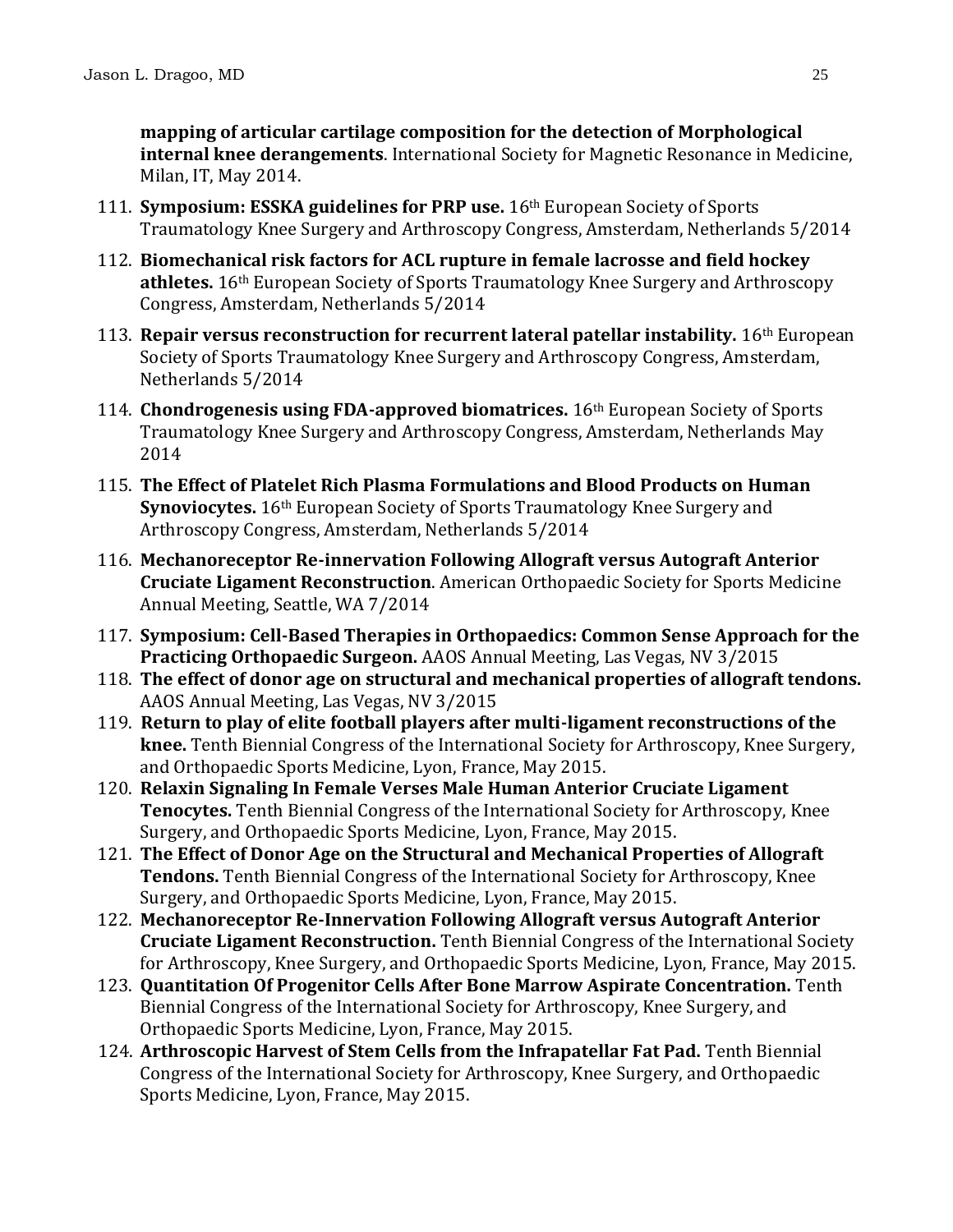**mapping of articular cartilage composition for the detection of Morphological internal knee derangements**. International Society for Magnetic Resonance in Medicine, Milan, IT, May 2014.

111. **Symposium: ESSKA guidelines for PRP use.** 16th European Society of Sports Traumatology Knee Surgery and Arthroscopy Congress, Amsterdam, Netherlands 5/2014
112. **Biomechanical risk factors for ACL rupture in female lacrosse and field hockey athletes.** 16th European Society of Sports Traumatology Knee Surgery and Arthroscopy Congress, Amsterdam, Netherlands 5/2014
113. **Repair versus reconstruction for recurrent lateral patellar instability.** 16th European Society of Sports Traumatology Knee Surgery and Arthroscopy Congress, Amsterdam, Netherlands 5/2014
114. **Chondrogenesis using FDA-approved biomatrices.** 16th European Society of Sports Traumatology Knee Surgery and Arthroscopy Congress, Amsterdam, Netherlands May 2014
115. **The Effect of Platelet Rich Plasma Formulations and Blood Products on Human Synoviocytes.** 16th European Society of Sports Traumatology Knee Surgery and Arthroscopy Congress, Amsterdam, Netherlands 5/2014
116. **Mechanoreceptor Re-innervation Following Allograft versus Autograft Anterior Cruciate Ligament Reconstruction**. American Orthopaedic Society for Sports Medicine Annual Meeting, Seattle, WA 7/2014
117. **Symposium: Cell-Based Therapies in Orthopaedics: Common Sense Approach for the Practicing Orthopaedic Surgeon.** AAOS Annual Meeting, Las Vegas, NV 3/2015
118. **The effect of donor age on structural and mechanical properties of allograft tendons.** AAOS Annual Meeting, Las Vegas, NV 3/2015
119. **Return to play of elite football players after multi-ligament reconstructions of the knee.** Tenth Biennial Congress of the International Society for Arthroscopy, Knee Surgery, and Orthopaedic Sports Medicine, Lyon, France, May 2015.
120. **Relaxin Signaling In Female Verses Male Human Anterior Cruciate Ligament Tenocytes.** Tenth Biennial Congress of the International Society for Arthroscopy, Knee Surgery, and Orthopaedic Sports Medicine, Lyon, France, May 2015.
121. **The Effect of Donor Age on the Structural and Mechanical Properties of Allograft Tendons.** Tenth Biennial Congress of the International Society for Arthroscopy, Knee Surgery, and Orthopaedic Sports Medicine, Lyon, France, May 2015.
122. **Mechanoreceptor Re-Innervation Following Allograft versus Autograft Anterior Cruciate Ligament Reconstruction.** Tenth Biennial Congress of the International Society for Arthroscopy, Knee Surgery, and Orthopaedic Sports Medicine, Lyon, France, May 2015.
123. **Quantitation Of Progenitor Cells After Bone Marrow Aspirate Concentration.** Tenth Biennial Congress of the International Society for Arthroscopy, Knee Surgery, and Orthopaedic Sports Medicine, Lyon, France, May 2015.
124. **Arthroscopic Harvest of Stem Cells from the Infrapatellar Fat Pad.** Tenth Biennial Congress of the International Society for Arthroscopy, Knee Surgery, and Orthopaedic Sports Medicine, Lyon, France, May 2015.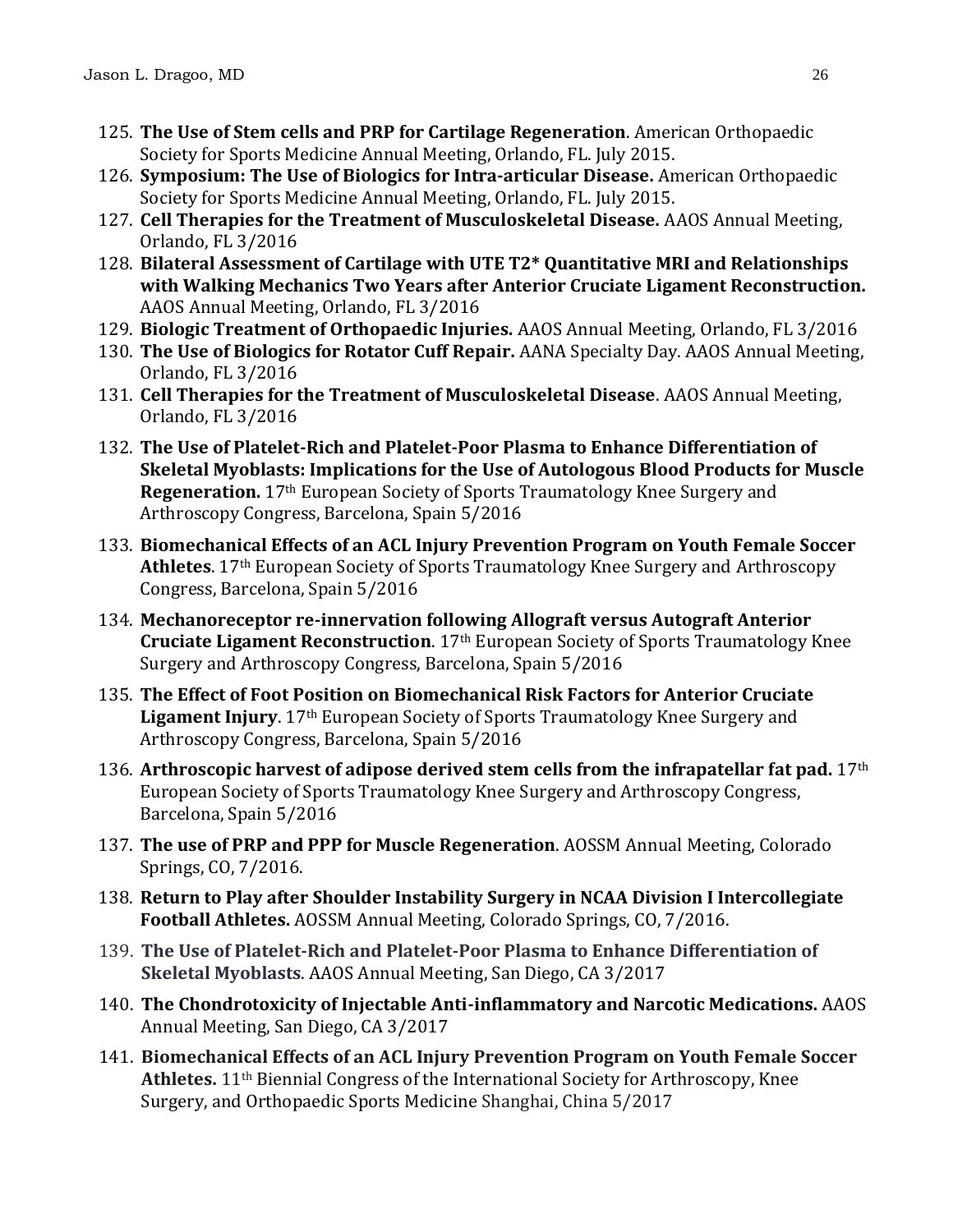125. **The Use of Stem cells and PRP for Cartilage Regeneration**. American Orthopaedic Society for Sports Medicine Annual Meeting, Orlando, FL. July 2015.
126. **Symposium: The Use of Biologics for Intra-articular Disease.** American Orthopaedic Society for Sports Medicine Annual Meeting, Orlando, FL. July 2015.
127. **Cell Therapies for the Treatment of Musculoskeletal Disease.** AAOS Annual Meeting, Orlando, FL 3/2016
128. **Bilateral Assessment of Cartilage with UTE T2* Quantitative MRI and Relationships with Walking Mechanics Two Years after Anterior Cruciate Ligament Reconstruction.** AAOS Annual Meeting, Orlando, FL 3/2016
129. **Biologic Treatment of Orthopaedic Injuries.** AAOS Annual Meeting, Orlando, FL 3/2016
130. **The Use of Biologics for Rotator Cuff Repair.** AANA Specialty Day. AAOS Annual Meeting, Orlando, FL 3/2016
131. **Cell Therapies for the Treatment of Musculoskeletal Disease**. AAOS Annual Meeting, Orlando, FL 3/2016
132. **The Use of Platelet-Rich and Platelet-Poor Plasma to Enhance Differentiation of Skeletal Myoblasts: Implications for the Use of Autologous Blood Products for Muscle Regeneration.** 17th European Society of Sports Traumatology Knee Surgery and Arthroscopy Congress, Barcelona, Spain 5/2016
133. **Biomechanical Effects of an ACL Injury Prevention Program on Youth Female Soccer Athletes**. 17th European Society of Sports Traumatology Knee Surgery and Arthroscopy Congress, Barcelona, Spain 5/2016
134. **Mechanoreceptor re-innervation following Allograft versus Autograft Anterior Cruciate Ligament Reconstruction**. 17th European Society of Sports Traumatology Knee Surgery and Arthroscopy Congress, Barcelona, Spain 5/2016
135. **The Effect of Foot Position on Biomechanical Risk Factors for Anterior Cruciate Ligament Injury**. 17th European Society of Sports Traumatology Knee Surgery and Arthroscopy Congress, Barcelona, Spain 5/2016
136. **Arthroscopic harvest of adipose derived stem cells from the infrapatellar fat pad.** 17th European Society of Sports Traumatology Knee Surgery and Arthroscopy Congress, Barcelona, Spain 5/2016
137. **The use of PRP and PPP for Muscle Regeneration**. AOSSM Annual Meeting, Colorado Springs, CO, 7/2016.
138. **Return to Play after Shoulder Instability Surgery in NCAA Division I Intercollegiate Football Athletes.** AOSSM Annual Meeting, Colorado Springs, CO, 7/2016.
139. **The Use of Platelet-Rich and Platelet-Poor Plasma to Enhance Differentiation of Skeletal Myoblasts**. AAOS Annual Meeting, San Diego, CA 3/2017
140. **The Chondrotoxicity of Injectable Anti-inflammatory and Narcotic Medications.** AAOS Annual Meeting, San Diego, CA 3/2017
141. **Biomechanical Effects of an ACL Injury Prevention Program on Youth Female Soccer Athletes.** 11th Biennial Congress of the International Society for Arthroscopy, Knee Surgery, and Orthopaedic Sports Medicine Shanghai, China 5/2017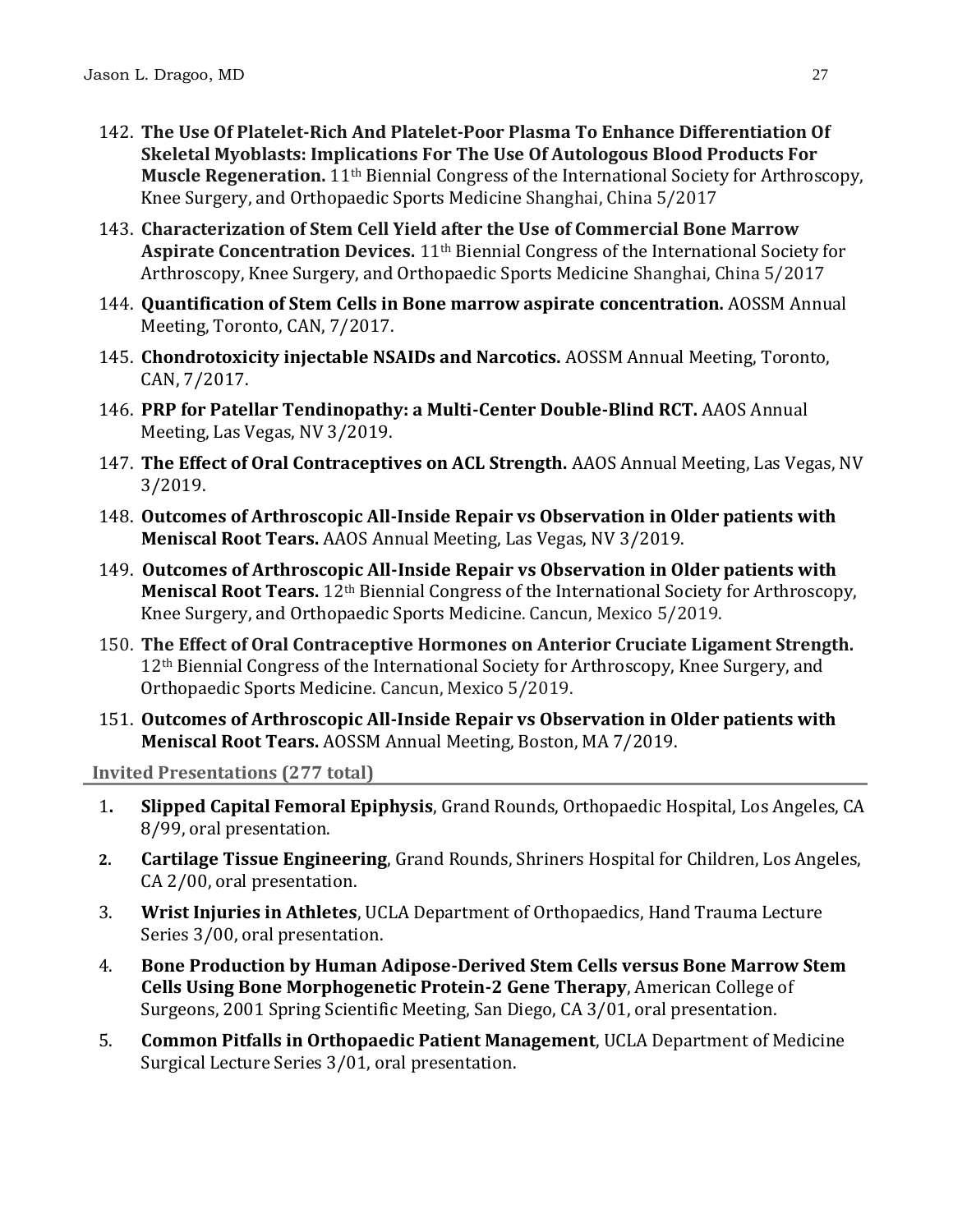142. **The Use Of Platelet-Rich And Platelet-Poor Plasma To Enhance Differentiation Of Skeletal Myoblasts: Implications For The Use Of Autologous Blood Products For Muscle Regeneration.** 11th Biennial Congress of the International Society for Arthroscopy, Knee Surgery, and Orthopaedic Sports Medicine Shanghai, China 5/2017
143. **Characterization of Stem Cell Yield after the Use of Commercial Bone Marrow Aspirate Concentration Devices.** 11th Biennial Congress of the International Society for Arthroscopy, Knee Surgery, and Orthopaedic Sports Medicine Shanghai, China 5/2017
144. **Quantification of Stem Cells in Bone marrow aspirate concentration.** AOSSM Annual Meeting, Toronto, CAN, 7/2017.
145. **Chondrotoxicity injectable NSAIDs and Narcotics.** AOSSM Annual Meeting, Toronto, CAN, 7/2017.
146. **PRP for Patellar Tendinopathy: a Multi-Center Double-Blind RCT.** AAOS Annual Meeting, Las Vegas, NV 3/2019.
147. **The Effect of Oral Contraceptives on ACL Strength.** AAOS Annual Meeting, Las Vegas, NV 3/2019.
148. **Outcomes of Arthroscopic All-Inside Repair vs Observation in Older patients with Meniscal Root Tears.** AAOS Annual Meeting, Las Vegas, NV 3/2019.
149. **Outcomes of Arthroscopic All-Inside Repair vs Observation in Older patients with Meniscal Root Tears.** 12th Biennial Congress of the International Society for Arthroscopy, Knee Surgery, and Orthopaedic Sports Medicine. Cancun, Mexico 5/2019.
150. **The Effect of Oral Contraceptive Hormones on Anterior Cruciate Ligament Strength.** 12th Biennial Congress of the International Society for Arthroscopy, Knee Surgery, and Orthopaedic Sports Medicine. Cancun, Mexico 5/2019.
151. **Outcomes of Arthroscopic All-Inside Repair vs Observation in Older patients with Meniscal Root Tears.** AOSSM Annual Meeting, Boston, MA 7/2019.

### Invited Presentations (277 total)

1. **Slipped Capital Femoral Epiphysis**, Grand Rounds, Orthopaedic Hospital, Los Angeles, CA 8/99, oral presentation.
2. **Cartilage Tissue Engineering**, Grand Rounds, Shriners Hospital for Children, Los Angeles, CA 2/00, oral presentation.
3. **Wrist Injuries in Athletes**, UCLA Department of Orthopaedics, Hand Trauma Lecture Series 3/00, oral presentation.
4. **Bone Production by Human Adipose-Derived Stem Cells versus Bone Marrow Stem Cells Using Bone Morphogenetic Protein-2 Gene Therapy**, American College of Surgeons, 2001 Spring Scientific Meeting, San Diego, CA 3/01, oral presentation.
5. **Common Pitfalls in Orthopaedic Patient Management**, UCLA Department of Medicine Surgical Lecture Series 3/01, oral presentation.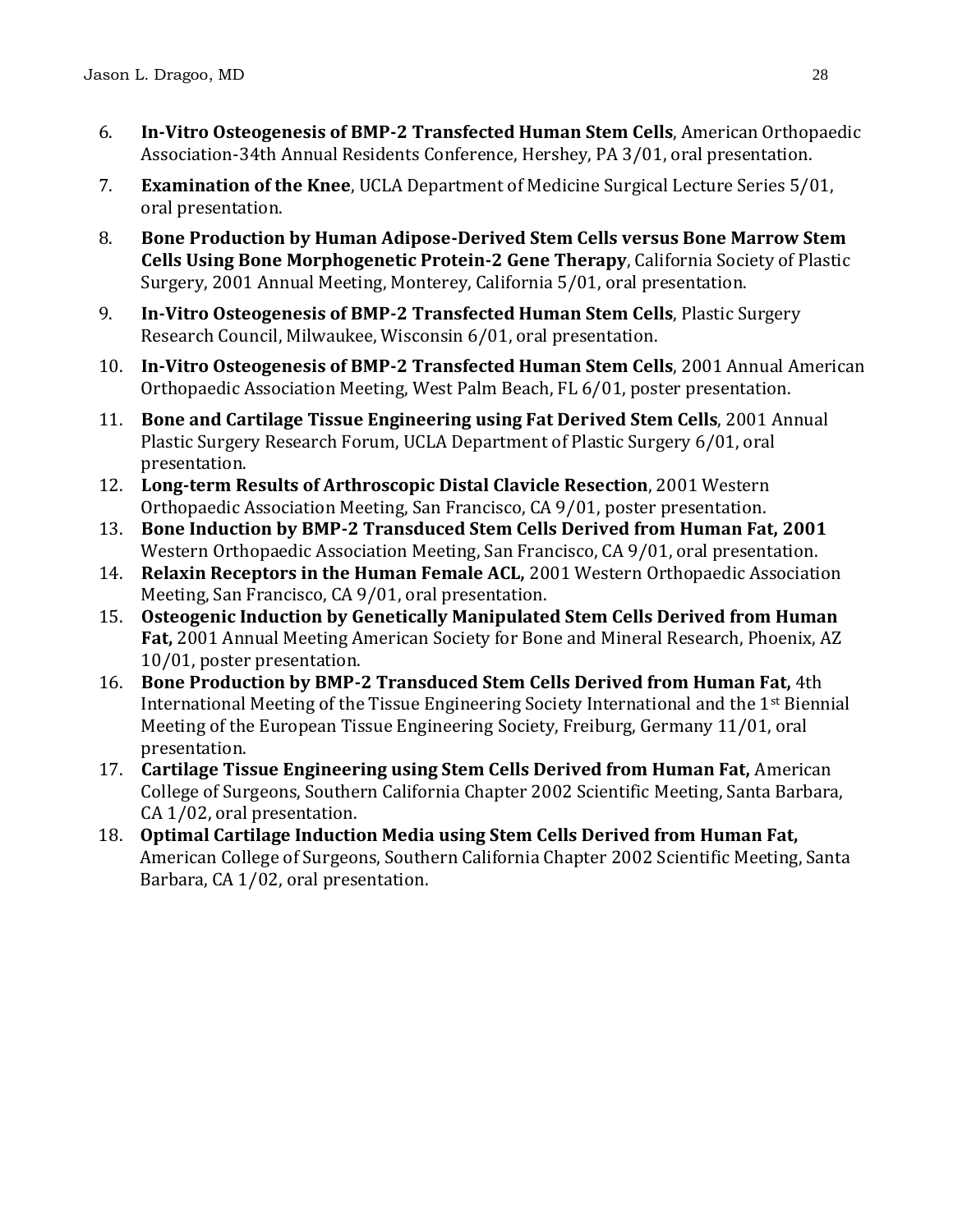6. **In-Vitro Osteogenesis of BMP-2 Transfected Human Stem Cells**, American Orthopaedic Association-34th Annual Residents Conference, Hershey, PA 3/01, oral presentation.
7. **Examination of the Knee**, UCLA Department of Medicine Surgical Lecture Series 5/01, oral presentation.
8. **Bone Production by Human Adipose-Derived Stem Cells versus Bone Marrow Stem Cells Using Bone Morphogenetic Protein-2 Gene Therapy**, California Society of Plastic Surgery, 2001 Annual Meeting, Monterey, California 5/01, oral presentation.
9. **In-Vitro Osteogenesis of BMP-2 Transfected Human Stem Cells**, Plastic Surgery Research Council, Milwaukee, Wisconsin 6/01, oral presentation.
10. **In-Vitro Osteogenesis of BMP-2 Transfected Human Stem Cells**, 2001 Annual American Orthopaedic Association Meeting, West Palm Beach, FL 6/01, poster presentation.
11. **Bone and Cartilage Tissue Engineering using Fat Derived Stem Cells**, 2001 Annual Plastic Surgery Research Forum, UCLA Department of Plastic Surgery 6/01, oral presentation.
12. **Long-term Results of Arthroscopic Distal Clavicle Resection**, 2001 Western Orthopaedic Association Meeting, San Francisco, CA 9/01, poster presentation.
13. **Bone Induction by BMP-2 Transduced Stem Cells Derived from Human Fat, 2001** Western Orthopaedic Association Meeting, San Francisco, CA 9/01, oral presentation.
14. **Relaxin Receptors in the Human Female ACL,** 2001 Western Orthopaedic Association Meeting, San Francisco, CA 9/01, oral presentation.
15. **Osteogenic Induction by Genetically Manipulated Stem Cells Derived from Human Fat,** 2001 Annual Meeting American Society for Bone and Mineral Research, Phoenix, AZ 10/01, poster presentation.
16. **Bone Production by BMP-2 Transduced Stem Cells Derived from Human Fat,** 4th International Meeting of the Tissue Engineering Society International and the 1st Biennial Meeting of the European Tissue Engineering Society, Freiburg, Germany 11/01, oral presentation.
17. **Cartilage Tissue Engineering using Stem Cells Derived from Human Fat,** American College of Surgeons, Southern California Chapter 2002 Scientific Meeting, Santa Barbara, CA 1/02, oral presentation.
18. **Optimal Cartilage Induction Media using Stem Cells Derived from Human Fat,** American College of Surgeons, Southern California Chapter 2002 Scientific Meeting, Santa Barbara, CA 1/02, oral presentation.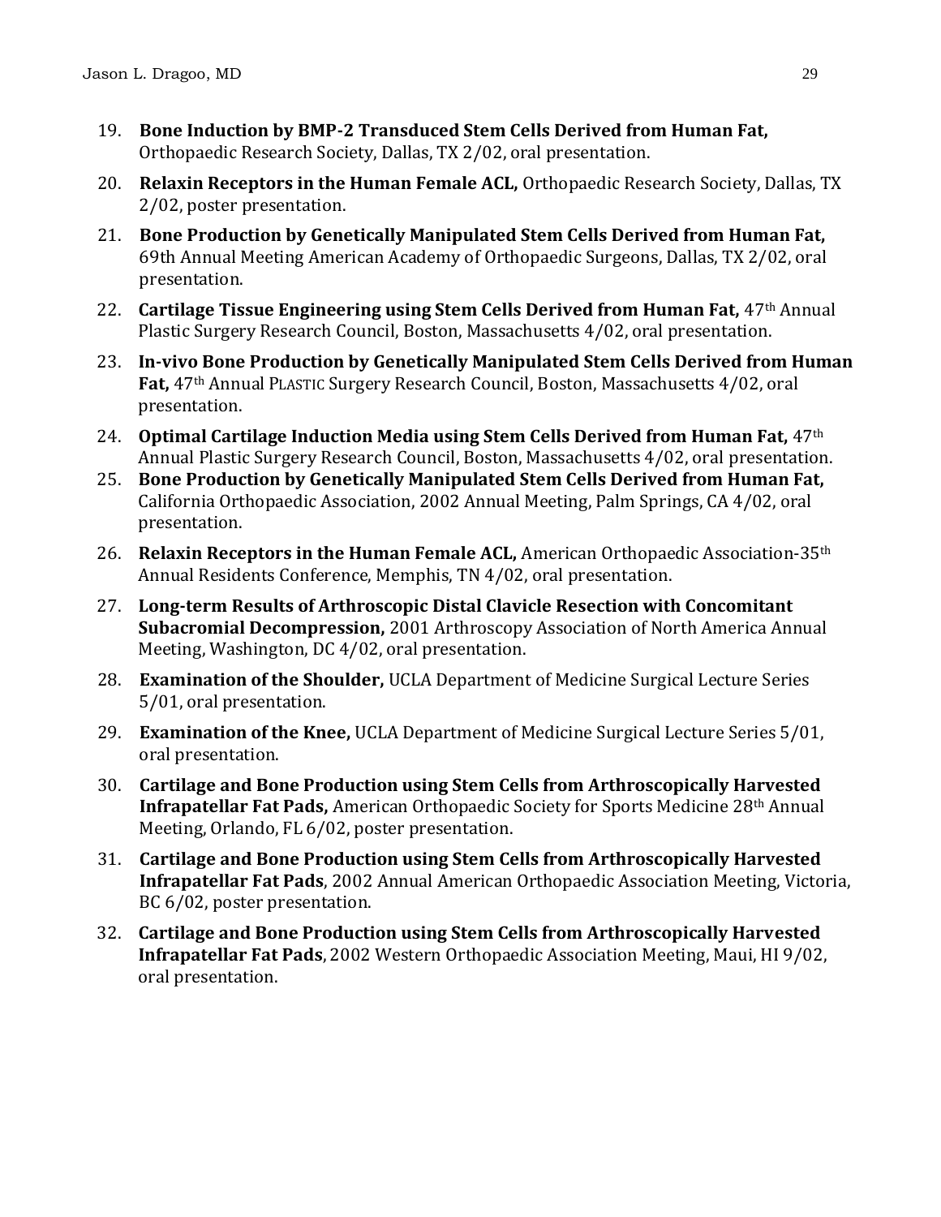19. **Bone Induction by BMP-2 Transduced Stem Cells Derived from Human Fat,** Orthopaedic Research Society, Dallas, TX 2/02, oral presentation.
20. **Relaxin Receptors in the Human Female ACL,** Orthopaedic Research Society, Dallas, TX 2/02, poster presentation.
21. **Bone Production by Genetically Manipulated Stem Cells Derived from Human Fat,** 69th Annual Meeting American Academy of Orthopaedic Surgeons, Dallas, TX 2/02, oral presentation.
22. **Cartilage Tissue Engineering using Stem Cells Derived from Human Fat,** 47th Annual Plastic Surgery Research Council, Boston, Massachusetts 4/02, oral presentation.
23. **In-vivo Bone Production by Genetically Manipulated Stem Cells Derived from Human Fat,** 47th Annual PLASTIC Surgery Research Council, Boston, Massachusetts 4/02, oral presentation.
24. **Optimal Cartilage Induction Media using Stem Cells Derived from Human Fat,** 47th Annual Plastic Surgery Research Council, Boston, Massachusetts 4/02, oral presentation.
25. **Bone Production by Genetically Manipulated Stem Cells Derived from Human Fat,** California Orthopaedic Association, 2002 Annual Meeting, Palm Springs, CA 4/02, oral presentation.
26. **Relaxin Receptors in the Human Female ACL,** American Orthopaedic Association-35th Annual Residents Conference, Memphis, TN 4/02, oral presentation.
27. **Long-term Results of Arthroscopic Distal Clavicle Resection with Concomitant Subacromial Decompression,** 2001 Arthroscopy Association of North America Annual Meeting, Washington, DC 4/02, oral presentation.
28. **Examination of the Shoulder,** UCLA Department of Medicine Surgical Lecture Series 5/01, oral presentation.
29. **Examination of the Knee,** UCLA Department of Medicine Surgical Lecture Series 5/01, oral presentation.
30. **Cartilage and Bone Production using Stem Cells from Arthroscopically Harvested Infrapatellar Fat Pads,** American Orthopaedic Society for Sports Medicine 28th Annual Meeting, Orlando, FL 6/02, poster presentation.
31. **Cartilage and Bone Production using Stem Cells from Arthroscopically Harvested Infrapatellar Fat Pads**, 2002 Annual American Orthopaedic Association Meeting, Victoria, BC 6/02, poster presentation.
32. **Cartilage and Bone Production using Stem Cells from Arthroscopically Harvested Infrapatellar Fat Pads**, 2002 Western Orthopaedic Association Meeting, Maui, HI 9/02, oral presentation.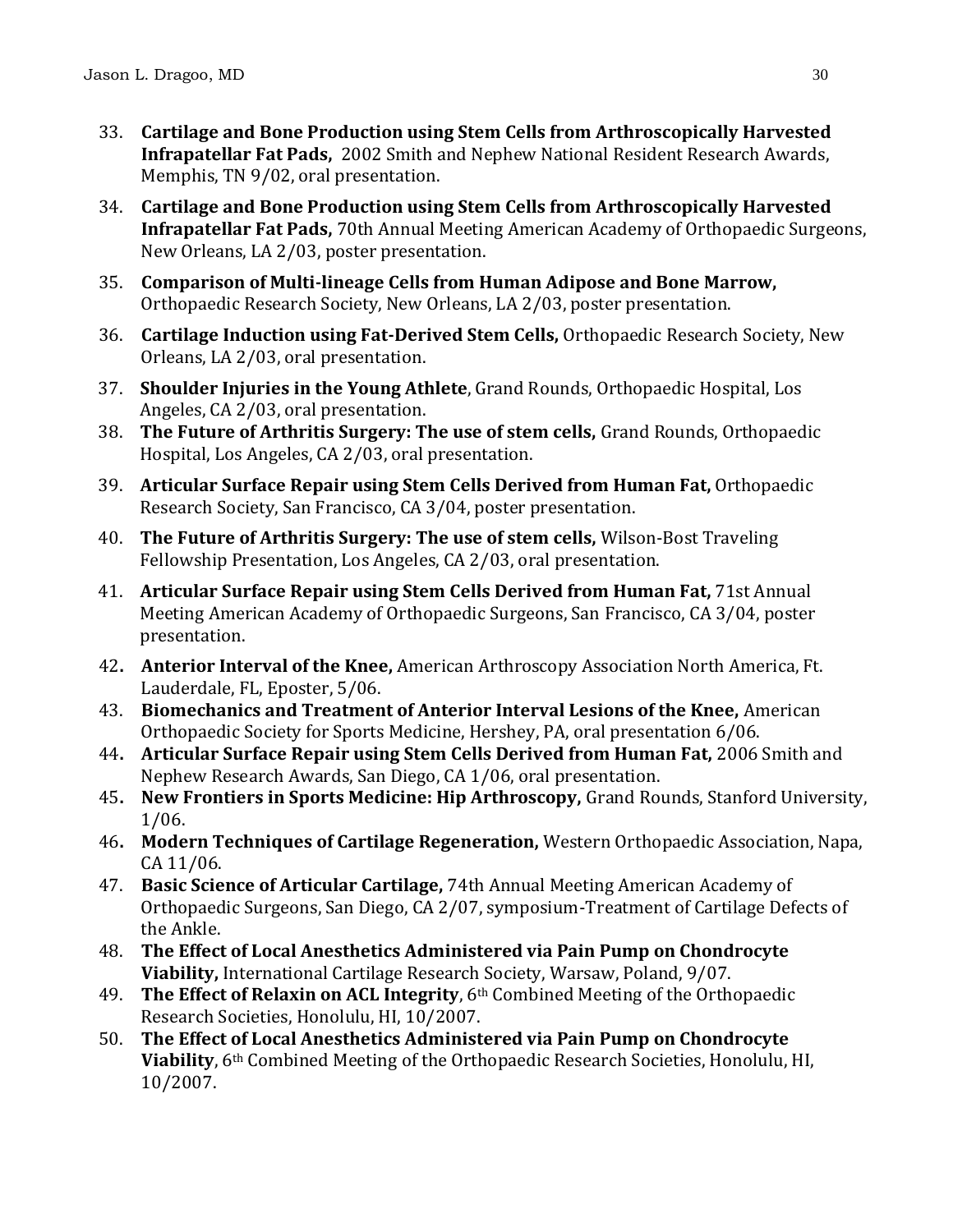33. **Cartilage and Bone Production using Stem Cells from Arthroscopically Harvested Infrapatellar Fat Pads,** 2002 Smith and Nephew National Resident Research Awards, Memphis, TN 9/02, oral presentation.
34. **Cartilage and Bone Production using Stem Cells from Arthroscopically Harvested Infrapatellar Fat Pads,** 70th Annual Meeting American Academy of Orthopaedic Surgeons, New Orleans, LA 2/03, poster presentation.
35. **Comparison of Multi-lineage Cells from Human Adipose and Bone Marrow,** Orthopaedic Research Society, New Orleans, LA 2/03, poster presentation.
36. **Cartilage Induction using Fat-Derived Stem Cells,** Orthopaedic Research Society, New Orleans, LA 2/03, oral presentation.
37. **Shoulder Injuries in the Young Athlete**, Grand Rounds, Orthopaedic Hospital, Los Angeles, CA 2/03, oral presentation.
38. **The Future of Arthritis Surgery: The use of stem cells,** Grand Rounds, Orthopaedic Hospital, Los Angeles, CA 2/03, oral presentation.
39. **Articular Surface Repair using Stem Cells Derived from Human Fat,** Orthopaedic Research Society, San Francisco, CA 3/04, poster presentation.
40. **The Future of Arthritis Surgery: The use of stem cells,** Wilson-Bost Traveling Fellowship Presentation, Los Angeles, CA 2/03, oral presentation.
41. **Articular Surface Repair using Stem Cells Derived from Human Fat,** 71st Annual Meeting American Academy of Orthopaedic Surgeons, San Francisco, CA 3/04, poster presentation.
42. **Anterior Interval of the Knee,** American Arthroscopy Association North America, Ft. Lauderdale, FL, Eposter, 5/06.
43. **Biomechanics and Treatment of Anterior Interval Lesions of the Knee,** American Orthopaedic Society for Sports Medicine, Hershey, PA, oral presentation 6/06.
44. **Articular Surface Repair using Stem Cells Derived from Human Fat,** 2006 Smith and Nephew Research Awards, San Diego, CA 1/06, oral presentation.
45. **New Frontiers in Sports Medicine: Hip Arthroscopy,** Grand Rounds, Stanford University, 1/06.
46. **Modern Techniques of Cartilage Regeneration,** Western Orthopaedic Association, Napa, CA 11/06.
47. **Basic Science of Articular Cartilage,** 74th Annual Meeting American Academy of Orthopaedic Surgeons, San Diego, CA 2/07, symposium-Treatment of Cartilage Defects of the Ankle.
48. **The Effect of Local Anesthetics Administered via Pain Pump on Chondrocyte Viability,** International Cartilage Research Society, Warsaw, Poland, 9/07.
49. **The Effect of Relaxin on ACL Integrity**, 6th Combined Meeting of the Orthopaedic Research Societies, Honolulu, HI, 10/2007.
50. **The Effect of Local Anesthetics Administered via Pain Pump on Chondrocyte Viability**, 6th Combined Meeting of the Orthopaedic Research Societies, Honolulu, HI, 10/2007.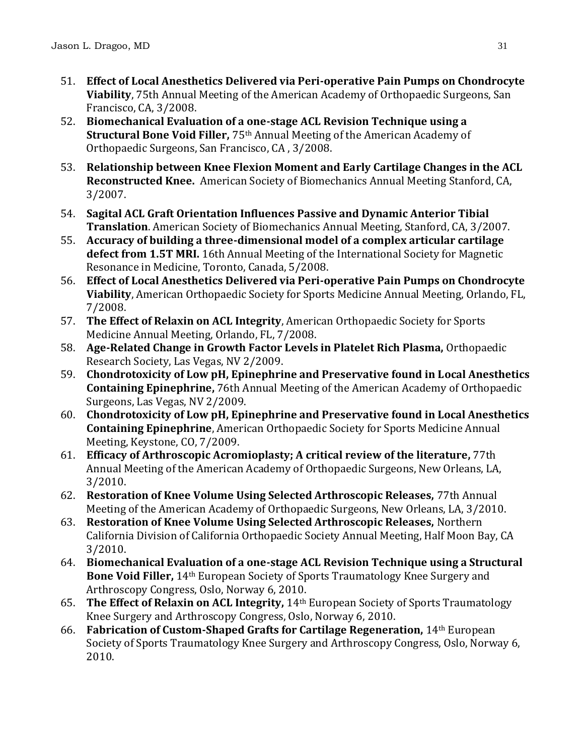51. **Effect of Local Anesthetics Delivered via Peri-operative Pain Pumps on Chondrocyte Viability**, 75th Annual Meeting of the American Academy of Orthopaedic Surgeons, San Francisco, CA, 3/2008.
52. **Biomechanical Evaluation of a one-stage ACL Revision Technique using a Structural Bone Void Filler,** 75th Annual Meeting of the American Academy of Orthopaedic Surgeons, San Francisco, CA , 3/2008.
53. **Relationship between Knee Flexion Moment and Early Cartilage Changes in the ACL Reconstructed Knee.** American Society of Biomechanics Annual Meeting Stanford, CA, 3/2007.
54. **Sagital ACL Graft Orientation Influences Passive and Dynamic Anterior Tibial Translation**. American Society of Biomechanics Annual Meeting, Stanford, CA, 3/2007.
55. **Accuracy of building a three-dimensional model of a complex articular cartilage defect from 1.5T MRI.** 16th Annual Meeting of the International Society for Magnetic Resonance in Medicine, Toronto, Canada, 5/2008.
56. **Effect of Local Anesthetics Delivered via Peri-operative Pain Pumps on Chondrocyte Viability**, American Orthopaedic Society for Sports Medicine Annual Meeting, Orlando, FL, 7/2008.
57. **The Effect of Relaxin on ACL Integrity**, American Orthopaedic Society for Sports Medicine Annual Meeting, Orlando, FL, 7/2008.
58. **Age-Related Change in Growth Factor Levels in Platelet Rich Plasma,** Orthopaedic Research Society, Las Vegas, NV 2/2009.
59. **Chondrotoxicity of Low pH, Epinephrine and Preservative found in Local Anesthetics Containing Epinephrine,** 76th Annual Meeting of the American Academy of Orthopaedic Surgeons, Las Vegas, NV 2/2009.
60. **Chondrotoxicity of Low pH, Epinephrine and Preservative found in Local Anesthetics Containing Epinephrine**, American Orthopaedic Society for Sports Medicine Annual Meeting, Keystone, CO, 7/2009.
61. **Efficacy of Arthroscopic Acromioplasty; A critical review of the literature,** 77th Annual Meeting of the American Academy of Orthopaedic Surgeons, New Orleans, LA, 3/2010.
62. **Restoration of Knee Volume Using Selected Arthroscopic Releases,** 77th Annual Meeting of the American Academy of Orthopaedic Surgeons, New Orleans, LA, 3/2010.
63. **Restoration of Knee Volume Using Selected Arthroscopic Releases,** Northern California Division of California Orthopaedic Society Annual Meeting, Half Moon Bay, CA 3/2010.
64. **Biomechanical Evaluation of a one-stage ACL Revision Technique using a Structural Bone Void Filler,** 14th European Society of Sports Traumatology Knee Surgery and Arthroscopy Congress, Oslo, Norway 6, 2010.
65. **The Effect of Relaxin on ACL Integrity,** 14th European Society of Sports Traumatology Knee Surgery and Arthroscopy Congress, Oslo, Norway 6, 2010.
66. **Fabrication of Custom-Shaped Grafts for Cartilage Regeneration,** 14th European Society of Sports Traumatology Knee Surgery and Arthroscopy Congress, Oslo, Norway 6, 2010.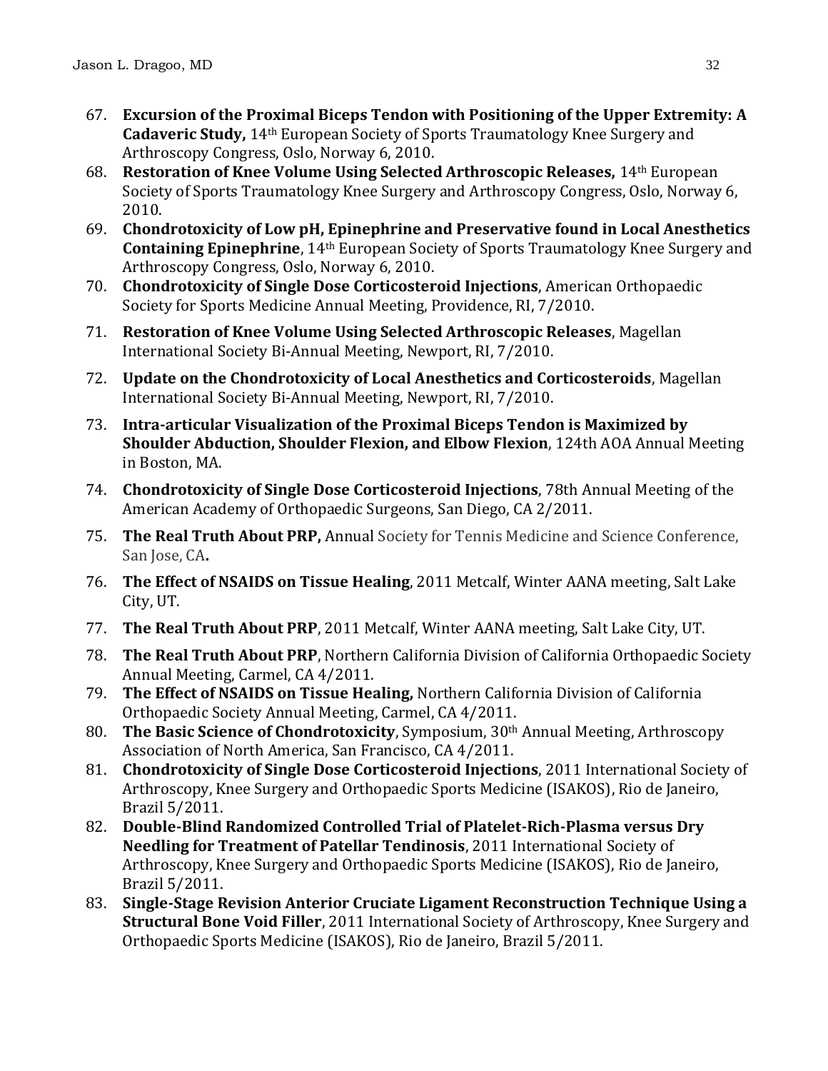67. **Excursion of the Proximal Biceps Tendon with Positioning of the Upper Extremity: A Cadaveric Study,** 14th European Society of Sports Traumatology Knee Surgery and Arthroscopy Congress, Oslo, Norway 6, 2010.
68. **Restoration of Knee Volume Using Selected Arthroscopic Releases,** 14th European Society of Sports Traumatology Knee Surgery and Arthroscopy Congress, Oslo, Norway 6, 2010.
69. **Chondrotoxicity of Low pH, Epinephrine and Preservative found in Local Anesthetics Containing Epinephrine**, 14th European Society of Sports Traumatology Knee Surgery and Arthroscopy Congress, Oslo, Norway 6, 2010.
70. **Chondrotoxicity of Single Dose Corticosteroid Injections**, American Orthopaedic Society for Sports Medicine Annual Meeting, Providence, RI, 7/2010.
71. **Restoration of Knee Volume Using Selected Arthroscopic Releases**, Magellan International Society Bi-Annual Meeting, Newport, RI, 7/2010.
72. **Update on the Chondrotoxicity of Local Anesthetics and Corticosteroids**, Magellan International Society Bi-Annual Meeting, Newport, RI, 7/2010.
73. **Intra-articular Visualization of the Proximal Biceps Tendon is Maximized by Shoulder Abduction, Shoulder Flexion, and Elbow Flexion**, 124th AOA Annual Meeting in Boston, MA.
74. **Chondrotoxicity of Single Dose Corticosteroid Injections**, 78th Annual Meeting of the American Academy of Orthopaedic Surgeons, San Diego, CA 2/2011.
75. **The Real Truth About PRP,** Annual Society for Tennis Medicine and Science Conference, San Jose, CA**.**
76. **The Effect of NSAIDS on Tissue Healing**, 2011 Metcalf, Winter AANA meeting, Salt Lake City, UT.
77. **The Real Truth About PRP**, 2011 Metcalf, Winter AANA meeting, Salt Lake City, UT.
78. **The Real Truth About PRP**, Northern California Division of California Orthopaedic Society Annual Meeting, Carmel, CA 4/2011.
79. **The Effect of NSAIDS on Tissue Healing,** Northern California Division of California Orthopaedic Society Annual Meeting, Carmel, CA 4/2011.
80. **The Basic Science of Chondrotoxicity**, Symposium, 30th Annual Meeting, Arthroscopy Association of North America, San Francisco, CA 4/2011.
81. **Chondrotoxicity of Single Dose Corticosteroid Injections**, 2011 International Society of Arthroscopy, Knee Surgery and Orthopaedic Sports Medicine (ISAKOS), Rio de Janeiro, Brazil 5/2011.
82. **Double-Blind Randomized Controlled Trial of Platelet-Rich-Plasma versus Dry Needling for Treatment of Patellar Tendinosis**, 2011 International Society of Arthroscopy, Knee Surgery and Orthopaedic Sports Medicine (ISAKOS), Rio de Janeiro, Brazil 5/2011.
83. **Single-Stage Revision Anterior Cruciate Ligament Reconstruction Technique Using a Structural Bone Void Filler**, 2011 International Society of Arthroscopy, Knee Surgery and Orthopaedic Sports Medicine (ISAKOS), Rio de Janeiro, Brazil 5/2011.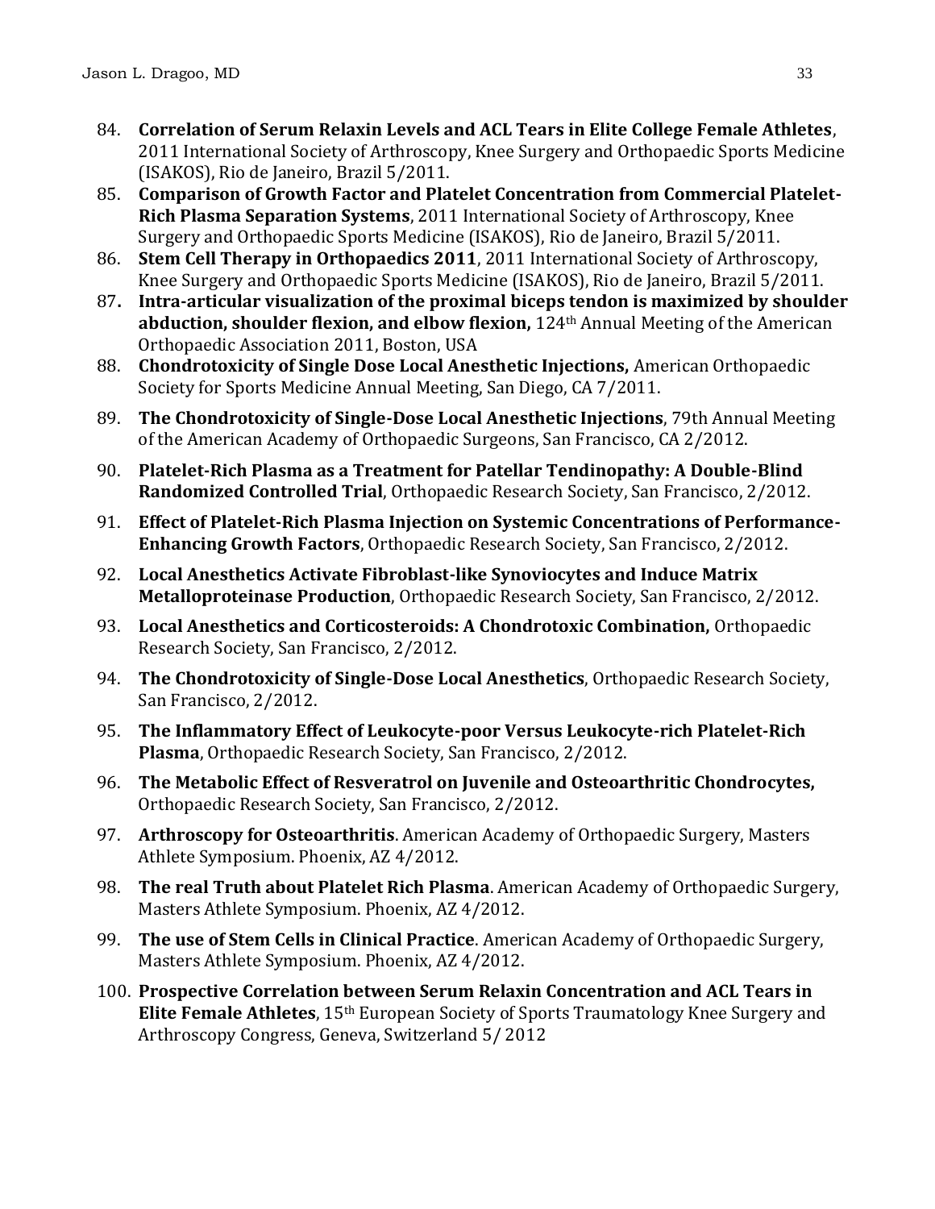84. **Correlation of Serum Relaxin Levels and ACL Tears in Elite College Female Athletes**, 2011 International Society of Arthroscopy, Knee Surgery and Orthopaedic Sports Medicine (ISAKOS), Rio de Janeiro, Brazil 5/2011.
85. **Comparison of Growth Factor and Platelet Concentration from Commercial Platelet-Rich Plasma Separation Systems**, 2011 International Society of Arthroscopy, Knee Surgery and Orthopaedic Sports Medicine (ISAKOS), Rio de Janeiro, Brazil 5/2011.
86. **Stem Cell Therapy in Orthopaedics 2011**, 2011 International Society of Arthroscopy, Knee Surgery and Orthopaedic Sports Medicine (ISAKOS), Rio de Janeiro, Brazil 5/2011.
87. **Intra-articular visualization of the proximal biceps tendon is maximized by shoulder abduction, shoulder flexion, and elbow flexion,** 124th Annual Meeting of the American Orthopaedic Association 2011, Boston, USA
88. **Chondrotoxicity of Single Dose Local Anesthetic Injections,** American Orthopaedic Society for Sports Medicine Annual Meeting, San Diego, CA 7/2011.
89. **The Chondrotoxicity of Single-Dose Local Anesthetic Injections**, 79th Annual Meeting of the American Academy of Orthopaedic Surgeons, San Francisco, CA 2/2012.
90. **Platelet-Rich Plasma as a Treatment for Patellar Tendinopathy: A Double-Blind Randomized Controlled Trial**, Orthopaedic Research Society, San Francisco, 2/2012.
91. **Effect of Platelet-Rich Plasma Injection on Systemic Concentrations of Performance-Enhancing Growth Factors**, Orthopaedic Research Society, San Francisco, 2/2012.
92. **Local Anesthetics Activate Fibroblast-like Synoviocytes and Induce Matrix Metalloproteinase Production**, Orthopaedic Research Society, San Francisco, 2/2012.
93. **Local Anesthetics and Corticosteroids: A Chondrotoxic Combination,** Orthopaedic Research Society, San Francisco, 2/2012.
94. **The Chondrotoxicity of Single-Dose Local Anesthetics**, Orthopaedic Research Society, San Francisco, 2/2012.
95. **The Inflammatory Effect of Leukocyte-poor Versus Leukocyte-rich Platelet-Rich Plasma**, Orthopaedic Research Society, San Francisco, 2/2012.
96. **The Metabolic Effect of Resveratrol on Juvenile and Osteoarthritic Chondrocytes,** Orthopaedic Research Society, San Francisco, 2/2012.
97. **Arthroscopy for Osteoarthritis**. American Academy of Orthopaedic Surgery, Masters Athlete Symposium. Phoenix, AZ 4/2012.
98. **The real Truth about Platelet Rich Plasma**. American Academy of Orthopaedic Surgery, Masters Athlete Symposium. Phoenix, AZ 4/2012.
99. **The use of Stem Cells in Clinical Practice**. American Academy of Orthopaedic Surgery, Masters Athlete Symposium. Phoenix, AZ 4/2012.
100. **Prospective Correlation between Serum Relaxin Concentration and ACL Tears in Elite Female Athletes**, 15th European Society of Sports Traumatology Knee Surgery and Arthroscopy Congress, Geneva, Switzerland 5/ 2012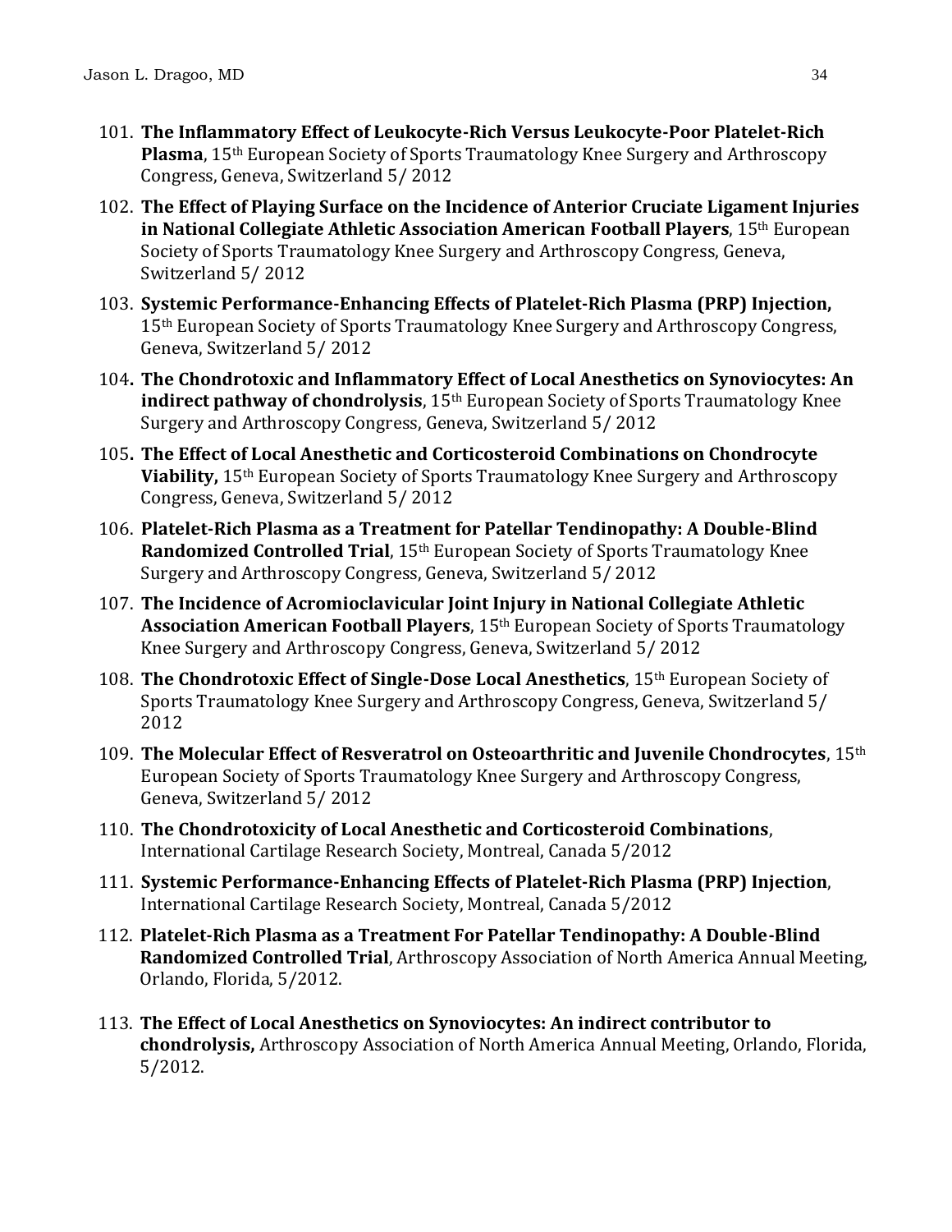101. **The Inflammatory Effect of Leukocyte-Rich Versus Leukocyte-Poor Platelet-Rich Plasma**, 15th European Society of Sports Traumatology Knee Surgery and Arthroscopy Congress, Geneva, Switzerland 5/ 2012

102. **The Effect of Playing Surface on the Incidence of Anterior Cruciate Ligament Injuries in National Collegiate Athletic Association American Football Players**, 15th European Society of Sports Traumatology Knee Surgery and Arthroscopy Congress, Geneva, Switzerland 5/ 2012

103. **Systemic Performance-Enhancing Effects of Platelet-Rich Plasma (PRP) Injection,** 15th European Society of Sports Traumatology Knee Surgery and Arthroscopy Congress, Geneva, Switzerland 5/ 2012

104. **The Chondrotoxic and Inflammatory Effect of Local Anesthetics on Synoviocytes: An indirect pathway of chondrolysis**, 15th European Society of Sports Traumatology Knee Surgery and Arthroscopy Congress, Geneva, Switzerland 5/ 2012

105. **The Effect of Local Anesthetic and Corticosteroid Combinations on Chondrocyte Viability,** 15th European Society of Sports Traumatology Knee Surgery and Arthroscopy Congress, Geneva, Switzerland 5/ 2012

106. **Platelet-Rich Plasma as a Treatment for Patellar Tendinopathy: A Double-Blind Randomized Controlled Trial**, 15th European Society of Sports Traumatology Knee Surgery and Arthroscopy Congress, Geneva, Switzerland 5/ 2012

107. **The Incidence of Acromioclavicular Joint Injury in National Collegiate Athletic Association American Football Players**, 15th European Society of Sports Traumatology Knee Surgery and Arthroscopy Congress, Geneva, Switzerland 5/ 2012

108. **The Chondrotoxic Effect of Single-Dose Local Anesthetics**, 15th European Society of Sports Traumatology Knee Surgery and Arthroscopy Congress, Geneva, Switzerland 5/ 2012

109. **The Molecular Effect of Resveratrol on Osteoarthritic and Juvenile Chondrocytes**, 15th European Society of Sports Traumatology Knee Surgery and Arthroscopy Congress, Geneva, Switzerland 5/ 2012

110. **The Chondrotoxicity of Local Anesthetic and Corticosteroid Combinations**, International Cartilage Research Society, Montreal, Canada 5/2012

111. **Systemic Performance-Enhancing Effects of Platelet-Rich Plasma (PRP) Injection**, International Cartilage Research Society, Montreal, Canada 5/2012

112. **Platelet-Rich Plasma as a Treatment For Patellar Tendinopathy: A Double-Blind Randomized Controlled Trial**, Arthroscopy Association of North America Annual Meeting, Orlando, Florida, 5/2012.

113. **The Effect of Local Anesthetics on Synoviocytes: An indirect contributor to chondrolysis,** Arthroscopy Association of North America Annual Meeting, Orlando, Florida, 5/2012.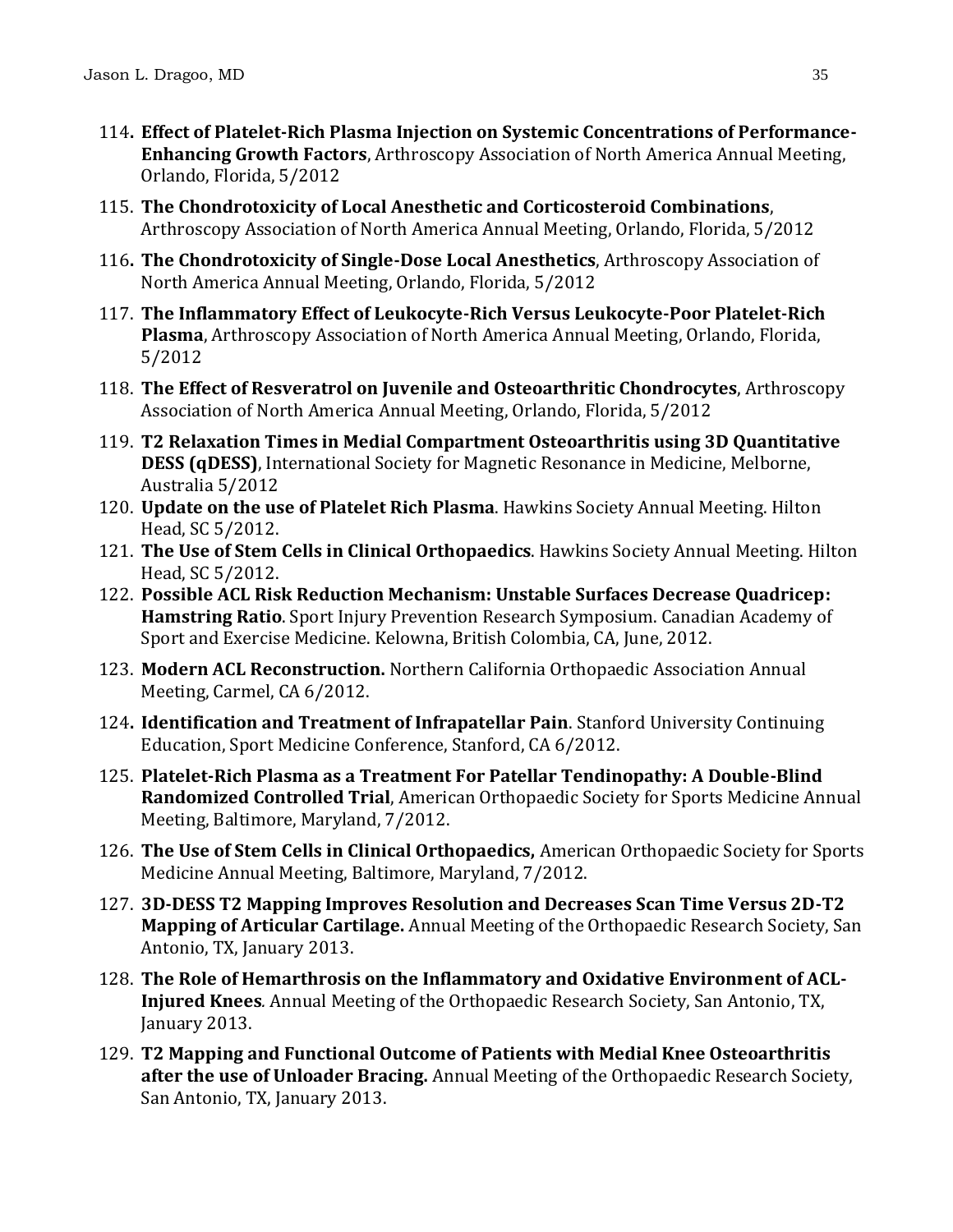114. **Effect of Platelet-Rich Plasma Injection on Systemic Concentrations of Performance-Enhancing Growth Factors**, Arthroscopy Association of North America Annual Meeting, Orlando, Florida, 5/2012
115. **The Chondrotoxicity of Local Anesthetic and Corticosteroid Combinations**, Arthroscopy Association of North America Annual Meeting, Orlando, Florida, 5/2012
116. **The Chondrotoxicity of Single-Dose Local Anesthetics**, Arthroscopy Association of North America Annual Meeting, Orlando, Florida, 5/2012
117. **The Inflammatory Effect of Leukocyte-Rich Versus Leukocyte-Poor Platelet-Rich Plasma**, Arthroscopy Association of North America Annual Meeting, Orlando, Florida, 5/2012
118. **The Effect of Resveratrol on Juvenile and Osteoarthritic Chondrocytes**, Arthroscopy Association of North America Annual Meeting, Orlando, Florida, 5/2012
119. **T2 Relaxation Times in Medial Compartment Osteoarthritis using 3D Quantitative DESS (qDESS)**, International Society for Magnetic Resonance in Medicine, Melborne, Australia 5/2012
120. **Update on the use of Platelet Rich Plasma**. Hawkins Society Annual Meeting. Hilton Head, SC 5/2012.
121. **The Use of Stem Cells in Clinical Orthopaedics**. Hawkins Society Annual Meeting. Hilton Head, SC 5/2012.
122. **Possible ACL Risk Reduction Mechanism: Unstable Surfaces Decrease Quadricep: Hamstring Ratio**. Sport Injury Prevention Research Symposium. Canadian Academy of Sport and Exercise Medicine. Kelowna, British Colombia, CA, June, 2012.
123. **Modern ACL Reconstruction.** Northern California Orthopaedic Association Annual Meeting, Carmel, CA 6/2012.
124. **Identification and Treatment of Infrapatellar Pain**. Stanford University Continuing Education, Sport Medicine Conference, Stanford, CA 6/2012.
125. **Platelet-Rich Plasma as a Treatment For Patellar Tendinopathy: A Double-Blind Randomized Controlled Trial**, American Orthopaedic Society for Sports Medicine Annual Meeting, Baltimore, Maryland, 7/2012.
126. **The Use of Stem Cells in Clinical Orthopaedics,** American Orthopaedic Society for Sports Medicine Annual Meeting, Baltimore, Maryland, 7/2012.
127. **3D-DESS T2 Mapping Improves Resolution and Decreases Scan Time Versus 2D-T2 Mapping of Articular Cartilage.** Annual Meeting of the Orthopaedic Research Society, San Antonio, TX, January 2013.
128. **The Role of Hemarthrosis on the Inflammatory and Oxidative Environment of ACL-Injured Knees**. Annual Meeting of the Orthopaedic Research Society, San Antonio, TX, January 2013.
129. **T2 Mapping and Functional Outcome of Patients with Medial Knee Osteoarthritis after the use of Unloader Bracing.** Annual Meeting of the Orthopaedic Research Society, San Antonio, TX, January 2013.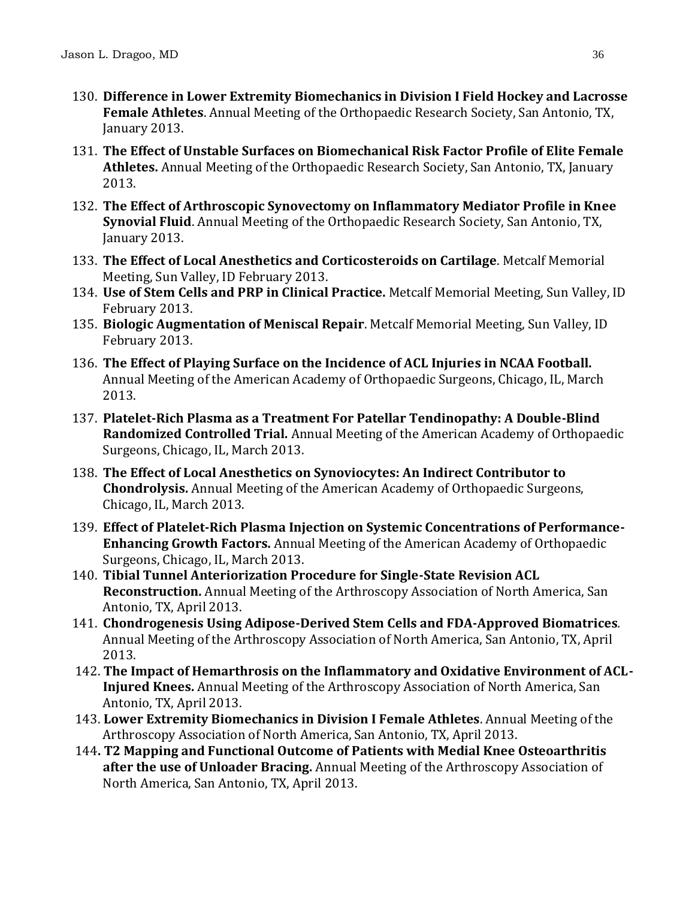130. **Difference in Lower Extremity Biomechanics in Division I Field Hockey and Lacrosse Female Athletes**. Annual Meeting of the Orthopaedic Research Society, San Antonio, TX, January 2013.
131. **The Effect of Unstable Surfaces on Biomechanical Risk Factor Profile of Elite Female Athletes.** Annual Meeting of the Orthopaedic Research Society, San Antonio, TX, January 2013.
132. **The Effect of Arthroscopic Synovectomy on Inflammatory Mediator Profile in Knee Synovial Fluid**. Annual Meeting of the Orthopaedic Research Society, San Antonio, TX, January 2013.
133. **The Effect of Local Anesthetics and Corticosteroids on Cartilage**. Metcalf Memorial Meeting, Sun Valley, ID February 2013.
134. **Use of Stem Cells and PRP in Clinical Practice.** Metcalf Memorial Meeting, Sun Valley, ID February 2013.
135. **Biologic Augmentation of Meniscal Repair**. Metcalf Memorial Meeting, Sun Valley, ID February 2013.
136. **The Effect of Playing Surface on the Incidence of ACL Injuries in NCAA Football.** Annual Meeting of the American Academy of Orthopaedic Surgeons, Chicago, IL, March 2013.
137. **Platelet-Rich Plasma as a Treatment For Patellar Tendinopathy: A Double-Blind Randomized Controlled Trial.** Annual Meeting of the American Academy of Orthopaedic Surgeons, Chicago, IL, March 2013.
138. **The Effect of Local Anesthetics on Synoviocytes: An Indirect Contributor to Chondrolysis.** Annual Meeting of the American Academy of Orthopaedic Surgeons, Chicago, IL, March 2013.
139. **Effect of Platelet-Rich Plasma Injection on Systemic Concentrations of Performance-Enhancing Growth Factors.** Annual Meeting of the American Academy of Orthopaedic Surgeons, Chicago, IL, March 2013.
140. **Tibial Tunnel Anteriorization Procedure for Single-State Revision ACL Reconstruction.** Annual Meeting of the Arthroscopy Association of North America, San Antonio, TX, April 2013.
141. **Chondrogenesis Using Adipose-Derived Stem Cells and FDA-Approved Biomatrices***.* Annual Meeting of the Arthroscopy Association of North America, San Antonio, TX, April 2013.
142. **The Impact of Hemarthrosis on the Inflammatory and Oxidative Environment of ACL-Injured Knees.** Annual Meeting of the Arthroscopy Association of North America, San Antonio, TX, April 2013.
143. **Lower Extremity Biomechanics in Division I Female Athletes**. Annual Meeting of the Arthroscopy Association of North America, San Antonio, TX, April 2013.
144. **T2 Mapping and Functional Outcome of Patients with Medial Knee Osteoarthritis after the use of Unloader Bracing.** Annual Meeting of the Arthroscopy Association of North America, San Antonio, TX, April 2013.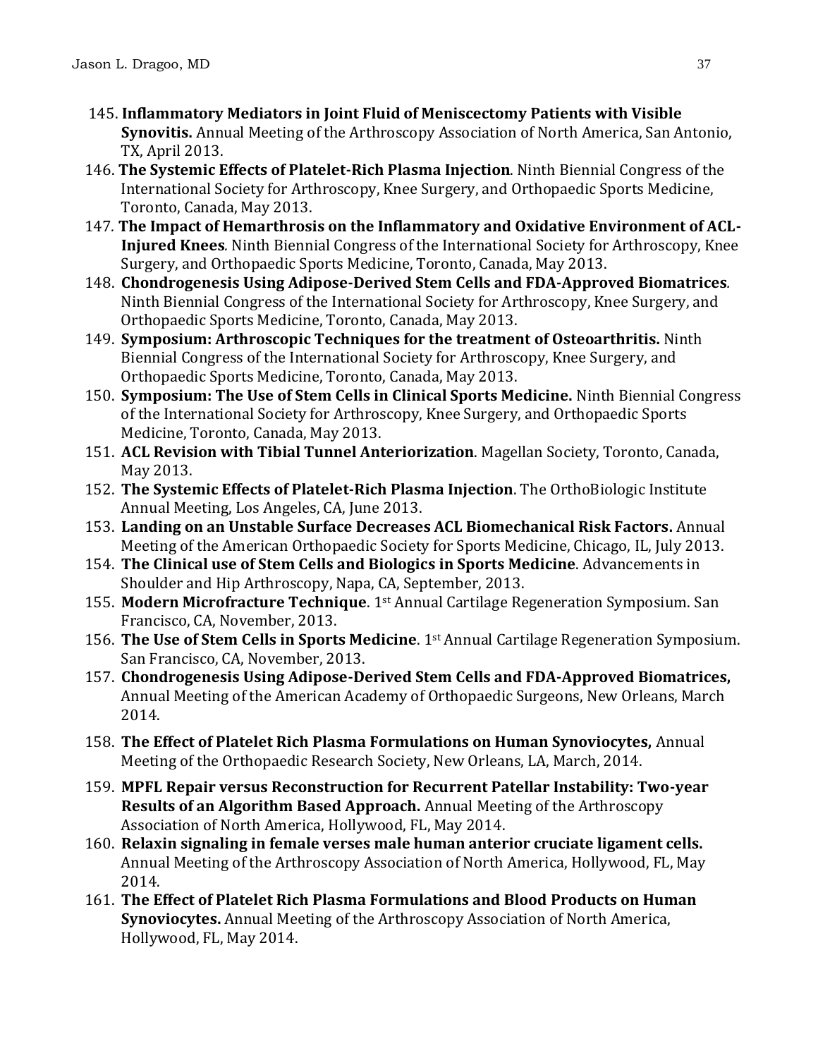145. **Inflammatory Mediators in Joint Fluid of Meniscectomy Patients with Visible Synovitis.** Annual Meeting of the Arthroscopy Association of North America, San Antonio, TX, April 2013.
146. **The Systemic Effects of Platelet-Rich Plasma Injection**. Ninth Biennial Congress of the International Society for Arthroscopy, Knee Surgery, and Orthopaedic Sports Medicine, Toronto, Canada, May 2013.
147. **The Impact of Hemarthrosis on the Inflammatory and Oxidative Environment of ACL-Injured Knees**. Ninth Biennial Congress of the International Society for Arthroscopy, Knee Surgery, and Orthopaedic Sports Medicine, Toronto, Canada, May 2013.
148. **Chondrogenesis Using Adipose-Derived Stem Cells and FDA-Approved Biomatrices**. Ninth Biennial Congress of the International Society for Arthroscopy, Knee Surgery, and Orthopaedic Sports Medicine, Toronto, Canada, May 2013.
149. **Symposium: Arthroscopic Techniques for the treatment of Osteoarthritis.** Ninth Biennial Congress of the International Society for Arthroscopy, Knee Surgery, and Orthopaedic Sports Medicine, Toronto, Canada, May 2013.
150. **Symposium: The Use of Stem Cells in Clinical Sports Medicine.** Ninth Biennial Congress of the International Society for Arthroscopy, Knee Surgery, and Orthopaedic Sports Medicine, Toronto, Canada, May 2013.
151. **ACL Revision with Tibial Tunnel Anteriorization**. Magellan Society, Toronto, Canada, May 2013.
152. **The Systemic Effects of Platelet-Rich Plasma Injection**. The OrthoBiologic Institute Annual Meeting, Los Angeles, CA, June 2013.
153. **Landing on an Unstable Surface Decreases ACL Biomechanical Risk Factors.** Annual Meeting of the American Orthopaedic Society for Sports Medicine, Chicago, IL, July 2013.
154. **The Clinical use of Stem Cells and Biologics in Sports Medicine**. Advancements in Shoulder and Hip Arthroscopy, Napa, CA, September, 2013.
155. **Modern Microfracture Technique**. 1st Annual Cartilage Regeneration Symposium. San Francisco, CA, November, 2013.
156. **The Use of Stem Cells in Sports Medicine**. 1st Annual Cartilage Regeneration Symposium. San Francisco, CA, November, 2013.
157. **Chondrogenesis Using Adipose-Derived Stem Cells and FDA-Approved Biomatrices,** Annual Meeting of the American Academy of Orthopaedic Surgeons, New Orleans, March 2014.
158. **The Effect of Platelet Rich Plasma Formulations on Human Synoviocytes,** Annual Meeting of the Orthopaedic Research Society, New Orleans, LA, March, 2014.
159. **MPFL Repair versus Reconstruction for Recurrent Patellar Instability: Two-year Results of an Algorithm Based Approach.** Annual Meeting of the Arthroscopy Association of North America, Hollywood, FL, May 2014.
160. **Relaxin signaling in female verses male human anterior cruciate ligament cells.** Annual Meeting of the Arthroscopy Association of North America, Hollywood, FL, May 2014.
161. **The Effect of Platelet Rich Plasma Formulations and Blood Products on Human Synoviocytes.** Annual Meeting of the Arthroscopy Association of North America, Hollywood, FL, May 2014.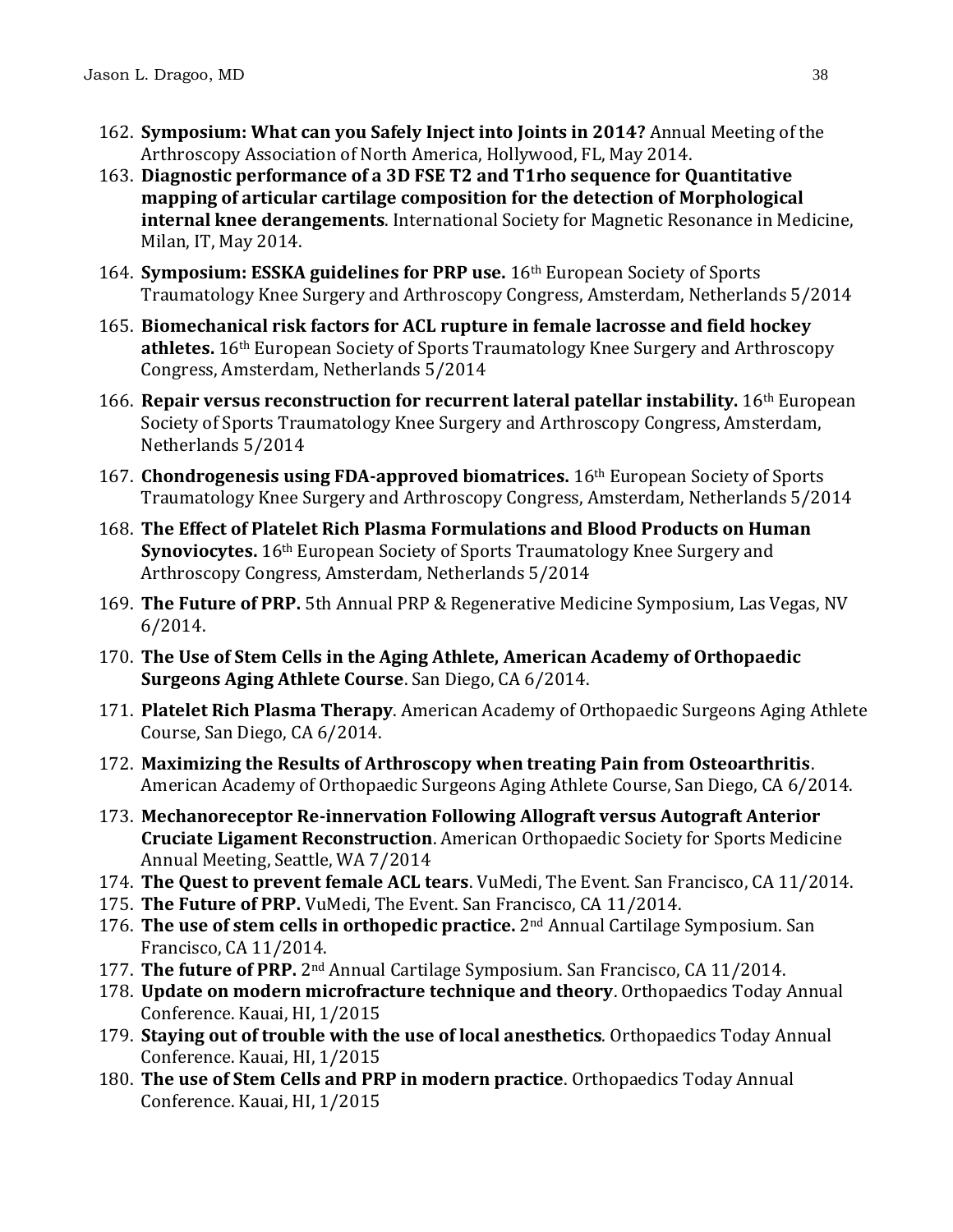162. **Symposium: What can you Safely Inject into Joints in 2014?** Annual Meeting of the Arthroscopy Association of North America, Hollywood, FL, May 2014.
163. **Diagnostic performance of a 3D FSE T2 and T1rho sequence for Quantitative mapping of articular cartilage composition for the detection of Morphological internal knee derangements**. International Society for Magnetic Resonance in Medicine, Milan, IT, May 2014.
164. **Symposium: ESSKA guidelines for PRP use.** 16th European Society of Sports Traumatology Knee Surgery and Arthroscopy Congress, Amsterdam, Netherlands 5/2014
165. **Biomechanical risk factors for ACL rupture in female lacrosse and field hockey athletes.** 16th European Society of Sports Traumatology Knee Surgery and Arthroscopy Congress, Amsterdam, Netherlands 5/2014
166. **Repair versus reconstruction for recurrent lateral patellar instability.** 16th European Society of Sports Traumatology Knee Surgery and Arthroscopy Congress, Amsterdam, Netherlands 5/2014
167. **Chondrogenesis using FDA-approved biomatrices.** 16th European Society of Sports Traumatology Knee Surgery and Arthroscopy Congress, Amsterdam, Netherlands 5/2014
168. **The Effect of Platelet Rich Plasma Formulations and Blood Products on Human Synoviocytes.** 16th European Society of Sports Traumatology Knee Surgery and Arthroscopy Congress, Amsterdam, Netherlands 5/2014
169. **The Future of PRP.** 5th Annual PRP & Regenerative Medicine Symposium, Las Vegas, NV 6/2014.
170. **The Use of Stem Cells in the Aging Athlete, American Academy of Orthopaedic Surgeons Aging Athlete Course**. San Diego, CA 6/2014.
171. **Platelet Rich Plasma Therapy**. American Academy of Orthopaedic Surgeons Aging Athlete Course, San Diego, CA 6/2014.
172. **Maximizing the Results of Arthroscopy when treating Pain from Osteoarthritis**. American Academy of Orthopaedic Surgeons Aging Athlete Course, San Diego, CA 6/2014.
173. **Mechanoreceptor Re-innervation Following Allograft versus Autograft Anterior Cruciate Ligament Reconstruction**. American Orthopaedic Society for Sports Medicine Annual Meeting, Seattle, WA 7/2014
174. **The Quest to prevent female ACL tears**. VuMedi, The Event. San Francisco, CA 11/2014.
175. **The Future of PRP.** VuMedi, The Event. San Francisco, CA 11/2014.
176. **The use of stem cells in orthopedic practice.** 2nd Annual Cartilage Symposium. San Francisco, CA 11/2014.
177. **The future of PRP.** 2nd Annual Cartilage Symposium. San Francisco, CA 11/2014.
178. **Update on modern microfracture technique and theory**. Orthopaedics Today Annual Conference. Kauai, HI, 1/2015
179. **Staying out of trouble with the use of local anesthetics**. Orthopaedics Today Annual Conference. Kauai, HI, 1/2015
180. **The use of Stem Cells and PRP in modern practice**. Orthopaedics Today Annual Conference. Kauai, HI, 1/2015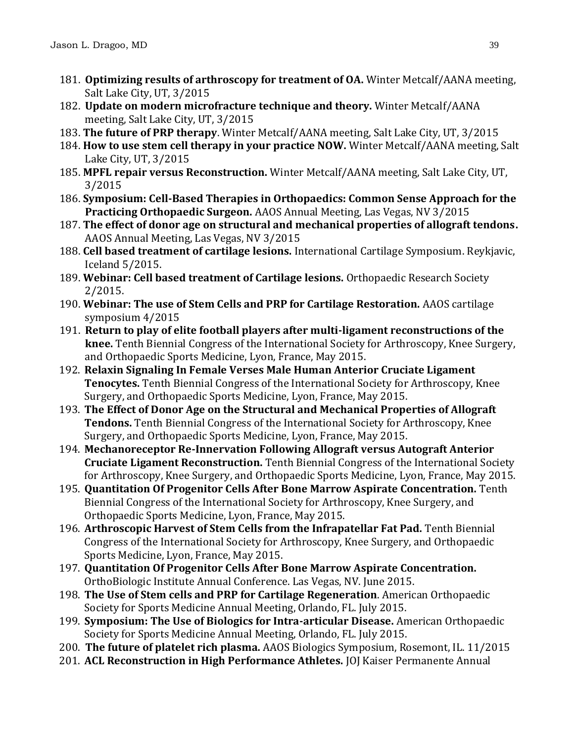181. **Optimizing results of arthroscopy for treatment of OA.** Winter Metcalf/AANA meeting, Salt Lake City, UT, 3/2015
182. **Update on modern microfracture technique and theory.** Winter Metcalf/AANA meeting, Salt Lake City, UT, 3/2015
183. **The future of PRP therapy**. Winter Metcalf/AANA meeting, Salt Lake City, UT, 3/2015
184. **How to use stem cell therapy in your practice NOW.** Winter Metcalf/AANA meeting, Salt Lake City, UT, 3/2015
185. **MPFL repair versus Reconstruction.** Winter Metcalf/AANA meeting, Salt Lake City, UT, 3/2015
186. **Symposium: Cell-Based Therapies in Orthopaedics: Common Sense Approach for the Practicing Orthopaedic Surgeon.** AAOS Annual Meeting, Las Vegas, NV 3/2015
187. **The effect of donor age on structural and mechanical properties of allograft tendons.** AAOS Annual Meeting, Las Vegas, NV 3/2015
188. **Cell based treatment of cartilage lesions.** International Cartilage Symposium. Reykjavic, Iceland 5/2015.
189. **Webinar: Cell based treatment of Cartilage lesions.** Orthopaedic Research Society 2/2015.
190. **Webinar: The use of Stem Cells and PRP for Cartilage Restoration.** AAOS cartilage symposium 4/2015
191. **Return to play of elite football players after multi-ligament reconstructions of the knee.** Tenth Biennial Congress of the International Society for Arthroscopy, Knee Surgery, and Orthopaedic Sports Medicine, Lyon, France, May 2015.
192. **Relaxin Signaling In Female Verses Male Human Anterior Cruciate Ligament Tenocytes.** Tenth Biennial Congress of the International Society for Arthroscopy, Knee Surgery, and Orthopaedic Sports Medicine, Lyon, France, May 2015.
193. **The Effect of Donor Age on the Structural and Mechanical Properties of Allograft Tendons.** Tenth Biennial Congress of the International Society for Arthroscopy, Knee Surgery, and Orthopaedic Sports Medicine, Lyon, France, May 2015.
194. **Mechanoreceptor Re-Innervation Following Allograft versus Autograft Anterior Cruciate Ligament Reconstruction.** Tenth Biennial Congress of the International Society for Arthroscopy, Knee Surgery, and Orthopaedic Sports Medicine, Lyon, France, May 2015.
195. **Quantitation Of Progenitor Cells After Bone Marrow Aspirate Concentration.** Tenth Biennial Congress of the International Society for Arthroscopy, Knee Surgery, and Orthopaedic Sports Medicine, Lyon, France, May 2015.
196. **Arthroscopic Harvest of Stem Cells from the Infrapatellar Fat Pad.** Tenth Biennial Congress of the International Society for Arthroscopy, Knee Surgery, and Orthopaedic Sports Medicine, Lyon, France, May 2015.
197. **Quantitation Of Progenitor Cells After Bone Marrow Aspirate Concentration.** OrthoBiologic Institute Annual Conference. Las Vegas, NV. June 2015.
198. **The Use of Stem cells and PRP for Cartilage Regeneration**. American Orthopaedic Society for Sports Medicine Annual Meeting, Orlando, FL. July 2015.
199. **Symposium: The Use of Biologics for Intra-articular Disease.** American Orthopaedic Society for Sports Medicine Annual Meeting, Orlando, FL. July 2015.
200. **The future of platelet rich plasma.** AAOS Biologics Symposium, Rosemont, IL. 11/2015
201. **ACL Reconstruction in High Performance Athletes.** JOJ Kaiser Permanente Annual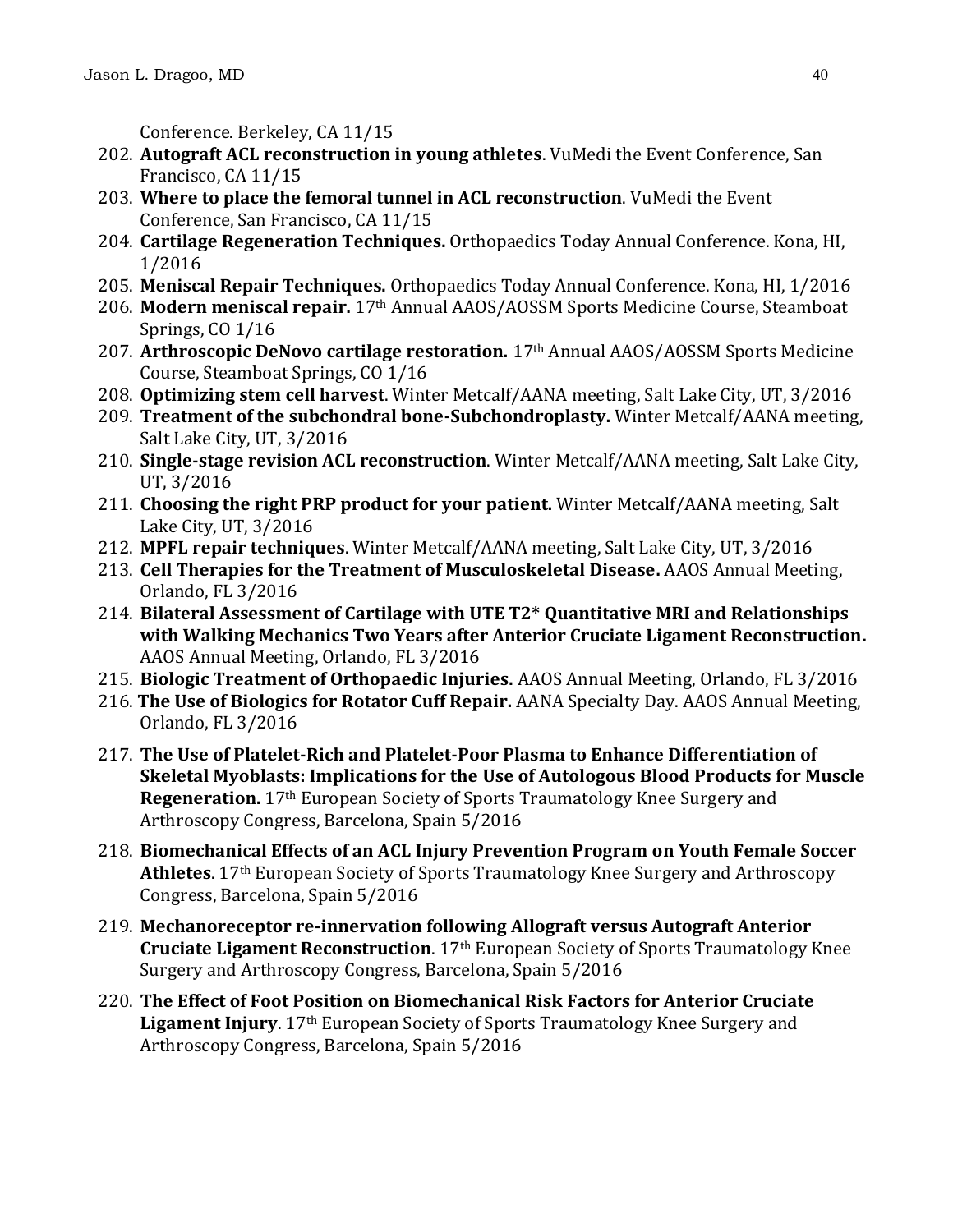Conference. Berkeley, CA 11/15

202. **Autograft ACL reconstruction in young athletes**. VuMedi the Event Conference, San Francisco, CA 11/15
203. **Where to place the femoral tunnel in ACL reconstruction**. VuMedi the Event Conference, San Francisco, CA 11/15
204. **Cartilage Regeneration Techniques.** Orthopaedics Today Annual Conference. Kona, HI, 1/2016
205. **Meniscal Repair Techniques.** Orthopaedics Today Annual Conference. Kona, HI, 1/2016
206. **Modern meniscal repair.** 17th Annual AAOS/AOSSM Sports Medicine Course, Steamboat Springs, CO 1/16
207. **Arthroscopic DeNovo cartilage restoration.** 17th Annual AAOS/AOSSM Sports Medicine Course, Steamboat Springs, CO 1/16
208. **Optimizing stem cell harvest**. Winter Metcalf/AANA meeting, Salt Lake City, UT, 3/2016
209. **Treatment of the subchondral bone-Subchondroplasty.** Winter Metcalf/AANA meeting, Salt Lake City, UT, 3/2016
210. **Single-stage revision ACL reconstruction**. Winter Metcalf/AANA meeting, Salt Lake City, UT, 3/2016
211. **Choosing the right PRP product for your patient.** Winter Metcalf/AANA meeting, Salt Lake City, UT, 3/2016
212. **MPFL repair techniques**. Winter Metcalf/AANA meeting, Salt Lake City, UT, 3/2016
213. **Cell Therapies for the Treatment of Musculoskeletal Disease.** AAOS Annual Meeting, Orlando, FL 3/2016
214. **Bilateral Assessment of Cartilage with UTE T2* Quantitative MRI and Relationships with Walking Mechanics Two Years after Anterior Cruciate Ligament Reconstruction.** AAOS Annual Meeting, Orlando, FL 3/2016
215. **Biologic Treatment of Orthopaedic Injuries.** AAOS Annual Meeting, Orlando, FL 3/2016
216. **The Use of Biologics for Rotator Cuff Repair.** AANA Specialty Day. AAOS Annual Meeting, Orlando, FL 3/2016
217. **The Use of Platelet-Rich and Platelet-Poor Plasma to Enhance Differentiation of Skeletal Myoblasts: Implications for the Use of Autologous Blood Products for Muscle Regeneration.** 17th European Society of Sports Traumatology Knee Surgery and Arthroscopy Congress, Barcelona, Spain 5/2016
218. **Biomechanical Effects of an ACL Injury Prevention Program on Youth Female Soccer Athletes**. 17th European Society of Sports Traumatology Knee Surgery and Arthroscopy Congress, Barcelona, Spain 5/2016
219. **Mechanoreceptor re-innervation following Allograft versus Autograft Anterior Cruciate Ligament Reconstruction**. 17th European Society of Sports Traumatology Knee Surgery and Arthroscopy Congress, Barcelona, Spain 5/2016
220. **The Effect of Foot Position on Biomechanical Risk Factors for Anterior Cruciate Ligament Injury**. 17th European Society of Sports Traumatology Knee Surgery and Arthroscopy Congress, Barcelona, Spain 5/2016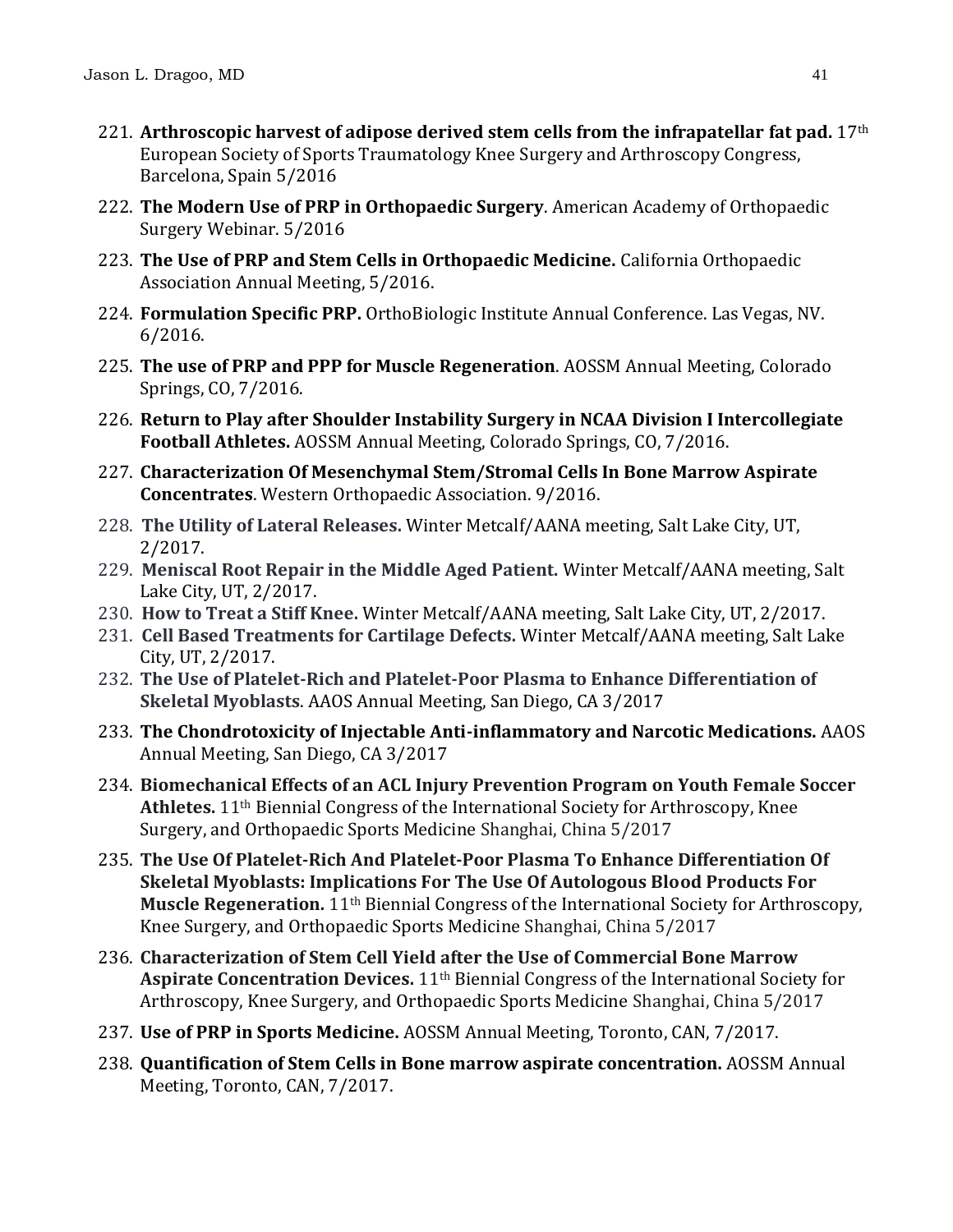221. **Arthroscopic harvest of adipose derived stem cells from the infrapatellar fat pad.** 17th European Society of Sports Traumatology Knee Surgery and Arthroscopy Congress, Barcelona, Spain 5/2016
222. **The Modern Use of PRP in Orthopaedic Surgery**. American Academy of Orthopaedic Surgery Webinar. 5/2016
223. **The Use of PRP and Stem Cells in Orthopaedic Medicine.** California Orthopaedic Association Annual Meeting, 5/2016.
224. **Formulation Specific PRP.** OrthoBiologic Institute Annual Conference. Las Vegas, NV. 6/2016.
225. **The use of PRP and PPP for Muscle Regeneration**. AOSSM Annual Meeting, Colorado Springs, CO, 7/2016.
226. **Return to Play after Shoulder Instability Surgery in NCAA Division I Intercollegiate Football Athletes.** AOSSM Annual Meeting, Colorado Springs, CO, 7/2016.
227. **Characterization Of Mesenchymal Stem/Stromal Cells In Bone Marrow Aspirate Concentrates**. Western Orthopaedic Association. 9/2016.
228. **The Utility of Lateral Releases.** Winter Metcalf/AANA meeting, Salt Lake City, UT, 2/2017.
229. **Meniscal Root Repair in the Middle Aged Patient.** Winter Metcalf/AANA meeting, Salt Lake City, UT, 2/2017.
230. **How to Treat a Stiff Knee.** Winter Metcalf/AANA meeting, Salt Lake City, UT, 2/2017.
231. **Cell Based Treatments for Cartilage Defects.** Winter Metcalf/AANA meeting, Salt Lake City, UT, 2/2017.
232. **The Use of Platelet-Rich and Platelet-Poor Plasma to Enhance Differentiation of Skeletal Myoblasts**. AAOS Annual Meeting, San Diego, CA 3/2017
233. **The Chondrotoxicity of Injectable Anti-inflammatory and Narcotic Medications.** AAOS Annual Meeting, San Diego, CA 3/2017
234. **Biomechanical Effects of an ACL Injury Prevention Program on Youth Female Soccer Athletes.** 11th Biennial Congress of the International Society for Arthroscopy, Knee Surgery, and Orthopaedic Sports Medicine Shanghai, China 5/2017
235. **The Use Of Platelet-Rich And Platelet-Poor Plasma To Enhance Differentiation Of Skeletal Myoblasts: Implications For The Use Of Autologous Blood Products For Muscle Regeneration.** 11th Biennial Congress of the International Society for Arthroscopy, Knee Surgery, and Orthopaedic Sports Medicine Shanghai, China 5/2017
236. **Characterization of Stem Cell Yield after the Use of Commercial Bone Marrow Aspirate Concentration Devices.** 11th Biennial Congress of the International Society for Arthroscopy, Knee Surgery, and Orthopaedic Sports Medicine Shanghai, China 5/2017
237. **Use of PRP in Sports Medicine.** AOSSM Annual Meeting, Toronto, CAN, 7/2017.
238. **Quantification of Stem Cells in Bone marrow aspirate concentration.** AOSSM Annual Meeting, Toronto, CAN, 7/2017.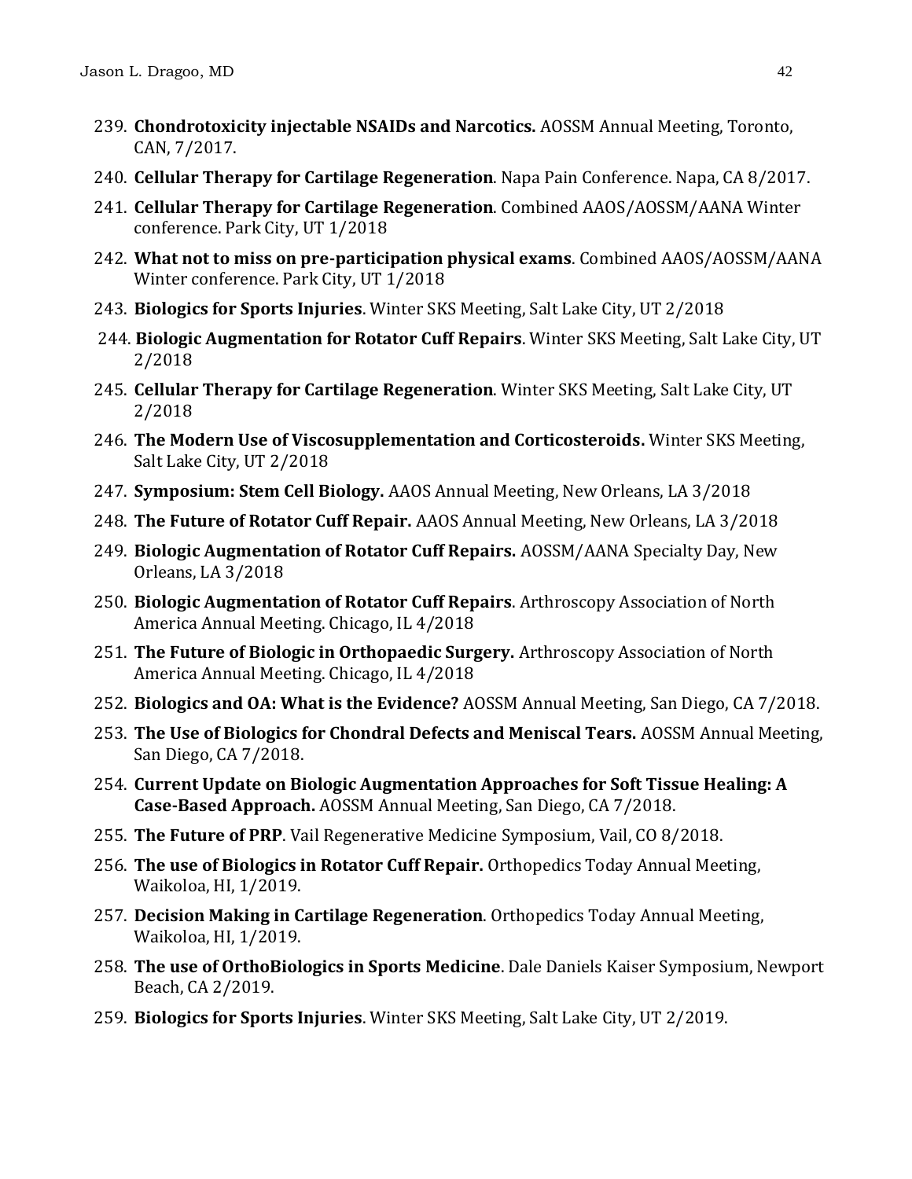239. **Chondrotoxicity injectable NSAIDs and Narcotics.** AOSSM Annual Meeting, Toronto, CAN, 7/2017.
240. **Cellular Therapy for Cartilage Regeneration**. Napa Pain Conference. Napa, CA 8/2017.
241. **Cellular Therapy for Cartilage Regeneration**. Combined AAOS/AOSSM/AANA Winter conference. Park City, UT 1/2018
242. **What not to miss on pre-participation physical exams**. Combined AAOS/AOSSM/AANA Winter conference. Park City, UT 1/2018
243. **Biologics for Sports Injuries**. Winter SKS Meeting, Salt Lake City, UT 2/2018
244. **Biologic Augmentation for Rotator Cuff Repairs**. Winter SKS Meeting, Salt Lake City, UT 2/2018
245. **Cellular Therapy for Cartilage Regeneration**. Winter SKS Meeting, Salt Lake City, UT 2/2018
246. **The Modern Use of Viscosupplementation and Corticosteroids.** Winter SKS Meeting, Salt Lake City, UT 2/2018
247. **Symposium: Stem Cell Biology.** AAOS Annual Meeting, New Orleans, LA 3/2018
248. **The Future of Rotator Cuff Repair.** AAOS Annual Meeting, New Orleans, LA 3/2018
249. **Biologic Augmentation of Rotator Cuff Repairs.** AOSSM/AANA Specialty Day, New Orleans, LA 3/2018
250. **Biologic Augmentation of Rotator Cuff Repairs**. Arthroscopy Association of North America Annual Meeting. Chicago, IL 4/2018
251. **The Future of Biologic in Orthopaedic Surgery.** Arthroscopy Association of North America Annual Meeting. Chicago, IL 4/2018
252. **Biologics and OA: What is the Evidence?** AOSSM Annual Meeting, San Diego, CA 7/2018.
253. **The Use of Biologics for Chondral Defects and Meniscal Tears.** AOSSM Annual Meeting, San Diego, CA 7/2018.
254. **Current Update on Biologic Augmentation Approaches for Soft Tissue Healing: A Case-Based Approach.** AOSSM Annual Meeting, San Diego, CA 7/2018.
255. **The Future of PRP**. Vail Regenerative Medicine Symposium, Vail, CO 8/2018.
256. **The use of Biologics in Rotator Cuff Repair.** Orthopedics Today Annual Meeting, Waikoloa, HI, 1/2019.
257. **Decision Making in Cartilage Regeneration**. Orthopedics Today Annual Meeting, Waikoloa, HI, 1/2019.
258. **The use of OrthoBiologics in Sports Medicine**. Dale Daniels Kaiser Symposium, Newport Beach, CA 2/2019.
259. **Biologics for Sports Injuries**. Winter SKS Meeting, Salt Lake City, UT 2/2019.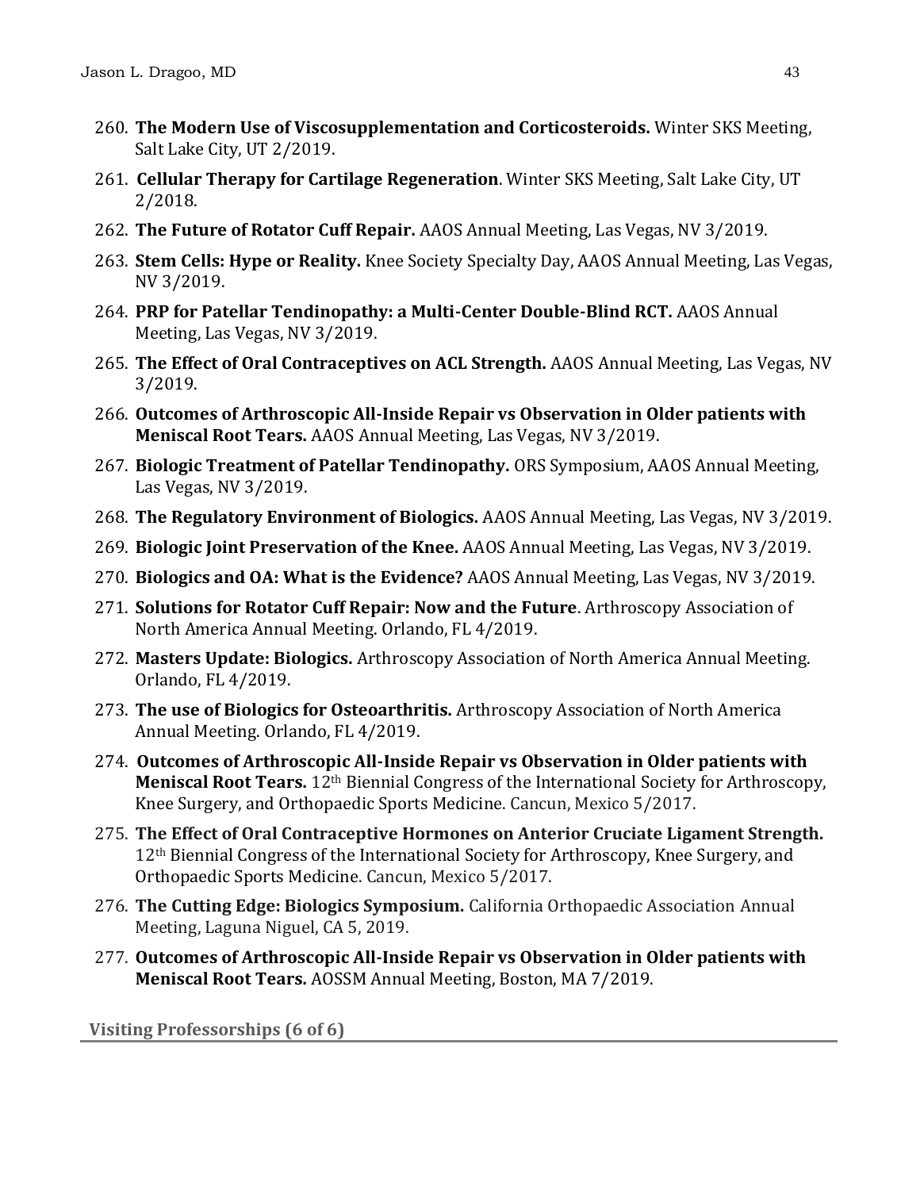260. **The Modern Use of Viscosupplementation and Corticosteroids.** Winter SKS Meeting, Salt Lake City, UT 2/2019.
261. **Cellular Therapy for Cartilage Regeneration**. Winter SKS Meeting, Salt Lake City, UT 2/2018.
262. **The Future of Rotator Cuff Repair.** AAOS Annual Meeting, Las Vegas, NV 3/2019.
263. **Stem Cells: Hype or Reality.** Knee Society Specialty Day, AAOS Annual Meeting, Las Vegas, NV 3/2019.
264. **PRP for Patellar Tendinopathy: a Multi-Center Double-Blind RCT.** AAOS Annual Meeting, Las Vegas, NV 3/2019.
265. **The Effect of Oral Contraceptives on ACL Strength.** AAOS Annual Meeting, Las Vegas, NV 3/2019.
266. **Outcomes of Arthroscopic All-Inside Repair vs Observation in Older patients with Meniscal Root Tears.** AAOS Annual Meeting, Las Vegas, NV 3/2019.
267. **Biologic Treatment of Patellar Tendinopathy.** ORS Symposium, AAOS Annual Meeting, Las Vegas, NV 3/2019.
268. **The Regulatory Environment of Biologics.** AAOS Annual Meeting, Las Vegas, NV 3/2019.
269. **Biologic Joint Preservation of the Knee.** AAOS Annual Meeting, Las Vegas, NV 3/2019.
270. **Biologics and OA: What is the Evidence?** AAOS Annual Meeting, Las Vegas, NV 3/2019.
271. **Solutions for Rotator Cuff Repair: Now and the Future**. Arthroscopy Association of North America Annual Meeting. Orlando, FL 4/2019.
272. **Masters Update: Biologics.** Arthroscopy Association of North America Annual Meeting. Orlando, FL 4/2019.
273. **The use of Biologics for Osteoarthritis.** Arthroscopy Association of North America Annual Meeting. Orlando, FL 4/2019.
274. **Outcomes of Arthroscopic All-Inside Repair vs Observation in Older patients with Meniscal Root Tears.** 12th Biennial Congress of the International Society for Arthroscopy, Knee Surgery, and Orthopaedic Sports Medicine. Cancun, Mexico 5/2017.
275. **The Effect of Oral Contraceptive Hormones on Anterior Cruciate Ligament Strength.** 12th Biennial Congress of the International Society for Arthroscopy, Knee Surgery, and Orthopaedic Sports Medicine. Cancun, Mexico 5/2017.
276. **The Cutting Edge: Biologics Symposium.** California Orthopaedic Association Annual Meeting, Laguna Niguel, CA 5, 2019.
277. **Outcomes of Arthroscopic All-Inside Repair vs Observation in Older patients with Meniscal Root Tears.** AOSSM Annual Meeting, Boston, MA 7/2019.

## Visiting Professorships (6 of 6)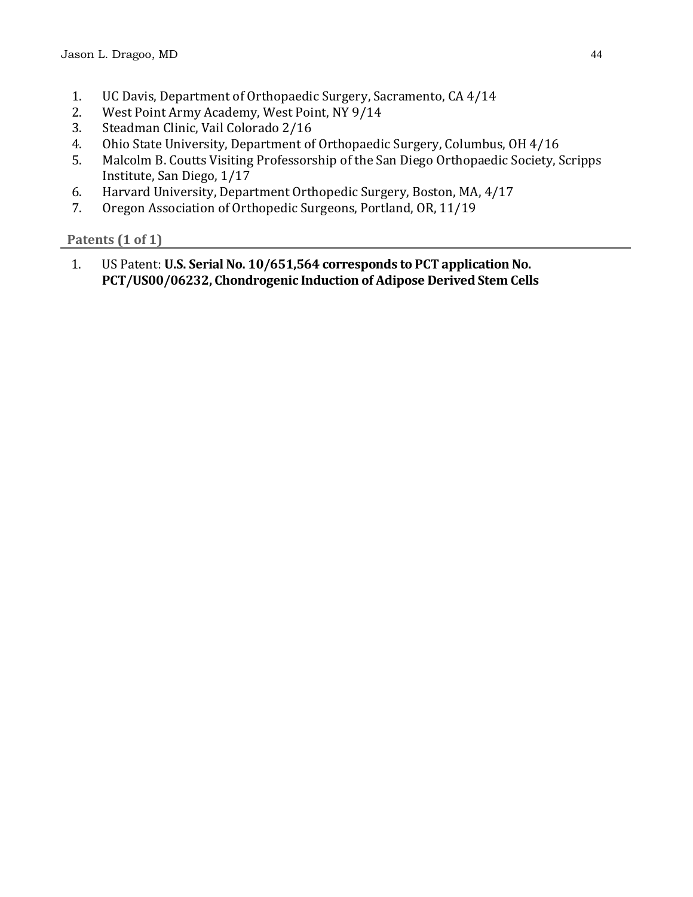1. UC Davis, Department of Orthopaedic Surgery, Sacramento, CA 4/14
2. West Point Army Academy, West Point, NY 9/14
3. Steadman Clinic, Vail Colorado 2/16
4. Ohio State University, Department of Orthopaedic Surgery, Columbus, OH 4/16
5. Malcolm B. Coutts Visiting Professorship of the San Diego Orthopaedic Society, Scripps Institute, San Diego, 1/17
6. Harvard University, Department Orthopedic Surgery, Boston, MA, 4/17
7. Oregon Association of Orthopedic Surgeons, Portland, OR, 11/19

## Patents (1 of 1)

1. US Patent: **U.S. Serial No. 10/651,564 corresponds to PCT application No. PCT/US00/06232, Chondrogenic Induction of Adipose Derived Stem Cells**